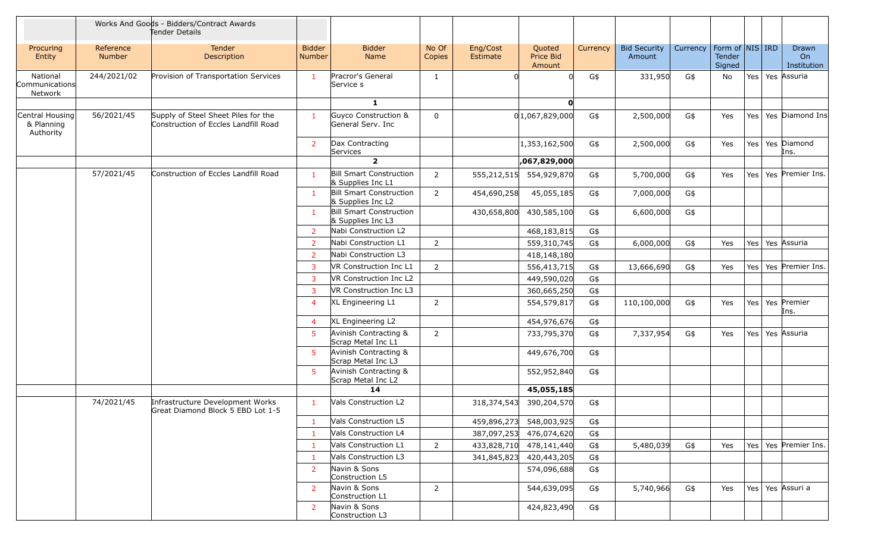| | Works And Goods - Bidders/Contract Awards Tender Details | | | | | | | | | | | | | |
|---|---|---|---|---|---|---|---|---|---|---|---|---|---|---|
| Procuring Entity | Reference Number | Tender Description | Bidder Number | Bidder Name | No Of Copies | Eng/Cost Estimate | Quoted Price Bid Amount | Currency | Bid Security Amount | Currency | Form of Tender Signed | NIS | IRD | Drawn On Institution |
| National Communications Network | 244/2021/02 | Provision of Transportation Services | 1 | Pracror's General Service s | 1 | 0 | 0 | G$ | 331,950 | G$ | No | Yes | Yes | Assuria |
| | | | | 1 | | | 0 | | | | | | | |
| Central Housing & Planning Authority | 56/2021/45 | Supply of Steel Sheet Piles for the Construction of Eccles Landfill Road | 1 | Guyco Construction & General Serv. Inc | 0 | 0 | 1,067,829,000 | G$ | 2,500,000 | G$ | Yes | Yes | Yes | Diamond Ins |
| | | | 2 | Dax Contracting Services | | | 1,353,162,500 | G$ | 2,500,000 | G$ | Yes | Yes | Yes | Diamond Ins. |
| | | | | 2 | | | ,067,829,000 | | | | | | | |
| | 57/2021/45 | Construction of Eccles Landfill Road | 1 | Bill Smart Construction & Supplies Inc L1 | 2 | 555,212,515 | 554,929,870 | G$ | 5,700,000 | G$ | Yes | Yes | Yes | Premier Ins. |
| | | | 1 | Bill Smart Construction & Supplies Inc L2 | 2 | 454,690,258 | 45,055,185 | G$ | 7,000,000 | G$ | | | | |
| | | | 1 | Bill Smart Construction & Supplies Inc L3 | | 430,658,800 | 430,585,100 | G$ | 6,600,000 | G$ | | | | |
| | | | 2 | Nabi Construction L2 | | | 468,183,815 | G$ | | | | | | |
| | | | 2 | Nabi Construction L1 | 2 | | 559,310,745 | G$ | 6,000,000 | G$ | Yes | Yes | Yes | Assuria |
| | | | 2 | Nabi Construction L3 | | | 418,148,180 | | | | | | | |
| | | | 3 | VR Construction Inc L1 | 2 | | 556,413,715 | G$ | 13,666,690 | G$ | Yes | Yes | Yes | Premier Ins. |
| | | | 3 | VR Construction Inc L2 | | | 449,590,020 | G$ | | | | | | |
| | | | 3 | VR Construction Inc L3 | | | 360,665,250 | G$ | | | | | | |
| | | | 4 | XL Engineering L1 | 2 | | 554,579,817 | G$ | 110,100,000 | G$ | Yes | Yes | Yes | Premier Ins. |
| | | | 4 | XL Engineering L2 | | | 454,976,676 | G$ | | | | | | |
| | | | 5 | Avinish Contracting & Scrap Metal Inc L1 | 2 | | 733,795,370 | G$ | 7,337,954 | G$ | Yes | Yes | Yes | Assuria |
| | | | 5 | Avinish Contracting & Scrap Metal Inc L3 | | | 449,676,700 | G$ | | | | | | |
| | | | 5 | Avinish Contracting & Scrap Metal Inc L2 | | | 552,952,840 | G$ | | | | | | |
| | | | | 14 | | | 45,055,185 | | | | | | | |
| | 74/2021/45 | Infrastructure Development Works Great Diamond Block 5 EBD Lot 1-5 | 1 | Vals Construction L2 | | 318,374,543 | 390,204,570 | G$ | | | | | | |
| | | | 1 | Vals Construction L5 | | 459,896,273 | 548,003,925 | G$ | | | | | | |
| | | | 1 | Vals Construction L4 | | 387,097,253 | 476,074,620 | G$ | | | | | | |
| | | | 1 | Vals Construction L1 | 2 | 433,828,710 | 478,141,440 | G$ | 5,480,039 | G$ | Yes | Yes | Yes | Premier Ins. |
| | | | 1 | Vals Construction L3 | | 341,845,823 | 420,443,205 | G$ | | | | | | |
| | | | 2 | Navin & Sons Construction L5 | | | 574,096,688 | G$ | | | | | | |
| | | | 2 | Navin & Sons Construction L1 | 2 | | 544,639,095 | G$ | 5,740,966 | G$ | Yes | Yes | Yes | Assuri a |
| | | | 2 | Navin & Sons Construction L3 | | | 424,823,490 | G$ | | | | | | |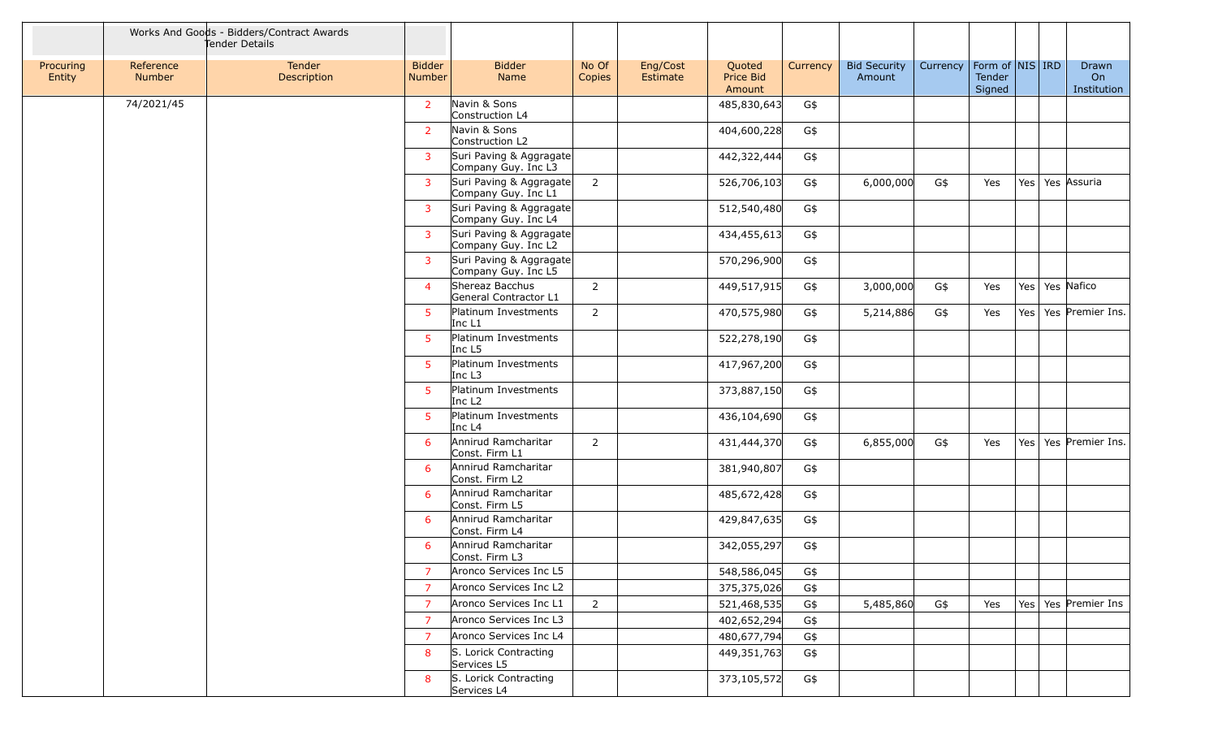| | Works And Goods - Bidders/Contract Awards Tender Details | | | | | | | | | | | | | |
|---|---|---|---|---|---|---|---|---|---|---|---|---|---|---|
| Procuring Entity | Reference Number | Tender Description | Bidder Number | Bidder Name | No Of Copies | Eng/Cost Estimate | Quoted Price Bid Amount | Currency | Bid Security Amount | Currency | Form of Tender Signed | NIS | IRD | Drawn On Institution |
| | 74/2021/45 | | 2 | Navin & Sons Construction L4 | | | 485,830,643 | G$ | | | | | | |
| | | | 2 | Navin & Sons Construction L2 | | | 404,600,228 | G$ | | | | | | |
| | | | 3 | Suri Paving & Aggragate Company Guy. Inc L3 | | | 442,322,444 | G$ | | | | | | |
| | | | 3 | Suri Paving & Aggragate Company Guy. Inc L1 | 2 | | 526,706,103 | G$ | 6,000,000 | G$ | Yes | Yes | Yes | Assuria |
| | | | 3 | Suri Paving & Aggragate Company Guy. Inc L4 | | | 512,540,480 | G$ | | | | | | |
| | | | 3 | Suri Paving & Aggragate Company Guy. Inc L2 | | | 434,455,613 | G$ | | | | | | |
| | | | 3 | Suri Paving & Aggragate Company Guy. Inc L5 | | | 570,296,900 | G$ | | | | | | |
| | | | 4 | Shereaz Bacchus General Contractor L1 | 2 | | 449,517,915 | G$ | 3,000,000 | G$ | Yes | Yes | Yes | Nafico |
| | | | 5 | Platinum Investments Inc L1 | 2 | | 470,575,980 | G$ | 5,214,886 | G$ | Yes | Yes | Yes | Premier Ins. |
| | | | 5 | Platinum Investments Inc L5 | | | 522,278,190 | G$ | | | | | | |
| | | | 5 | Platinum Investments Inc L3 | | | 417,967,200 | G$ | | | | | | |
| | | | 5 | Platinum Investments Inc L2 | | | 373,887,150 | G$ | | | | | | |
| | | | 5 | Platinum Investments Inc L4 | | | 436,104,690 | G$ | | | | | | |
| | | | 6 | Annirud Ramcharitar Const. Firm L1 | 2 | | 431,444,370 | G$ | 6,855,000 | G$ | Yes | Yes | Yes | Premier Ins. |
| | | | 6 | Annirud Ramcharitar Const. Firm L2 | | | 381,940,807 | G$ | | | | | | |
| | | | 6 | Annirud Ramcharitar Const. Firm L5 | | | 485,672,428 | G$ | | | | | | |
| | | | 6 | Annirud Ramcharitar Const. Firm L4 | | | 429,847,635 | G$ | | | | | | |
| | | | 6 | Annirud Ramcharitar Const. Firm L3 | | | 342,055,297 | G$ | | | | | | |
| | | | 7 | Aronco Services Inc L5 | | | 548,586,045 | G$ | | | | | | |
| | | | 7 | Aronco Services Inc L2 | | | 375,375,026 | G$ | | | | | | |
| | | | 7 | Aronco Services Inc L1 | 2 | | 521,468,535 | G$ | 5,485,860 | G$ | Yes | Yes | Yes | Premier Ins |
| | | | 7 | Aronco Services Inc L3 | | | 402,652,294 | G$ | | | | | | |
| | | | 7 | Aronco Services Inc L4 | | | 480,677,794 | G$ | | | | | | |
| | | | 8 | S. Lorick Contracting Services L5 | | | 449,351,763 | G$ | | | | | | |
| | | | 8 | S. Lorick Contracting Services L4 | | | 373,105,572 | G$ | | | | | | |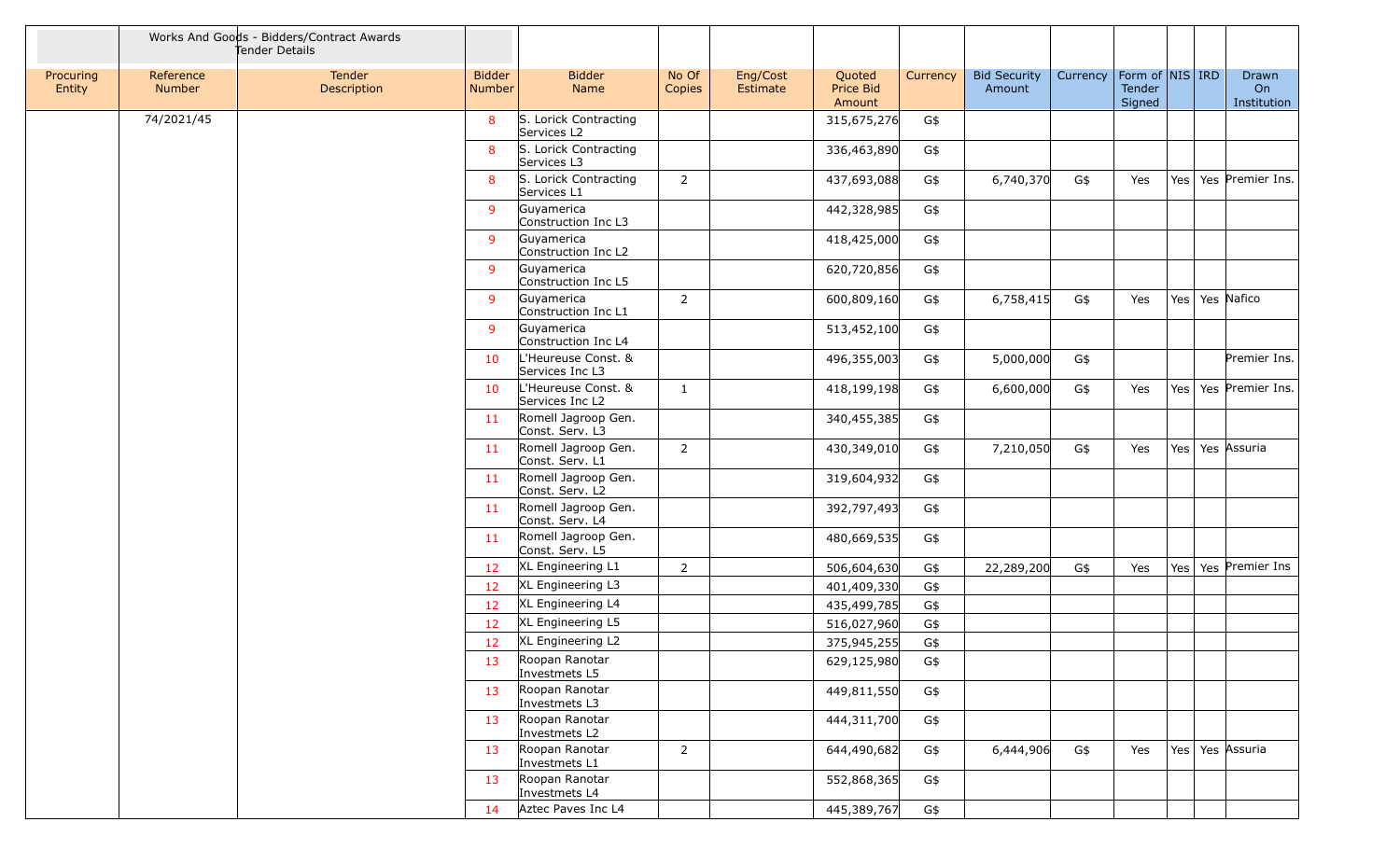| | Works And Goods - Bidders/Contract Awards Tender Details | | | | | | | | | | | | | | |
|---|---|---|---|---|---|---|---|---|---|---|---|---|---|---|---|
| Procuring Entity | Reference Number | Tender Description | Bidder Number | Bidder Name | No Of Copies | Eng/Cost Estimate | Quoted Price Bid Amount | Currency | Bid Security Amount | Currency | Form of Tender Signed | NIS | IRD | Drawn On Institution |
| | 74/2021/45 | | 8 | S. Lorick Contracting Services L2 | | | 315,675,276 | G$ | | | | | | |
| | | | 8 | S. Lorick Contracting Services L3 | | | 336,463,890 | G$ | | | | | | |
| | | | 8 | S. Lorick Contracting Services L1 | 2 | | 437,693,088 | G$ | 6,740,370 | G$ | Yes | Yes | Yes | Premier Ins. |
| | | | 9 | Guyamerica Construction Inc L3 | | | 442,328,985 | G$ | | | | | | |
| | | | 9 | Guyamerica Construction Inc L2 | | | 418,425,000 | G$ | | | | | | |
| | | | 9 | Guyamerica Construction Inc L5 | | | 620,720,856 | G$ | | | | | | |
| | | | 9 | Guyamerica Construction Inc L1 | 2 | | 600,809,160 | G$ | 6,758,415 | G$ | Yes | Yes | Yes | Nafico |
| | | | 9 | Guyamerica Construction Inc L4 | | | 513,452,100 | G$ | | | | | | |
| | | | 10 | L'Heureuse Const. & Services Inc L3 | | | 496,355,003 | G$ | 5,000,000 | G$ | | | | Premier Ins. |
| | | | 10 | L'Heureuse Const. & Services Inc L2 | 1 | | 418,199,198 | G$ | 6,600,000 | G$ | Yes | Yes | Yes | Premier Ins. |
| | | | 11 | Romell Jagroop Gen. Const. Serv. L3 | | | 340,455,385 | G$ | | | | | | |
| | | | 11 | Romell Jagroop Gen. Const. Serv. L1 | 2 | | 430,349,010 | G$ | 7,210,050 | G$ | Yes | Yes | Yes | Assuria |
| | | | 11 | Romell Jagroop Gen. Const. Serv. L2 | | | 319,604,932 | G$ | | | | | | |
| | | | 11 | Romell Jagroop Gen. Const. Serv. L4 | | | 392,797,493 | G$ | | | | | | |
| | | | 11 | Romell Jagroop Gen. Const. Serv. L5 | | | 480,669,535 | G$ | | | | | | |
| | | | 12 | XL Engineering L1 | 2 | | 506,604,630 | G$ | 22,289,200 | G$ | Yes | Yes | Yes | Premier Ins |
| | | | 12 | XL Engineering L3 | | | 401,409,330 | G$ | | | | | | |
| | | | 12 | XL Engineering L4 | | | 435,499,785 | G$ | | | | | | |
| | | | 12 | XL Engineering L5 | | | 516,027,960 | G$ | | | | | | |
| | | | 12 | XL Engineering L2 | | | 375,945,255 | G$ | | | | | | |
| | | | 13 | Roopan Ranotar Investmets L5 | | | 629,125,980 | G$ | | | | | | |
| | | | 13 | Roopan Ranotar Investmets L3 | | | 449,811,550 | G$ | | | | | | |
| | | | 13 | Roopan Ranotar Investmets L2 | | | 444,311,700 | G$ | | | | | | |
| | | | 13 | Roopan Ranotar Investmets L1 | 2 | | 644,490,682 | G$ | 6,444,906 | G$ | Yes | Yes | Yes | Assuria |
| | | | 13 | Roopan Ranotar Investmets L4 | | | 552,868,365 | G$ | | | | | | |
| | | | 14 | Aztec Paves Inc L4 | | | 445,389,767 | G$ | | | | | | |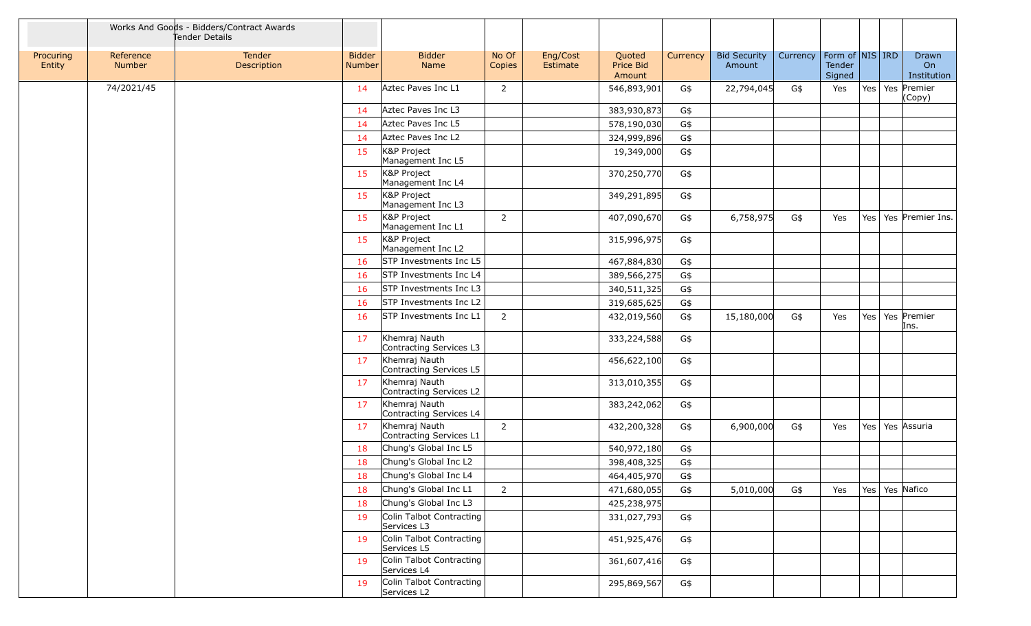| | Works And Goods - Bidders/Contract Awards Tender Details | | | | | | | | | | | | | |
|---|---|---|---|---|---|---|---|---|---|---|---|---|---|---|
| Procuring Entity | Reference Number | Tender Description | Bidder Number | Bidder Name | No Of Copies | Eng/Cost Estimate | Quoted Price Bid Amount | Currency | Bid Security Amount | Currency | Form of Tender Signed | NIS | IRD | Drawn On Institution |
| | 74/2021/45 | | 14 | Aztec Paves Inc L1 | 2 | | 546,893,901 | G$ | 22,794,045 | G$ | Yes | Yes | Yes | Premier (Copy) |
| | | | 14 | Aztec Paves Inc L3 | | | 383,930,873 | G$ | | | | | | |
| | | | 14 | Aztec Paves Inc L5 | | | 578,190,030 | G$ | | | | | | |
| | | | 14 | Aztec Paves Inc L2 | | | 324,999,896 | G$ | | | | | | |
| | | | 15 | K&P Project Management Inc L5 | | | 19,349,000 | G$ | | | | | | |
| | | | 15 | K&P Project Management Inc L4 | | | 370,250,770 | G$ | | | | | | |
| | | | 15 | K&P Project Management Inc L3 | | | 349,291,895 | G$ | | | | | | |
| | | | 15 | K&P Project Management Inc L1 | 2 | | 407,090,670 | G$ | 6,758,975 | G$ | Yes | Yes | Yes | Premier Ins. |
| | | | 15 | K&P Project Management Inc L2 | | | 315,996,975 | G$ | | | | | | |
| | | | 16 | STP Investments Inc L5 | | | 467,884,830 | G$ | | | | | | |
| | | | 16 | STP Investments Inc L4 | | | 389,566,275 | G$ | | | | | | |
| | | | 16 | STP Investments Inc L3 | | | 340,511,325 | G$ | | | | | | |
| | | | 16 | STP Investments Inc L2 | | | 319,685,625 | G$ | | | | | | |
| | | | 16 | STP Investments Inc L1 | 2 | | 432,019,560 | G$ | 15,180,000 | G$ | Yes | Yes | Yes | Premier Ins. |
| | | | 17 | Khemraj Nauth Contracting Services L3 | | | 333,224,588 | G$ | | | | | | |
| | | | 17 | Khemraj Nauth Contracting Services L5 | | | 456,622,100 | G$ | | | | | | |
| | | | 17 | Khemraj Nauth Contracting Services L2 | | | 313,010,355 | G$ | | | | | | |
| | | | 17 | Khemraj Nauth Contracting Services L4 | | | 383,242,062 | G$ | | | | | | |
| | | | 17 | Khemraj Nauth Contracting Services L1 | 2 | | 432,200,328 | G$ | 6,900,000 | G$ | Yes | Yes | Yes | Assuria |
| | | | 18 | Chung's Global Inc L5 | | | 540,972,180 | G$ | | | | | | |
| | | | 18 | Chung's Global Inc L2 | | | 398,408,325 | G$ | | | | | | |
| | | | 18 | Chung's Global Inc L4 | | | 464,405,970 | G$ | | | | | | |
| | | | 18 | Chung's Global Inc L1 | 2 | | 471,680,055 | G$ | 5,010,000 | G$ | Yes | Yes | Yes | Nafico |
| | | | 18 | Chung's Global Inc L3 | | | 425,238,975 | | | | | | | |
| | | | 19 | Colin Talbot Contracting Services L3 | | | 331,027,793 | G$ | | | | | | |
| | | | 19 | Colin Talbot Contracting Services L5 | | | 451,925,476 | G$ | | | | | | |
| | | | 19 | Colin Talbot Contracting Services L4 | | | 361,607,416 | G$ | | | | | | |
| | | | 19 | Colin Talbot Contracting Services L2 | | | 295,869,567 | G$ | | | | | | |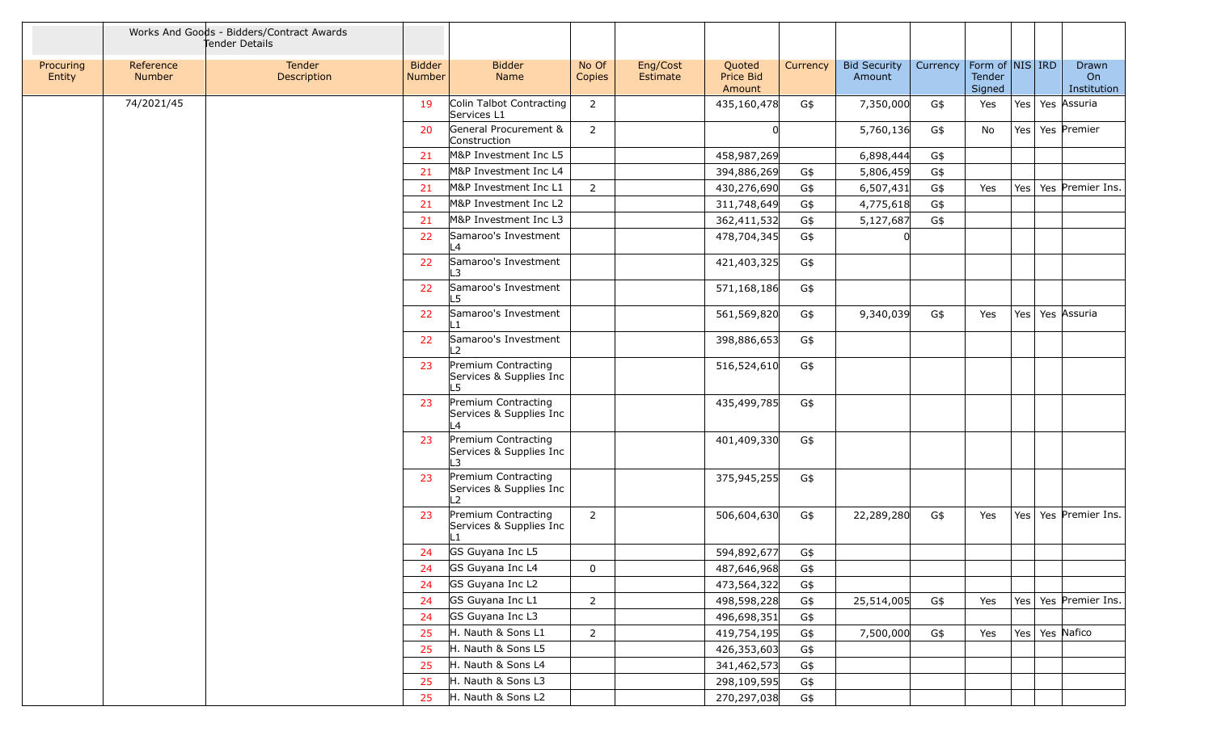| | Works And Goods - Bidders/Contract Awards Tender Details | | | | | | | | | | | | | | |
|---|---|---|---|---|---|---|---|---|---|---|---|---|---|---|---|
| Procuring Entity | Reference Number | Tender Description | Bidder Number | Bidder Name | No Of Copies | Eng/Cost Estimate | Quoted Price Bid Amount | Currency | Bid Security Amount | Currency | Form of Tender Signed | NIS | IRD | Drawn On Institution |
| | 74/2021/45 | | 19 | Colin Talbot Contracting Services L1 | 2 | | 435,160,478 | G$ | 7,350,000 | G$ | Yes | Yes | Yes | Assuria |
| | | | 20 | General Procurement & Construction | 2 | | 0 | | 5,760,136 | G$ | No | Yes | Yes | Premier |
| | | | 21 | M&P Investment Inc L5 | | | 458,987,269 | | 6,898,444 | G$ | | | | |
| | | | 21 | M&P Investment Inc L4 | | | 394,886,269 | G$ | 5,806,459 | G$ | | | | |
| | | | 21 | M&P Investment Inc L1 | 2 | | 430,276,690 | G$ | 6,507,431 | G$ | Yes | Yes | Yes | Premier Ins. |
| | | | 21 | M&P Investment Inc L2 | | | 311,748,649 | G$ | 4,775,618 | G$ | | | | |
| | | | 21 | M&P Investment Inc L3 | | | 362,411,532 | G$ | 5,127,687 | G$ | | | | |
| | | | 22 | Samaroo's Investment L4 | | | 478,704,345 | G$ | 0 | | | | | |
| | | | 22 | Samaroo's Investment L3 | | | 421,403,325 | G$ | | | | | | |
| | | | 22 | Samaroo's Investment L5 | | | 571,168,186 | G$ | | | | | | |
| | | | 22 | Samaroo's Investment L1 | | | 561,569,820 | G$ | 9,340,039 | G$ | Yes | Yes | Yes | Assuria |
| | | | 22 | Samaroo's Investment L2 | | | 398,886,653 | G$ | | | | | | |
| | | | 23 | Premium Contracting Services & Supplies Inc L5 | | | 516,524,610 | G$ | | | | | | |
| | | | 23 | Premium Contracting Services & Supplies Inc L4 | | | 435,499,785 | G$ | | | | | | |
| | | | 23 | Premium Contracting Services & Supplies Inc L3 | | | 401,409,330 | G$ | | | | | | |
| | | | 23 | Premium Contracting Services & Supplies Inc L2 | | | 375,945,255 | G$ | | | | | | |
| | | | 23 | Premium Contracting Services & Supplies Inc L1 | 2 | | 506,604,630 | G$ | 22,289,280 | G$ | Yes | Yes | Yes | Premier Ins. |
| | | | 24 | GS Guyana Inc L5 | | | 594,892,677 | G$ | | | | | | |
| | | | 24 | GS Guyana Inc L4 | 0 | | 487,646,968 | G$ | | | | | | |
| | | | 24 | GS Guyana Inc L2 | | | 473,564,322 | G$ | | | | | | |
| | | | 24 | GS Guyana Inc L1 | 2 | | 498,598,228 | G$ | 25,514,005 | G$ | Yes | Yes | Yes | Premier Ins. |
| | | | 24 | GS Guyana Inc L3 | | | 496,698,351 | G$ | | | | | | |
| | | | 25 | H. Nauth & Sons L1 | 2 | | 419,754,195 | G$ | 7,500,000 | G$ | Yes | Yes | Yes | Nafico |
| | | | 25 | H. Nauth & Sons L5 | | | 426,353,603 | G$ | | | | | | |
| | | | 25 | H. Nauth & Sons L4 | | | 341,462,573 | G$ | | | | | | |
| | | | 25 | H. Nauth & Sons L3 | | | 298,109,595 | G$ | | | | | | |
| | | | 25 | H. Nauth & Sons L2 | | | 270,297,038 | G$ | | | | | | |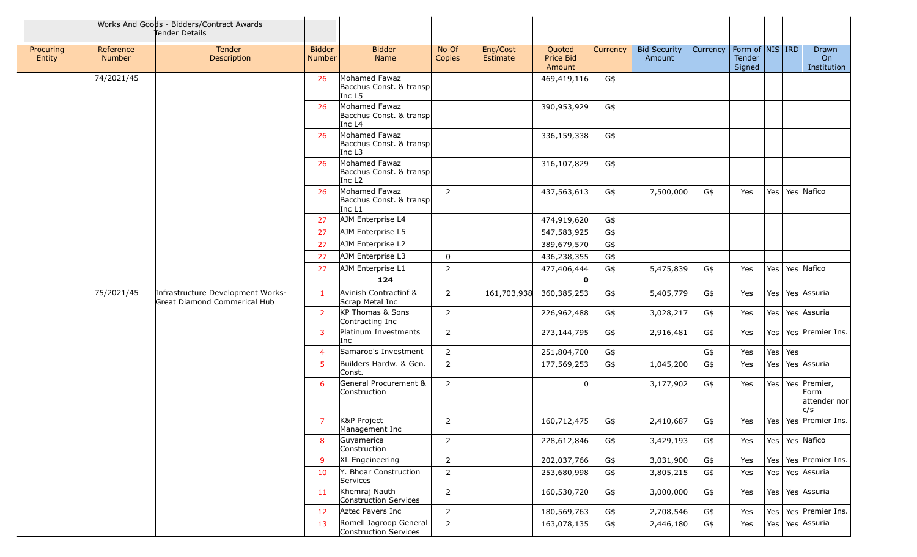| | Works And Goods - Bidders/Contract Awards Tender Details | | | | | | | | | | | | | |
|---|---|---|---|---|---|---|---|---|---|---|---|---|---|---|
| Procuring Entity | Reference Number | Tender Description | Bidder Number | Bidder Name | No Of Copies | Eng/Cost Estimate | Quoted Price Bid Amount | Currency | Bid Security Amount | Currency | Form of Tender Signed | NIS | IRD | Drawn On Institution |
| | 74/2021/45 | | 26 | Mohamed Fawaz Bacchus Const. & transp Inc L5 | | | 469,419,116 | G$ | | | | | | |
| | | | 26 | Mohamed Fawaz Bacchus Const. & transp Inc L4 | | | 390,953,929 | G$ | | | | | | |
| | | | 26 | Mohamed Fawaz Bacchus Const. & transp Inc L3 | | | 336,159,338 | G$ | | | | | | |
| | | | 26 | Mohamed Fawaz Bacchus Const. & transp Inc L2 | | | 316,107,829 | G$ | | | | | | |
| | | | 26 | Mohamed Fawaz Bacchus Const. & transp Inc L1 | 2 | | 437,563,613 | G$ | 7,500,000 | G$ | Yes | Yes | Yes | Nafico |
| | | | 27 | AJM Enterprise L4 | | | 474,919,620 | G$ | | | | | | |
| | | | 27 | AJM Enterprise L5 | | | 547,583,925 | G$ | | | | | | |
| | | | 27 | AJM Enterprise L2 | | | 389,679,570 | G$ | | | | | | |
| | | | 27 | AJM Enterprise L3 | 0 | | 436,238,355 | G$ | | | | | | |
| | | | 27 | AJM Enterprise L1 | 2 | | 477,406,444 | G$ | 5,475,839 | G$ | Yes | Yes | Yes | Nafico |
| | | | | **124** | | | **0** | | | | | | | |
| | 75/2021/45 | Infrastructure Development Works- Great Diamond Commerical Hub | 1 | Avinish Contractinf & Scrap Metal Inc | 2 | 161,703,938 | 360,385,253 | G$ | 5,405,779 | G$ | Yes | Yes | Yes | Assuria |
| | | | 2 | KP Thomas & Sons Contracting Inc | 2 | | 226,962,488 | G$ | 3,028,217 | G$ | Yes | Yes | Yes | Assuria |
| | | | 3 | Platinum Investments Inc | 2 | | 273,144,795 | G$ | 2,916,481 | G$ | Yes | Yes | Yes | Premier Ins. |
| | | | 4 | Samaroo's Investment | 2 | | 251,804,700 | G$ | | G$ | Yes | Yes | Yes | |
| | | | 5 | Builders Hardw. & Gen. Const. | 2 | | 177,569,253 | G$ | 1,045,200 | G$ | Yes | Yes | Yes | Assuria |
| | | | 6 | General Procurement & Construction | 2 | | 0 | | 3,177,902 | G$ | Yes | Yes | Yes | Premier, Form attender nor c/s |
| | | | 7 | K&P Project Management Inc | 2 | | 160,712,475 | G$ | 2,410,687 | G$ | Yes | Yes | Yes | Premier Ins. |
| | | | 8 | Guyamerica Construction | 2 | | 228,612,846 | G$ | 3,429,193 | G$ | Yes | Yes | Yes | Nafico |
| | | | 9 | XL Engeineering | 2 | | 202,037,766 | G$ | 3,031,900 | G$ | Yes | Yes | Yes | Premier Ins. |
| | | | 10 | Y. Bhoar Construction Services | 2 | | 253,680,998 | G$ | 3,805,215 | G$ | Yes | Yes | Yes | Assuria |
| | | | 11 | Khemraj Nauth Construction Services | 2 | | 160,530,720 | G$ | 3,000,000 | G$ | Yes | Yes | Yes | Assuria |
| | | | 12 | Aztec Pavers Inc | 2 | | 180,569,763 | G$ | 2,708,546 | G$ | Yes | Yes | Yes | Premier Ins. |
| | | | 13 | Romell Jagroop General Construction Services | 2 | | 163,078,135 | G$ | 2,446,180 | G$ | Yes | Yes | Yes | Assuria |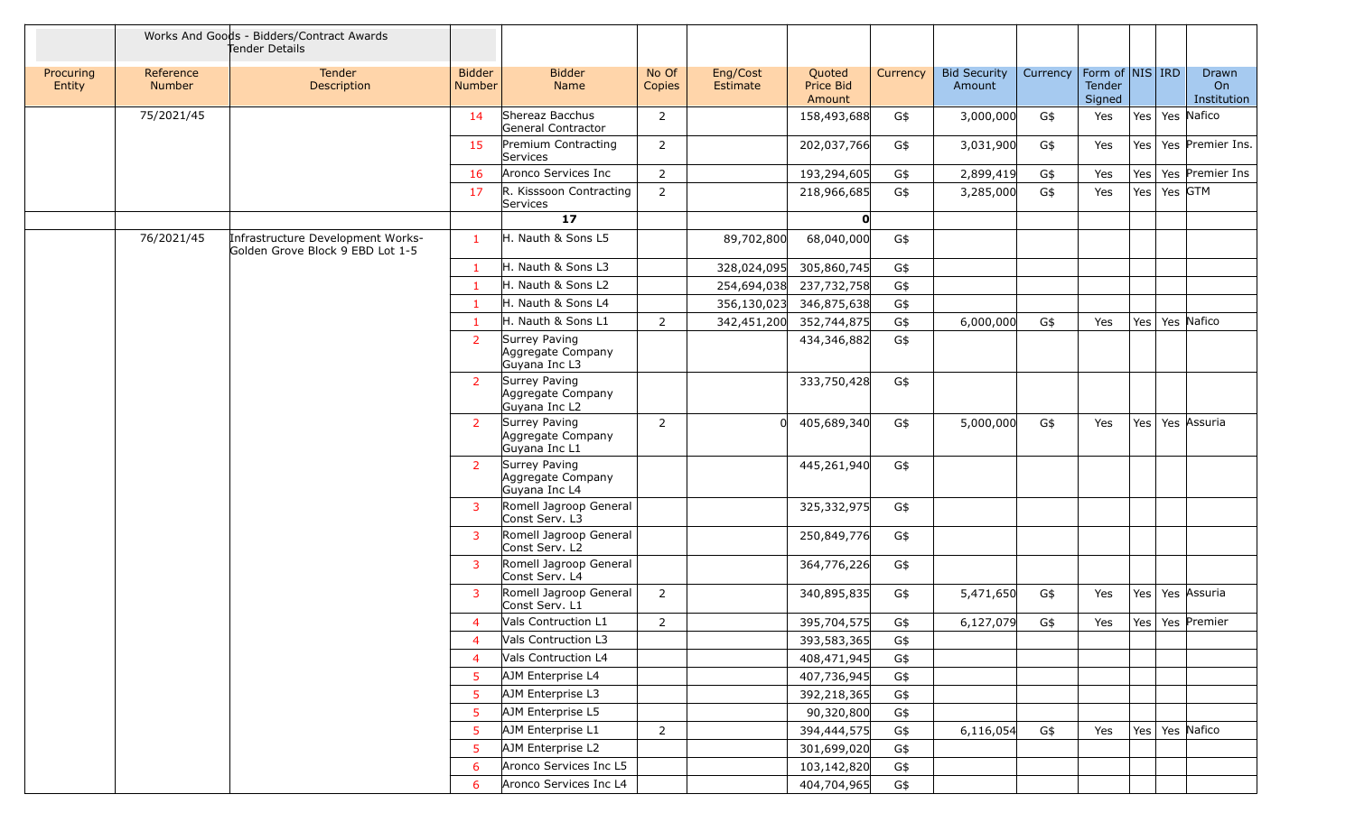| Works And Goods - Bidders/Contract Awards Tender Details | | | | | | | | | | | | | | | |
|---|---|---|---|---|---|---|---|---|---|---|---|---|---|---|---|
| Procuring Entity | Reference Number | Tender Description | Bidder Number | Bidder Name | No Of Copies | Eng/Cost Estimate | Quoted Price Bid Amount | Currency | Bid Security Amount | Currency | Form of Tender Signed | NIS | IRD | Drawn On Institution |
| | 75/2021/45 | | 14 | Shereaz Bacchus General Contractor | 2 | | 158,493,688 | G$ | 3,000,000 | G$ | Yes | Yes | Yes | Nafico |
| | | | 15 | Premium Contracting Services | 2 | | 202,037,766 | G$ | 3,031,900 | G$ | Yes | Yes | Yes | Premier Ins. |
| | | | 16 | Aronco Services Inc | 2 | | 193,294,605 | G$ | 2,899,419 | G$ | Yes | Yes | Yes | Premier Ins |
| | | | 17 | R. Kisssoon Contracting Services | 2 | | 218,966,685 | G$ | 3,285,000 | G$ | Yes | Yes | Yes | GTM |
| | | | | **17** | | | **0** | | | | | | | |
| | 76/2021/45 | Infrastructure Development Works-Golden Grove Block 9 EBD Lot 1-5 | 1 | H. Nauth & Sons L5 | | 89,702,800 | 68,040,000 | G$ | | | | | | |
| | | | 1 | H. Nauth & Sons L3 | | 328,024,095 | 305,860,745 | G$ | | | | | | |
| | | | 1 | H. Nauth & Sons L2 | | 254,694,038 | 237,732,758 | G$ | | | | | | |
| | | | 1 | H. Nauth & Sons L4 | | 356,130,023 | 346,875,638 | G$ | | | | | | |
| | | | 1 | H. Nauth & Sons L1 | 2 | 342,451,200 | 352,744,875 | G$ | 6,000,000 | G$ | Yes | Yes | Yes | Nafico |
| | | | 2 | Surrey Paving Aggregate Company Guyana Inc L3 | | | 434,346,882 | G$ | | | | | | |
| | | | 2 | Surrey Paving Aggregate Company Guyana Inc L2 | | | 333,750,428 | G$ | | | | | | |
| | | | 2 | Surrey Paving Aggregate Company Guyana Inc L1 | 2 | 0 | 405,689,340 | G$ | 5,000,000 | G$ | Yes | Yes | Yes | Assuria |
| | | | 2 | Surrey Paving Aggregate Company Guyana Inc L4 | | | 445,261,940 | G$ | | | | | | |
| | | | 3 | Romell Jagroop General Const Serv. L3 | | | 325,332,975 | G$ | | | | | | |
| | | | 3 | Romell Jagroop General Const Serv. L2 | | | 250,849,776 | G$ | | | | | | |
| | | | 3 | Romell Jagroop General Const Serv. L4 | | | 364,776,226 | G$ | | | | | | |
| | | | 3 | Romell Jagroop General Const Serv. L1 | 2 | | 340,895,835 | G$ | 5,471,650 | G$ | Yes | Yes | Yes | Assuria |
| | | | 4 | Vals Contruction L1 | 2 | | 395,704,575 | G$ | 6,127,079 | G$ | Yes | Yes | Yes | Premier |
| | | | 4 | Vals Contruction L3 | | | 393,583,365 | G$ | | | | | | |
| | | | 4 | Vals Contruction L4 | | | 408,471,945 | G$ | | | | | | |
| | | | 5 | AJM Enterprise L4 | | | 407,736,945 | G$ | | | | | | |
| | | | 5 | AJM Enterprise L3 | | | 392,218,365 | G$ | | | | | | |
| | | | 5 | AJM Enterprise L5 | | | 90,320,800 | G$ | | | | | | |
| | | | 5 | AJM Enterprise L1 | 2 | | 394,444,575 | G$ | 6,116,054 | G$ | Yes | Yes | Yes | Nafico |
| | | | 5 | AJM Enterprise L2 | | | 301,699,020 | G$ | | | | | | |
| | | | 6 | Aronco Services Inc L5 | | | 103,142,820 | G$ | | | | | | |
| | | | 6 | Aronco Services Inc L4 | | | 404,704,965 | G$ | | | | | | |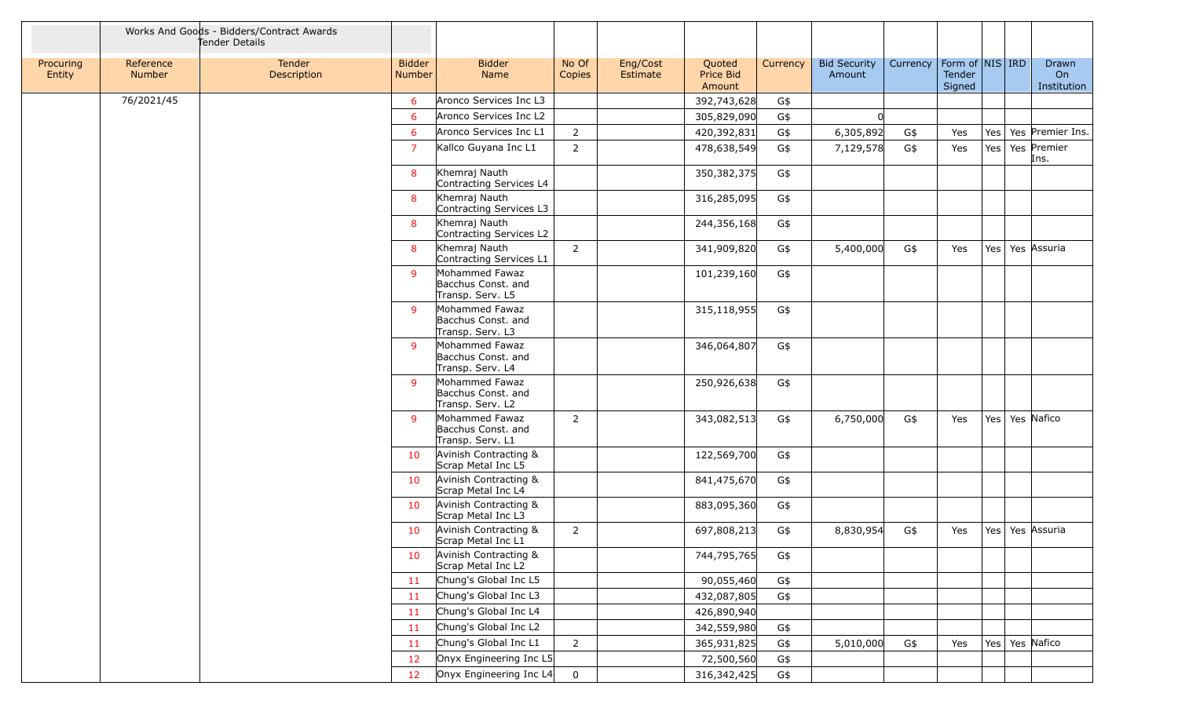| | Works And Goods - Bidders/Contract Awards Tender Details | | | | | | | | | | | | | |
|---|---|---|---|---|---|---|---|---|---|---|---|---|---|---|
| Procuring Entity | Reference Number | Tender Description | Bidder Number | Bidder Name | No Of Copies | Eng/Cost Estimate | Quoted Price Bid Amount | Currency | Bid Security Amount | Currency | Form of Tender Signed | NIS | IRD | Drawn On Institution |
| | 76/2021/45 | | 6 | Aronco Services Inc L3 | | | 392,743,628 | G$ | | | | | | |
| | | | 6 | Aronco Services Inc L2 | | | 305,829,090 | G$ | 0 | | | | | |
| | | | 6 | Aronco Services Inc L1 | 2 | | 420,392,831 | G$ | 6,305,892 | G$ | Yes | Yes | Yes | Premier Ins. |
| | | | 7 | Kallco Guyana Inc L1 | 2 | | 478,638,549 | G$ | 7,129,578 | G$ | Yes | Yes | Yes | Premier Ins. |
| | | | 8 | Khemraj Nauth Contracting Services L4 | | | 350,382,375 | G$ | | | | | | |
| | | | 8 | Khemraj Nauth Contracting Services L3 | | | 316,285,095 | G$ | | | | | | |
| | | | 8 | Khemraj Nauth Contracting Services L2 | | | 244,356,168 | G$ | | | | | | |
| | | | 8 | Khemraj Nauth Contracting Services L1 | 2 | | 341,909,820 | G$ | 5,400,000 | G$ | Yes | Yes | Yes | Assuria |
| | | | 9 | Mohammed Fawaz Bacchus Const. and Transp. Serv. L5 | | | 101,239,160 | G$ | | | | | | |
| | | | 9 | Mohammed Fawaz Bacchus Const. and Transp. Serv. L3 | | | 315,118,955 | G$ | | | | | | |
| | | | 9 | Mohammed Fawaz Bacchus Const. and Transp. Serv. L4 | | | 346,064,807 | G$ | | | | | | |
| | | | 9 | Mohammed Fawaz Bacchus Const. and Transp. Serv. L2 | | | 250,926,638 | G$ | | | | | | |
| | | | 9 | Mohammed Fawaz Bacchus Const. and Transp. Serv. L1 | 2 | | 343,082,513 | G$ | 6,750,000 | G$ | Yes | Yes | Yes | Nafico |
| | | | 10 | Avinish Contracting & Scrap Metal Inc L5 | | | 122,569,700 | G$ | | | | | | |
| | | | 10 | Avinish Contracting & Scrap Metal Inc L4 | | | 841,475,670 | G$ | | | | | | |
| | | | 10 | Avinish Contracting & Scrap Metal Inc L3 | | | 883,095,360 | G$ | | | | | | |
| | | | 10 | Avinish Contracting & Scrap Metal Inc L1 | 2 | | 697,808,213 | G$ | 8,830,954 | G$ | Yes | Yes | Yes | Assuria |
| | | | 10 | Avinish Contracting & Scrap Metal Inc L2 | | | 744,795,765 | G$ | | | | | | |
| | | | 11 | Chung's Global Inc L5 | | | 90,055,460 | G$ | | | | | | |
| | | | 11 | Chung's Global Inc L3 | | | 432,087,805 | G$ | | | | | | |
| | | | 11 | Chung's Global Inc L4 | | | 426,890,940 | | | | | | | |
| | | | 11 | Chung's Global Inc L2 | | | 342,559,980 | G$ | | | | | | |
| | | | 11 | Chung's Global Inc L1 | 2 | | 365,931,825 | G$ | 5,010,000 | G$ | Yes | Yes | Yes | Nafico |
| | | | 12 | Onyx Engineering Inc L5 | | | 72,500,560 | G$ | | | | | | |
| | | | 12 | Onyx Engineering Inc L4 | 0 | | 316,342,425 | G$ | | | | | | |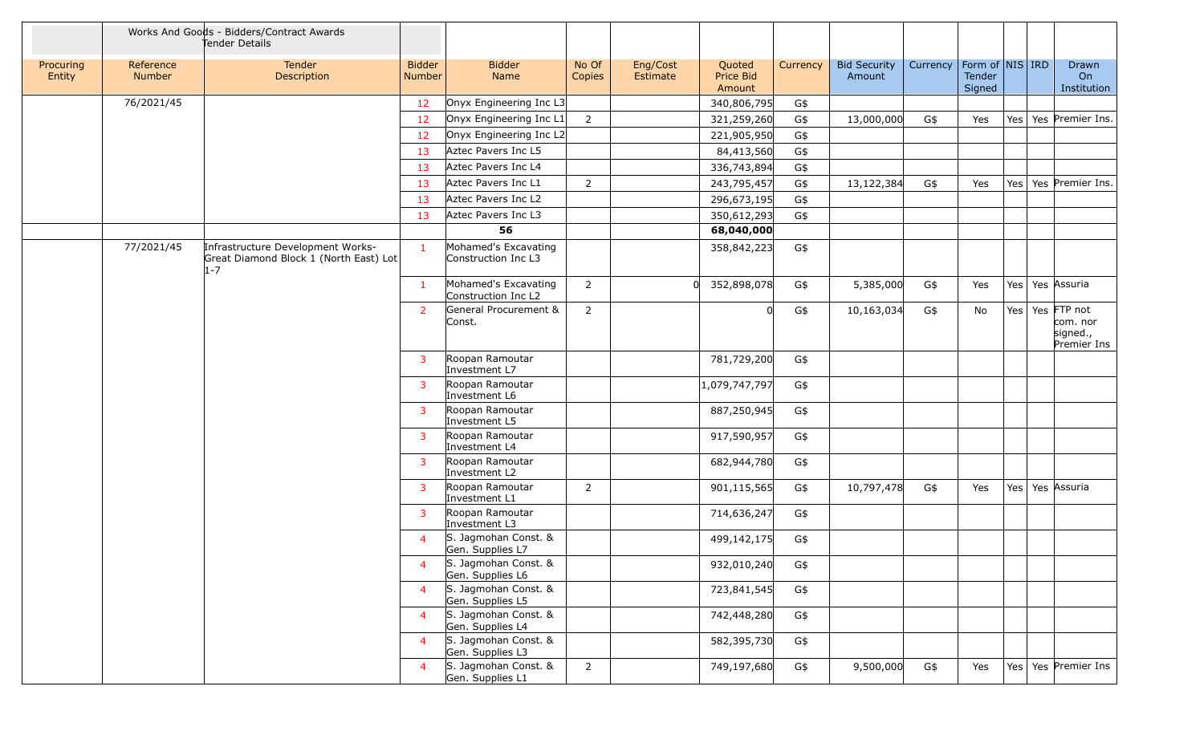| | Works And Goods - Bidders/Contract Awards Tender Details | | | | | | | | | | | | | |
|---|---|---|---|---|---|---|---|---|---|---|---|---|---|---|
| Procuring Entity | Reference Number | Tender Description | Bidder Number | Bidder Name | No Of Copies | Eng/Cost Estimate | Quoted Price Bid Amount | Currency | Bid Security Amount | Currency | Form of Tender Signed | NIS | IRD | Drawn On Institution |
| | 76/2021/45 | | 12 | Onyx Engineering Inc L3 | | | 340,806,795 | G$ | | | | | | |
| | | | 12 | Onyx Engineering Inc L1 | 2 | | 321,259,260 | G$ | 13,000,000 | G$ | Yes | Yes | Yes | Premier Ins. |
| | | | 12 | Onyx Engineering Inc L2 | | | 221,905,950 | G$ | | | | | | |
| | | | 13 | Aztec Pavers Inc L5 | | | 84,413,560 | G$ | | | | | | |
| | | | 13 | Aztec Pavers Inc L4 | | | 336,743,894 | G$ | | | | | | |
| | | | 13 | Aztec Pavers Inc L1 | 2 | | 243,795,457 | G$ | 13,122,384 | G$ | Yes | Yes | Yes | Premier Ins. |
| | | | 13 | Aztec Pavers Inc L2 | | | 296,673,195 | G$ | | | | | | |
| | | | 13 | Aztec Pavers Inc L3 | | | 350,612,293 | G$ | | | | | | |
| | | | | **56** | | | **68,040,000** | | | | | | | |
| | 77/2021/45 | Infrastructure Development Works-Great Diamond Block 1 (North East) Lot 1-7 | 1 | Mohamed's Excavating Construction Inc L3 | | | 358,842,223 | G$ | | | | | | |
| | | | 1 | Mohamed's Excavating Construction Inc L2 | 2 | 0 | 352,898,078 | G$ | 5,385,000 | G$ | Yes | Yes | Yes | Assuria |
| | | | 2 | General Procurement & Const. | 2 | | 0 | G$ | 10,163,034 | G$ | No | Yes | Yes | FTP not com. nor signed., Premier Ins |
| | | | 3 | Roopan Ramoutar Investment L7 | | | 781,729,200 | G$ | | | | | | |
| | | | 3 | Roopan Ramoutar Investment L6 | | | 1,079,747,797 | G$ | | | | | | |
| | | | 3 | Roopan Ramoutar Investment L5 | | | 887,250,945 | G$ | | | | | | |
| | | | 3 | Roopan Ramoutar Investment L4 | | | 917,590,957 | G$ | | | | | | |
| | | | 3 | Roopan Ramoutar Investment L2 | | | 682,944,780 | G$ | | | | | | |
| | | | 3 | Roopan Ramoutar Investment L1 | 2 | | 901,115,565 | G$ | 10,797,478 | G$ | Yes | Yes | Yes | Assuria |
| | | | 3 | Roopan Ramoutar Investment L3 | | | 714,636,247 | G$ | | | | | | |
| | | | 4 | S. Jagmohan Const. & Gen. Supplies L7 | | | 499,142,175 | G$ | | | | | | |
| | | | 4 | S. Jagmohan Const. & Gen. Supplies L6 | | | 932,010,240 | G$ | | | | | | |
| | | | 4 | S. Jagmohan Const. & Gen. Supplies L5 | | | 723,841,545 | G$ | | | | | | |
| | | | 4 | S. Jagmohan Const. & Gen. Supplies L4 | | | 742,448,280 | G$ | | | | | | |
| | | | 4 | S. Jagmohan Const. & Gen. Supplies L3 | | | 582,395,730 | G$ | | | | | | |
| | | | 4 | S. Jagmohan Const. & Gen. Supplies L1 | 2 | | 749,197,680 | G$ | 9,500,000 | G$ | Yes | Yes | Yes | Premier Ins |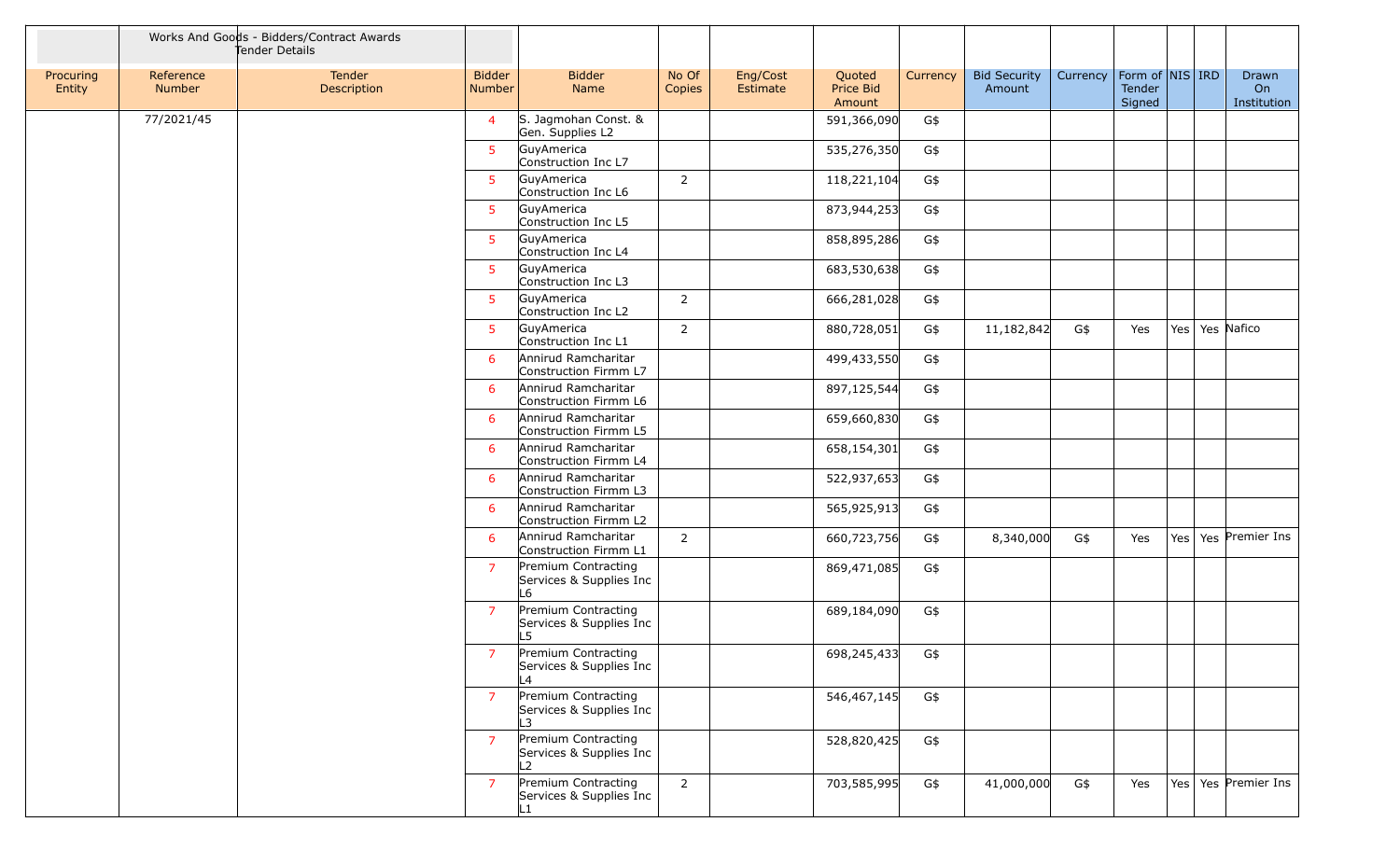| | Works And Goods - Bidders/Contract Awards Tender Details | | | | | | | | | | | | | |
|---|---|---|---|---|---|---|---|---|---|---|---|---|---|---|
| Procuring Entity | Reference Number | Tender Description | Bidder Number | Bidder Name | No Of Copies | Eng/Cost Estimate | Quoted Price Bid Amount | Currency | Bid Security Amount | Currency | Form of Tender Signed | NIS | IRD | Drawn On Institution |
| | 77/2021/45 | | 4 | S. Jagmohan Const. & Gen. Supplies L2 | | | 591,366,090 | G$ | | | | | | |
| | | | 5 | GuyAmerica Construction Inc L7 | | | 535,276,350 | G$ | | | | | | |
| | | | 5 | GuyAmerica Construction Inc L6 | 2 | | 118,221,104 | G$ | | | | | | |
| | | | 5 | GuyAmerica Construction Inc L5 | | | 873,944,253 | G$ | | | | | | |
| | | | 5 | GuyAmerica Construction Inc L4 | | | 858,895,286 | G$ | | | | | | |
| | | | 5 | GuyAmerica Construction Inc L3 | | | 683,530,638 | G$ | | | | | | |
| | | | 5 | GuyAmerica Construction Inc L2 | 2 | | 666,281,028 | G$ | | | | | | |
| | | | 5 | GuyAmerica Construction Inc L1 | 2 | | 880,728,051 | G$ | 11,182,842 | G$ | Yes | Yes | Yes | Nafico |
| | | | 6 | Annirud Ramcharitar Construction Firmm L7 | | | 499,433,550 | G$ | | | | | | |
| | | | 6 | Annirud Ramcharitar Construction Firmm L6 | | | 897,125,544 | G$ | | | | | | |
| | | | 6 | Annirud Ramcharitar Construction Firmm L5 | | | 659,660,830 | G$ | | | | | | |
| | | | 6 | Annirud Ramcharitar Construction Firmm L4 | | | 658,154,301 | G$ | | | | | | |
| | | | 6 | Annirud Ramcharitar Construction Firmm L3 | | | 522,937,653 | G$ | | | | | | |
| | | | 6 | Annirud Ramcharitar Construction Firmm L2 | | | 565,925,913 | G$ | | | | | | |
| | | | 6 | Annirud Ramcharitar Construction Firmm L1 | 2 | | 660,723,756 | G$ | 8,340,000 | G$ | Yes | Yes | Yes | Premier Ins |
| | | | 7 | Premium Contracting Services & Supplies Inc L6 | | | 869,471,085 | G$ | | | | | | |
| | | | 7 | Premium Contracting Services & Supplies Inc L5 | | | 689,184,090 | G$ | | | | | | |
| | | | 7 | Premium Contracting Services & Supplies Inc L4 | | | 698,245,433 | G$ | | | | | | |
| | | | 7 | Premium Contracting Services & Supplies Inc L3 | | | 546,467,145 | G$ | | | | | | |
| | | | 7 | Premium Contracting Services & Supplies Inc L2 | | | 528,820,425 | G$ | | | | | | |
| | | | 7 | Premium Contracting Services & Supplies Inc L1 | 2 | | 703,585,995 | G$ | 41,000,000 | G$ | Yes | Yes | Yes | Premier Ins |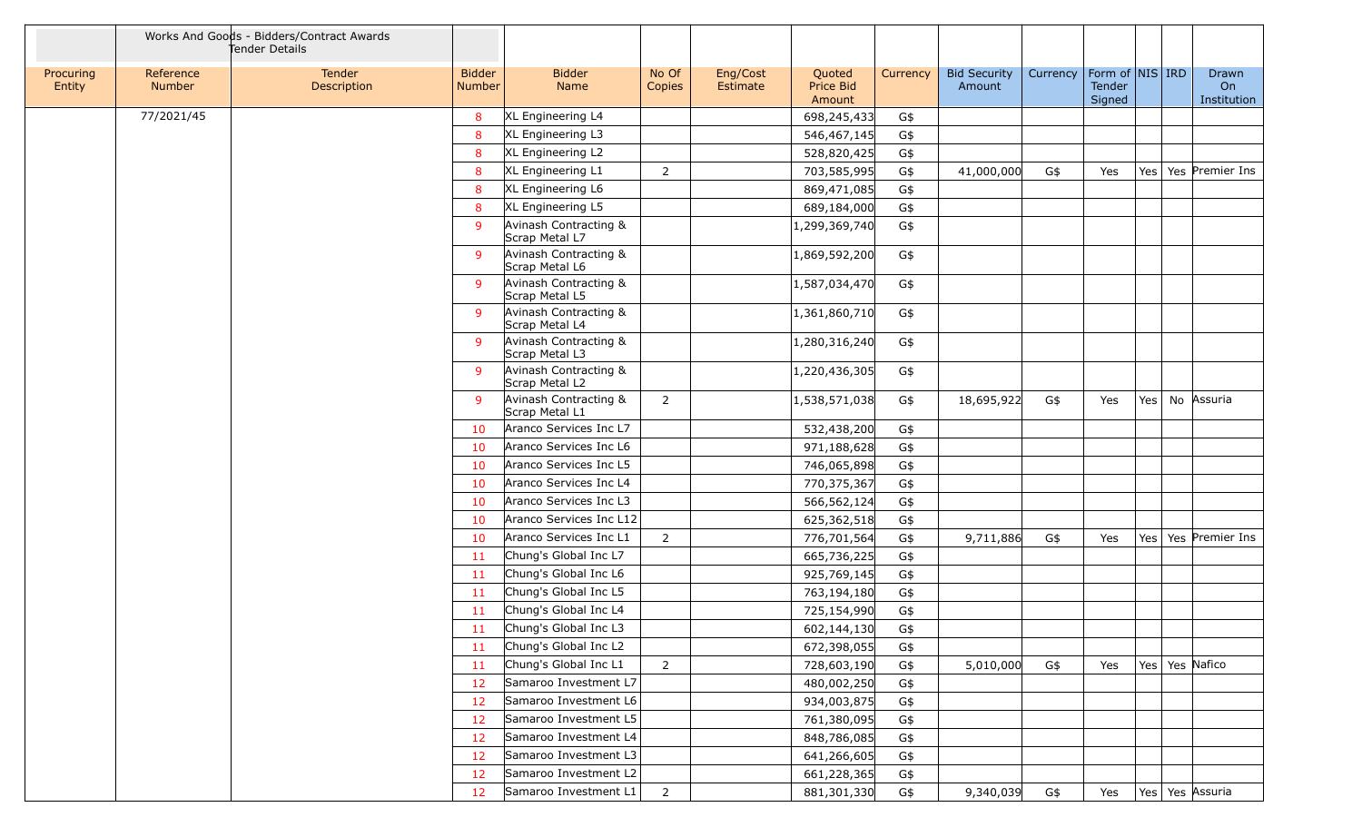| Procuring Entity | Reference Number | Works And Goods - Bidders/Contract Awards Tender Details<br>Tender Description | Bidder Number | Bidder Name | No Of Copies | Eng/Cost Estimate | Quoted Price Bid Amount | Currency | Bid Security Amount | Currency | Form of Tender Signed | NIS | IRD | Drawn On Institution |
|---|---|---|---|---|---|---|---|---|---|---|---|---|---|---|
| | 77/2021/45 | | 8 | XL Engineering L4 | | | 698,245,433 | G$ | | | | | | |
| | | | 8 | XL Engineering L3 | | | 546,467,145 | G$ | | | | | | |
| | | | 8 | XL Engineering L2 | | | 528,820,425 | G$ | | | | | | |
| | | | 8 | XL Engineering L1 | 2 | | 703,585,995 | G$ | 41,000,000 | G$ | Yes | Yes | Yes | Premier Ins |
| | | | 8 | XL Engineering L6 | | | 869,471,085 | G$ | | | | | | |
| | | | 8 | XL Engineering L5 | | | 689,184,000 | G$ | | | | | | |
| | | | 9 | Avinash Contracting & Scrap Metal L7 | | | 1,299,369,740 | G$ | | | | | | |
| | | | 9 | Avinash Contracting & Scrap Metal L6 | | | 1,869,592,200 | G$ | | | | | | |
| | | | 9 | Avinash Contracting & Scrap Metal L5 | | | 1,587,034,470 | G$ | | | | | | |
| | | | 9 | Avinash Contracting & Scrap Metal L4 | | | 1,361,860,710 | G$ | | | | | | |
| | | | 9 | Avinash Contracting & Scrap Metal L3 | | | 1,280,316,240 | G$ | | | | | | |
| | | | 9 | Avinash Contracting & Scrap Metal L2 | | | 1,220,436,305 | G$ | | | | | | |
| | | | 9 | Avinash Contracting & Scrap Metal L1 | 2 | | 1,538,571,038 | G$ | 18,695,922 | G$ | Yes | Yes | No | Assuria |
| | | | 10 | Aranco Services Inc L7 | | | 532,438,200 | G$ | | | | | | |
| | | | 10 | Aranco Services Inc L6 | | | 971,188,628 | G$ | | | | | | |
| | | | 10 | Aranco Services Inc L5 | | | 746,065,898 | G$ | | | | | | |
| | | | 10 | Aranco Services Inc L4 | | | 770,375,367 | G$ | | | | | | |
| | | | 10 | Aranco Services Inc L3 | | | 566,562,124 | G$ | | | | | | |
| | | | 10 | Aranco Services Inc L12 | | | 625,362,518 | G$ | | | | | | |
| | | | 10 | Aranco Services Inc L1 | 2 | | 776,701,564 | G$ | 9,711,886 | G$ | Yes | Yes | Yes | Premier Ins |
| | | | 11 | Chung's Global Inc L7 | | | 665,736,225 | G$ | | | | | | |
| | | | 11 | Chung's Global Inc L6 | | | 925,769,145 | G$ | | | | | | |
| | | | 11 | Chung's Global Inc L5 | | | 763,194,180 | G$ | | | | | | |
| | | | 11 | Chung's Global Inc L4 | | | 725,154,990 | G$ | | | | | | |
| | | | 11 | Chung's Global Inc L3 | | | 602,144,130 | G$ | | | | | | |
| | | | 11 | Chung's Global Inc L2 | | | 672,398,055 | G$ | | | | | | |
| | | | 11 | Chung's Global Inc L1 | 2 | | 728,603,190 | G$ | 5,010,000 | G$ | Yes | Yes | Yes | Nafico |
| | | | 12 | Samaroo Investment L7 | | | 480,002,250 | G$ | | | | | | |
| | | | 12 | Samaroo Investment L6 | | | 934,003,875 | G$ | | | | | | |
| | | | 12 | Samaroo Investment L5 | | | 761,380,095 | G$ | | | | | | |
| | | | 12 | Samaroo Investment L4 | | | 848,786,085 | G$ | | | | | | |
| | | | 12 | Samaroo Investment L3 | | | 641,266,605 | G$ | | | | | | |
| | | | 12 | Samaroo Investment L2 | | | 661,228,365 | G$ | | | | | | |
| | | | 12 | Samaroo Investment L1 | 2 | | 881,301,330 | G$ | 9,340,039 | G$ | Yes | Yes | Yes | Assuria |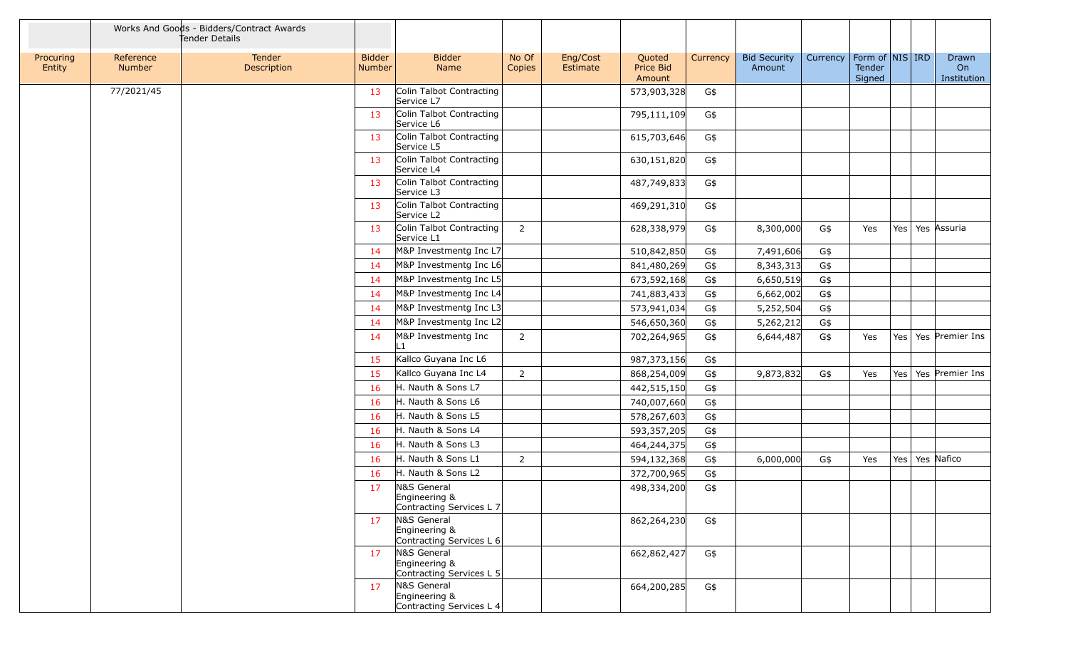| | Works And Goods - Bidders/Contract Awards Tender Details | | | | | | | | | | | | | | |
|---|---|---|---|---|---|---|---|---|---|---|---|---|---|---|---|
| Procuring Entity | Reference Number | Tender Description | Bidder Number | Bidder Name | No Of Copies | Eng/Cost Estimate | Quoted Price Bid Amount | Currency | Bid Security Amount | Currency | Form of Tender Signed | NIS | IRD | Drawn On Institution |
| | 77/2021/45 | | 13 | Colin Talbot Contracting Service L7 | | | 573,903,328 | G$ | | | | | | |
| | | | 13 | Colin Talbot Contracting Service L6 | | | 795,111,109 | G$ | | | | | | |
| | | | 13 | Colin Talbot Contracting Service L5 | | | 615,703,646 | G$ | | | | | | |
| | | | 13 | Colin Talbot Contracting Service L4 | | | 630,151,820 | G$ | | | | | | |
| | | | 13 | Colin Talbot Contracting Service L3 | | | 487,749,833 | G$ | | | | | | |
| | | | 13 | Colin Talbot Contracting Service L2 | | | 469,291,310 | G$ | | | | | | |
| | | | 13 | Colin Talbot Contracting Service L1 | 2 | | 628,338,979 | G$ | 8,300,000 | G$ | Yes | Yes | Yes | Assuria |
| | | | 14 | M&P Investmentg Inc L7 | | | 510,842,850 | G$ | 7,491,606 | G$ | | | | |
| | | | 14 | M&P Investmentg Inc L6 | | | 841,480,269 | G$ | 8,343,313 | G$ | | | | |
| | | | 14 | M&P Investmentg Inc L5 | | | 673,592,168 | G$ | 6,650,519 | G$ | | | | |
| | | | 14 | M&P Investmentg Inc L4 | | | 741,883,433 | G$ | 6,662,002 | G$ | | | | |
| | | | 14 | M&P Investmentg Inc L3 | | | 573,941,034 | G$ | 5,252,504 | G$ | | | | |
| | | | 14 | M&P Investmentg Inc L2 | | | 546,650,360 | G$ | 5,262,212 | G$ | | | | |
| | | | 14 | M&P Investmentg Inc L1 | 2 | | 702,264,965 | G$ | 6,644,487 | G$ | Yes | Yes | Yes | Premier Ins |
| | | | 15 | Kallco Guyana Inc L6 | | | 987,373,156 | G$ | | | | | | |
| | | | 15 | Kallco Guyana Inc L4 | 2 | | 868,254,009 | G$ | 9,873,832 | G$ | Yes | Yes | Yes | Premier Ins |
| | | | 16 | H. Nauth & Sons L7 | | | 442,515,150 | G$ | | | | | | |
| | | | 16 | H. Nauth & Sons L6 | | | 740,007,660 | G$ | | | | | | |
| | | | 16 | H. Nauth & Sons L5 | | | 578,267,603 | G$ | | | | | | |
| | | | 16 | H. Nauth & Sons L4 | | | 593,357,205 | G$ | | | | | | |
| | | | 16 | H. Nauth & Sons L3 | | | 464,244,375 | G$ | | | | | | |
| | | | 16 | H. Nauth & Sons L1 | 2 | | 594,132,368 | G$ | 6,000,000 | G$ | Yes | Yes | Yes | Nafico |
| | | | 16 | H. Nauth & Sons L2 | | | 372,700,965 | G$ | | | | | | |
| | | | 17 | N&S General Engineering & Contracting Services L 7 | | | 498,334,200 | G$ | | | | | | |
| | | | 17 | N&S General Engineering & Contracting Services L 6 | | | 862,264,230 | G$ | | | | | | |
| | | | 17 | N&S General Engineering & Contracting Services L 5 | | | 662,862,427 | G$ | | | | | | |
| | | | 17 | N&S General Engineering & Contracting Services L 4 | | | 664,200,285 | G$ | | | | | | |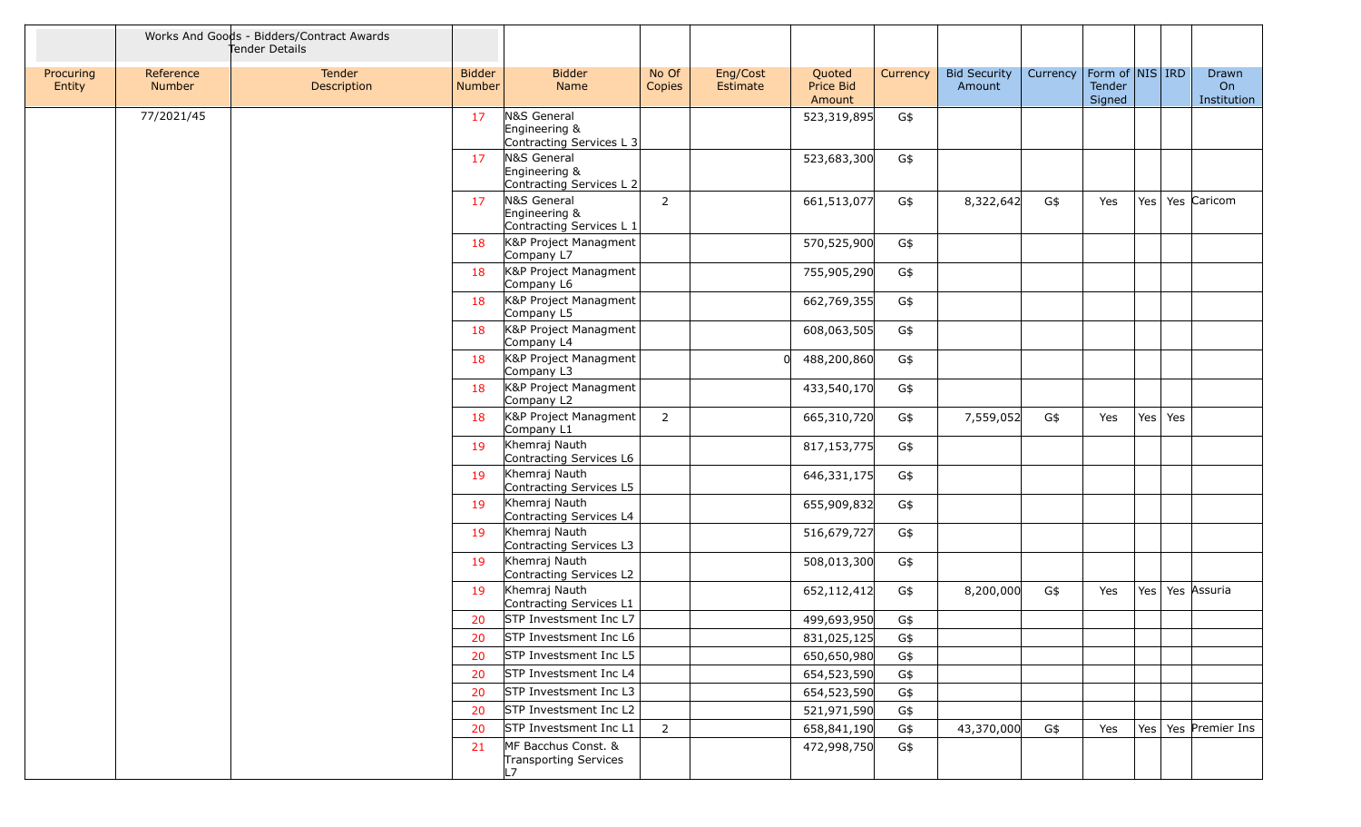| | Works And Goods - Bidders/Contract Awards Tender Details | | | | | | | | | | | | | |
|---|---|---|---|---|---|---|---|---|---|---|---|---|---|---|
| Procuring Entity | Reference Number | Tender Description | Bidder Number | Bidder Name | No Of Copies | Eng/Cost Estimate | Quoted Price Bid Amount | Currency | Bid Security Amount | Currency | Form of Tender Signed | NIS | IRD | Drawn On Institution |
| | 77/2021/45 | | 17 | N&S General Engineering & Contracting Services L 3 | | | 523,319,895 | G$ | | | | | | |
| | | | 17 | N&S General Engineering & Contracting Services L 2 | | | 523,683,300 | G$ | | | | | | |
| | | | 17 | N&S General Engineering & Contracting Services L 1 | 2 | | 661,513,077 | G$ | 8,322,642 | G$ | Yes | Yes | Yes | Caricom |
| | | | 18 | K&P Project Managment Company L7 | | | 570,525,900 | G$ | | | | | | |
| | | | 18 | K&P Project Managment Company L6 | | | 755,905,290 | G$ | | | | | | |
| | | | 18 | K&P Project Managment Company L5 | | | 662,769,355 | G$ | | | | | | |
| | | | 18 | K&P Project Managment Company L4 | | | 608,063,505 | G$ | | | | | | |
| | | | 18 | K&P Project Managment Company L3 | | 0 | 488,200,860 | G$ | | | | | | |
| | | | 18 | K&P Project Managment Company L2 | | | 433,540,170 | G$ | | | | | | |
| | | | 18 | K&P Project Managment Company L1 | 2 | | 665,310,720 | G$ | 7,559,052 | G$ | Yes | Yes | Yes | |
| | | | 19 | Khemraj Nauth Contracting Services L6 | | | 817,153,775 | G$ | | | | | | |
| | | | 19 | Khemraj Nauth Contracting Services L5 | | | 646,331,175 | G$ | | | | | | |
| | | | 19 | Khemraj Nauth Contracting Services L4 | | | 655,909,832 | G$ | | | | | | |
| | | | 19 | Khemraj Nauth Contracting Services L3 | | | 516,679,727 | G$ | | | | | | |
| | | | 19 | Khemraj Nauth Contracting Services L2 | | | 508,013,300 | G$ | | | | | | |
| | | | 19 | Khemraj Nauth Contracting Services L1 | | | 652,112,412 | G$ | 8,200,000 | G$ | Yes | Yes | Yes | Assuria |
| | | | 20 | STP Investsment Inc L7 | | | 499,693,950 | G$ | | | | | | |
| | | | 20 | STP Investsment Inc L6 | | | 831,025,125 | G$ | | | | | | |
| | | | 20 | STP Investsment Inc L5 | | | 650,650,980 | G$ | | | | | | |
| | | | 20 | STP Investsment Inc L4 | | | 654,523,590 | G$ | | | | | | |
| | | | 20 | STP Investsment Inc L3 | | | 654,523,590 | G$ | | | | | | |
| | | | 20 | STP Investsment Inc L2 | | | 521,971,590 | G$ | | | | | | |
| | | | 20 | STP Investsment Inc L1 | 2 | | 658,841,190 | G$ | 43,370,000 | G$ | Yes | Yes | Yes | Premier Ins |
| | | | 21 | MF Bacchus Const. & Transporting Services L7 | | | 472,998,750 | G$ | | | | | | |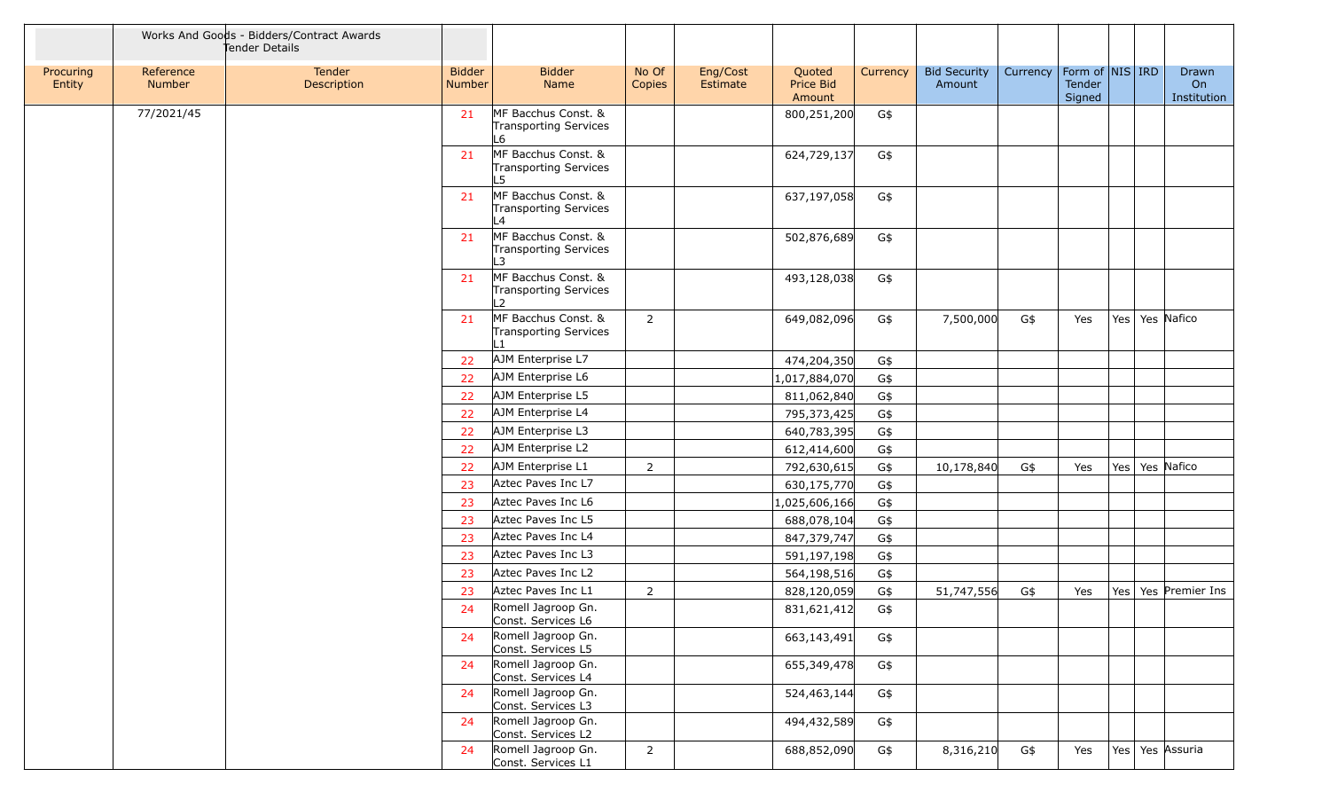| | Works And Goods - Bidders/Contract Awards Tender Details | | | | | | | | | | | | | |
|---|---|---|---|---|---|---|---|---|---|---|---|---|---|---|
| Procuring Entity | Reference Number | Tender Description | Bidder Number | Bidder Name | No Of Copies | Eng/Cost Estimate | Quoted Price Bid Amount | Currency | Bid Security Amount | Currency | Form of Tender Signed | NIS | IRD | Drawn On Institution |
| | 77/2021/45 | | 21 | MF Bacchus Const. & Transporting Services L6 | | | 800,251,200 | G$ | | | | | | |
| | | | 21 | MF Bacchus Const. & Transporting Services L5 | | | 624,729,137 | G$ | | | | | | |
| | | | 21 | MF Bacchus Const. & Transporting Services L4 | | | 637,197,058 | G$ | | | | | | |
| | | | 21 | MF Bacchus Const. & Transporting Services L3 | | | 502,876,689 | G$ | | | | | | |
| | | | 21 | MF Bacchus Const. & Transporting Services L2 | | | 493,128,038 | G$ | | | | | | |
| | | | 21 | MF Bacchus Const. & Transporting Services L1 | 2 | | 649,082,096 | G$ | 7,500,000 | G$ | Yes | Yes | Yes | Nafico |
| | | | 22 | AJM Enterprise L7 | | | 474,204,350 | G$ | | | | | | |
| | | | 22 | AJM Enterprise L6 | | | 1,017,884,070 | G$ | | | | | | |
| | | | 22 | AJM Enterprise L5 | | | 811,062,840 | G$ | | | | | | |
| | | | 22 | AJM Enterprise L4 | | | 795,373,425 | G$ | | | | | | |
| | | | 22 | AJM Enterprise L3 | | | 640,783,395 | G$ | | | | | | |
| | | | 22 | AJM Enterprise L2 | | | 612,414,600 | G$ | | | | | | |
| | | | 22 | AJM Enterprise L1 | 2 | | 792,630,615 | G$ | 10,178,840 | G$ | Yes | Yes | Yes | Nafico |
| | | | 23 | Aztec Paves Inc L7 | | | 630,175,770 | G$ | | | | | | |
| | | | 23 | Aztec Paves Inc L6 | | | 1,025,606,166 | G$ | | | | | | |
| | | | 23 | Aztec Paves Inc L5 | | | 688,078,104 | G$ | | | | | | |
| | | | 23 | Aztec Paves Inc L4 | | | 847,379,747 | G$ | | | | | | |
| | | | 23 | Aztec Paves Inc L3 | | | 591,197,198 | G$ | | | | | | |
| | | | 23 | Aztec Paves Inc L2 | | | 564,198,516 | G$ | | | | | | |
| | | | 23 | Aztec Paves Inc L1 | 2 | | 828,120,059 | G$ | 51,747,556 | G$ | Yes | Yes | Yes | Premier Ins |
| | | | 24 | Romell Jagroop Gn. Const. Services L6 | | | 831,621,412 | G$ | | | | | | |
| | | | 24 | Romell Jagroop Gn. Const. Services L5 | | | 663,143,491 | G$ | | | | | | |
| | | | 24 | Romell Jagroop Gn. Const. Services L4 | | | 655,349,478 | G$ | | | | | | |
| | | | 24 | Romell Jagroop Gn. Const. Services L3 | | | 524,463,144 | G$ | | | | | | |
| | | | 24 | Romell Jagroop Gn. Const. Services L2 | | | 494,432,589 | G$ | | | | | | |
| | | | 24 | Romell Jagroop Gn. Const. Services L1 | 2 | | 688,852,090 | G$ | 8,316,210 | G$ | Yes | Yes | Yes | Assuria |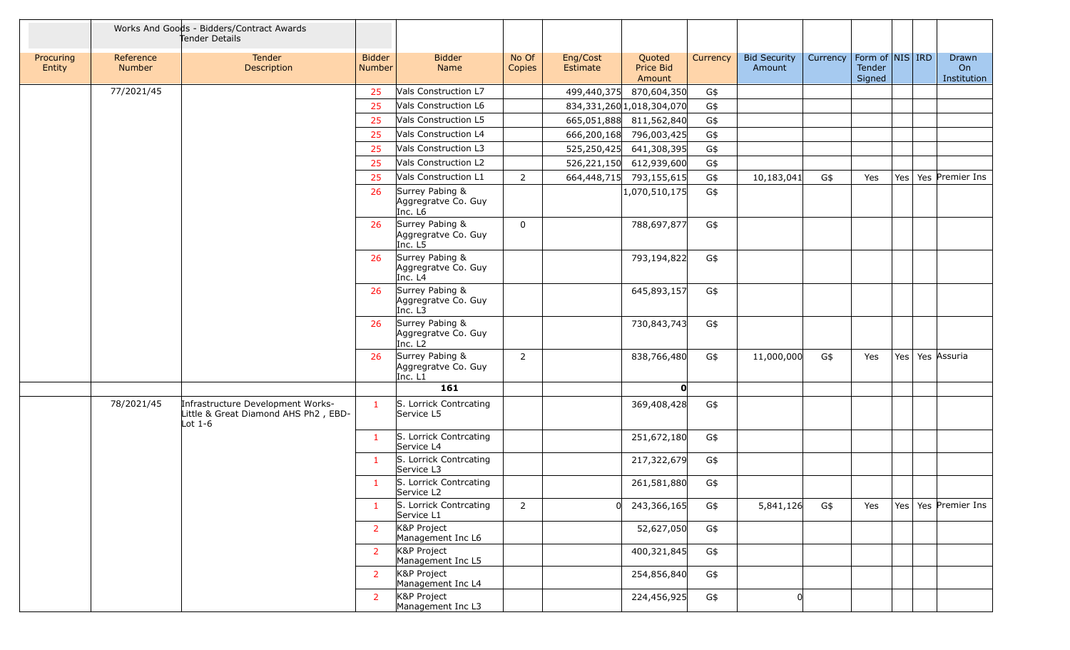| | Works And Goods - Bidders/Contract Awards Tender Details | | | | | | | | | | | | | |
|---|---|---|---|---|---|---|---|---|---|---|---|---|---|---|
| Procuring Entity | Reference Number | Tender Description | Bidder Number | Bidder Name | No Of Copies | Eng/Cost Estimate | Quoted Price Bid Amount | Currency | Bid Security Amount | Currency | Form of Tender Signed | NIS | IRD | Drawn On Institution |
| | 77/2021/45 | | 25 | Vals Construction L7 | | 499,440,375 | 870,604,350 | G$ | | | | | | |
| | | | 25 | Vals Construction L6 | | 834,331,260 | 1,018,304,070 | G$ | | | | | | |
| | | | 25 | Vals Construction L5 | | 665,051,888 | 811,562,840 | G$ | | | | | | |
| | | | 25 | Vals Construction L4 | | 666,200,168 | 796,003,425 | G$ | | | | | | |
| | | | 25 | Vals Construction L3 | | 525,250,425 | 641,308,395 | G$ | | | | | | |
| | | | 25 | Vals Construction L2 | | 526,221,150 | 612,939,600 | G$ | | | | | | |
| | | | 25 | Vals Construction L1 | 2 | 664,448,715 | 793,155,615 | G$ | 10,183,041 | G$ | Yes | Yes | Yes | Premier Ins |
| | | | 26 | Surrey Pabing & Aggregratve Co. Guy Inc. L6 | | | 1,070,510,175 | G$ | | | | | | |
| | | | 26 | Surrey Pabing & Aggregratve Co. Guy Inc. L5 | 0 | | 788,697,877 | G$ | | | | | | |
| | | | 26 | Surrey Pabing & Aggregratve Co. Guy Inc. L4 | | | 793,194,822 | G$ | | | | | | |
| | | | 26 | Surrey Pabing & Aggregratve Co. Guy Inc. L3 | | | 645,893,157 | G$ | | | | | | |
| | | | 26 | Surrey Pabing & Aggregratve Co. Guy Inc. L2 | | | 730,843,743 | G$ | | | | | | |
| | | | 26 | Surrey Pabing & Aggregratve Co. Guy Inc. L1 | 2 | | 838,766,480 | G$ | 11,000,000 | G$ | Yes | Yes | Yes | Assuria |
| | | | | **161** | | | **0** | | | | | | | |
| | 78/2021/45 | Infrastructure Development Works-Little & Great Diamond AHS Ph2 , EBD-Lot 1-6 | 1 | S. Lorrick Contrcating Service L5 | | | 369,408,428 | G$ | | | | | | |
| | | | 1 | S. Lorrick Contrcating Service L4 | | | 251,672,180 | G$ | | | | | | |
| | | | 1 | S. Lorrick Contrcating Service L3 | | | 217,322,679 | G$ | | | | | | |
| | | | 1 | S. Lorrick Contrcating Service L2 | | | 261,581,880 | G$ | | | | | | |
| | | | 1 | S. Lorrick Contrcating Service L1 | 2 | 0 | 243,366,165 | G$ | 5,841,126 | G$ | Yes | Yes | Yes | Premier Ins |
| | | | 2 | K&P Project Management Inc L6 | | | 52,627,050 | G$ | | | | | | |
| | | | 2 | K&P Project Management Inc L5 | | | 400,321,845 | G$ | | | | | | |
| | | | 2 | K&P Project Management Inc L4 | | | 254,856,840 | G$ | | | | | | |
| | | | 2 | K&P Project Management Inc L3 | | | 224,456,925 | G$ | 0 | | | | | |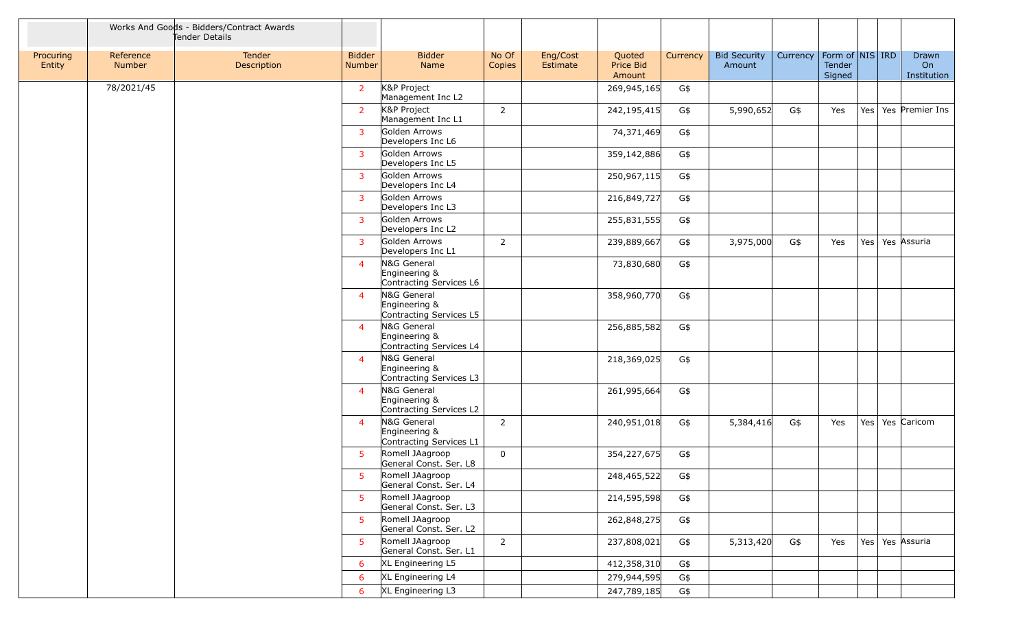Works And Goods - Bidders/Contract Awards
Tender Details

| Procuring Entity | Reference Number | Tender Description | Bidder Number | Bidder Name | No Of Copies | Eng/Cost Estimate | Quoted Price Bid Amount | Currency | Bid Security Amount | Currency | Form of Tender Signed | NIS | IRD | Drawn On Institution |
|---|---|---|---|---|---|---|---|---|---|---|---|---|---|---|
| | 78/2021/45 | | 2 | K&P Project Management Inc L2 | | | 269,945,165 | G$ | | | | | | |
| | | | 2 | K&P Project Management Inc L1 | 2 | | 242,195,415 | G$ | 5,990,652 | G$ | Yes | Yes | Yes | Premier Ins |
| | | | 3 | Golden Arrows Developers Inc L6 | | | 74,371,469 | G$ | | | | | | |
| | | | 3 | Golden Arrows Developers Inc L5 | | | 359,142,886 | G$ | | | | | | |
| | | | 3 | Golden Arrows Developers Inc L4 | | | 250,967,115 | G$ | | | | | | |
| | | | 3 | Golden Arrows Developers Inc L3 | | | 216,849,727 | G$ | | | | | | |
| | | | 3 | Golden Arrows Developers Inc L2 | | | 255,831,555 | G$ | | | | | | |
| | | | 3 | Golden Arrows Developers Inc L1 | 2 | | 239,889,667 | G$ | 3,975,000 | G$ | Yes | Yes | Yes | Assuria |
| | | | 4 | N&G General Engineering & Contracting Services L6 | | | 73,830,680 | G$ | | | | | | |
| | | | 4 | N&G General Engineering & Contracting Services L5 | | | 358,960,770 | G$ | | | | | | |
| | | | 4 | N&G General Engineering & Contracting Services L4 | | | 256,885,582 | G$ | | | | | | |
| | | | 4 | N&G General Engineering & Contracting Services L3 | | | 218,369,025 | G$ | | | | | | |
| | | | 4 | N&G General Engineering & Contracting Services L2 | | | 261,995,664 | G$ | | | | | | |
| | | | 4 | N&G General Engineering & Contracting Services L1 | 2 | | 240,951,018 | G$ | 5,384,416 | G$ | Yes | Yes | Yes | Caricom |
| | | | 5 | Romell JAagroop General Const. Ser. L8 | 0 | | 354,227,675 | G$ | | | | | | |
| | | | 5 | Romell JAagroop General Const. Ser. L4 | | | 248,465,522 | G$ | | | | | | |
| | | | 5 | Romell JAagroop General Const. Ser. L3 | | | 214,595,598 | G$ | | | | | | |
| | | | 5 | Romell JAagroop General Const. Ser. L2 | | | 262,848,275 | G$ | | | | | | |
| | | | 5 | Romell JAagroop General Const. Ser. L1 | 2 | | 237,808,021 | G$ | 5,313,420 | G$ | Yes | Yes | Yes | Assuria |
| | | | 6 | XL Engineering L5 | | | 412,358,310 | G$ | | | | | | |
| | | | 6 | XL Engineering L4 | | | 279,944,595 | G$ | | | | | | |
| | | | 6 | XL Engineering L3 | | | 247,789,185 | G$ | | | | | | |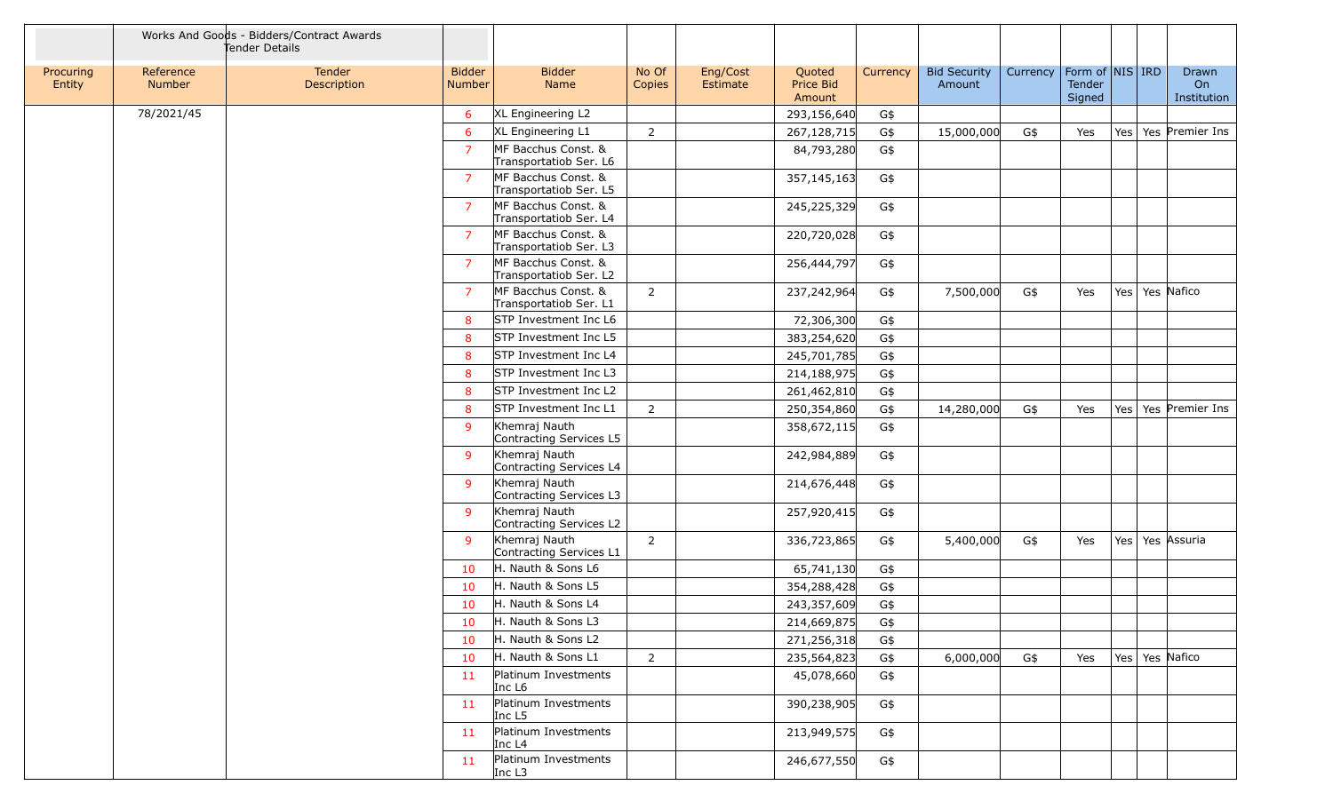| | Works And Goods - Bidders/Contract Awards Tender Details | | | | | | | | | | | | | |
|---|---|---|---|---|---|---|---|---|---|---|---|---|---|---|
| Procuring Entity | Reference Number | Tender Description | Bidder Number | Bidder Name | No Of Copies | Eng/Cost Estimate | Quoted Price Bid Amount | Currency | Bid Security Amount | Currency | Form of Tender Signed | NIS | IRD | Drawn On Institution |
| | 78/2021/45 | | 6 | XL Engineering L2 | | | 293,156,640 | G$ | | | | | | |
| | | | 6 | XL Engineering L1 | 2 | | 267,128,715 | G$ | 15,000,000 | G$ | Yes | Yes | Yes | Premier Ins |
| | | | 7 | MF Bacchus Const. & Transportatiob Ser. L6 | | | 84,793,280 | G$ | | | | | | |
| | | | 7 | MF Bacchus Const. & Transportatiob Ser. L5 | | | 357,145,163 | G$ | | | | | | |
| | | | 7 | MF Bacchus Const. & Transportatiob Ser. L4 | | | 245,225,329 | G$ | | | | | | |
| | | | 7 | MF Bacchus Const. & Transportatiob Ser. L3 | | | 220,720,028 | G$ | | | | | | |
| | | | 7 | MF Bacchus Const. & Transportatiob Ser. L2 | | | 256,444,797 | G$ | | | | | | |
| | | | 7 | MF Bacchus Const. & Transportatiob Ser. L1 | 2 | | 237,242,964 | G$ | 7,500,000 | G$ | Yes | Yes | Yes | Nafico |
| | | | 8 | STP Investment Inc L6 | | | 72,306,300 | G$ | | | | | | |
| | | | 8 | STP Investment Inc L5 | | | 383,254,620 | G$ | | | | | | |
| | | | 8 | STP Investment Inc L4 | | | 245,701,785 | G$ | | | | | | |
| | | | 8 | STP Investment Inc L3 | | | 214,188,975 | G$ | | | | | | |
| | | | 8 | STP Investment Inc L2 | | | 261,462,810 | G$ | | | | | | |
| | | | 8 | STP Investment Inc L1 | 2 | | 250,354,860 | G$ | 14,280,000 | G$ | Yes | Yes | Yes | Premier Ins |
| | | | 9 | Khemraj Nauth Contracting Services L5 | | | 358,672,115 | G$ | | | | | | |
| | | | 9 | Khemraj Nauth Contracting Services L4 | | | 242,984,889 | G$ | | | | | | |
| | | | 9 | Khemraj Nauth Contracting Services L3 | | | 214,676,448 | G$ | | | | | | |
| | | | 9 | Khemraj Nauth Contracting Services L2 | | | 257,920,415 | G$ | | | | | | |
| | | | 9 | Khemraj Nauth Contracting Services L1 | 2 | | 336,723,865 | G$ | 5,400,000 | G$ | Yes | Yes | Yes | Assuria |
| | | | 10 | H. Nauth & Sons L6 | | | 65,741,130 | G$ | | | | | | |
| | | | 10 | H. Nauth & Sons L5 | | | 354,288,428 | G$ | | | | | | |
| | | | 10 | H. Nauth & Sons L4 | | | 243,357,609 | G$ | | | | | | |
| | | | 10 | H. Nauth & Sons L3 | | | 214,669,875 | G$ | | | | | | |
| | | | 10 | H. Nauth & Sons L2 | | | 271,256,318 | G$ | | | | | | |
| | | | 10 | H. Nauth & Sons L1 | 2 | | 235,564,823 | G$ | 6,000,000 | G$ | Yes | Yes | Yes | Nafico |
| | | | 11 | Platinum Investments Inc L6 | | | 45,078,660 | G$ | | | | | | |
| | | | 11 | Platinum Investments Inc L5 | | | 390,238,905 | G$ | | | | | | |
| | | | 11 | Platinum Investments Inc L4 | | | 213,949,575 | G$ | | | | | | |
| | | | 11 | Platinum Investments Inc L3 | | | 246,677,550 | G$ | | | | | | |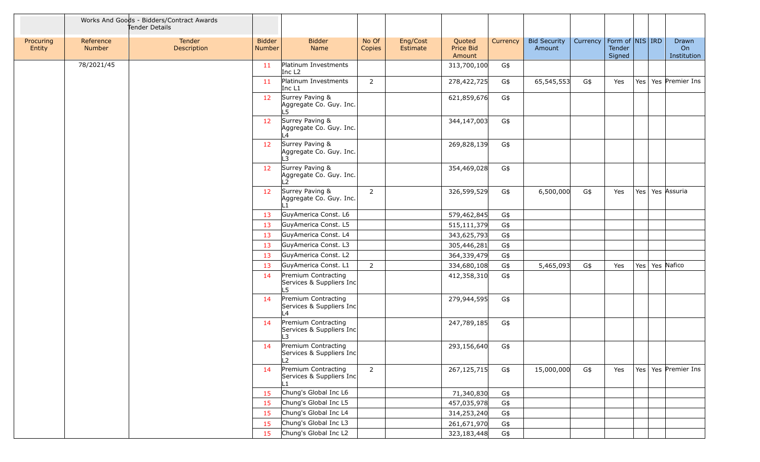| | Works And Goods - Bidders/Contract Awards Tender Details | | | | | | | | | | | | | |
|---|---|---|---|---|---|---|---|---|---|---|---|---|---|---|
| Procuring Entity | Reference Number | Tender Description | Bidder Number | Bidder Name | No Of Copies | Eng/Cost Estimate | Quoted Price Bid Amount | Currency | Bid Security Amount | Currency | Form of Tender Signed | NIS | IRD | Drawn On Institution |
| | 78/2021/45 | | 11 | Platinum Investments Inc L2 | | | 313,700,100 | G$ | | | | | | |
| | | | 11 | Platinum Investments Inc L1 | 2 | | 278,422,725 | G$ | 65,545,553 | G$ | Yes | Yes | Yes | Premier Ins |
| | | | 12 | Surrey Paving & Aggregate Co. Guy. Inc. L5 | | | 621,859,676 | G$ | | | | | | |
| | | | 12 | Surrey Paving & Aggregate Co. Guy. Inc. L4 | | | 344,147,003 | G$ | | | | | | |
| | | | 12 | Surrey Paving & Aggregate Co. Guy. Inc. L3 | | | 269,828,139 | G$ | | | | | | |
| | | | 12 | Surrey Paving & Aggregate Co. Guy. Inc. L2 | | | 354,469,028 | G$ | | | | | | |
| | | | 12 | Surrey Paving & Aggregate Co. Guy. Inc. L1 | 2 | | 326,599,529 | G$ | 6,500,000 | G$ | Yes | Yes | Yes | Assuria |
| | | | 13 | GuyAmerica Const. L6 | | | 579,462,845 | G$ | | | | | | |
| | | | 13 | GuyAmerica Const. L5 | | | 515,111,379 | G$ | | | | | | |
| | | | 13 | GuyAmerica Const. L4 | | | 343,625,793 | G$ | | | | | | |
| | | | 13 | GuyAmerica Const. L3 | | | 305,446,281 | G$ | | | | | | |
| | | | 13 | GuyAmerica Const. L2 | | | 364,339,479 | G$ | | | | | | |
| | | | 13 | GuyAmerica Const. L1 | 2 | | 334,680,108 | G$ | 5,465,093 | G$ | Yes | Yes | Yes | Nafico |
| | | | 14 | Premium Contracting Services & Suppliers Inc L5 | | | 412,358,310 | G$ | | | | | | |
| | | | 14 | Premium Contracting Services & Suppliers Inc L4 | | | 279,944,595 | G$ | | | | | | |
| | | | 14 | Premium Contracting Services & Suppliers Inc L3 | | | 247,789,185 | G$ | | | | | | |
| | | | 14 | Premium Contracting Services & Suppliers Inc L2 | | | 293,156,640 | G$ | | | | | | |
| | | | 14 | Premium Contracting Services & Suppliers Inc L1 | 2 | | 267,125,715 | G$ | 15,000,000 | G$ | Yes | Yes | Yes | Premier Ins |
| | | | 15 | Chung's Global Inc L6 | | | 71,340,830 | G$ | | | | | | |
| | | | 15 | Chung's Global Inc L5 | | | 457,035,978 | G$ | | | | | | |
| | | | 15 | Chung's Global Inc L4 | | | 314,253,240 | G$ | | | | | | |
| | | | 15 | Chung's Global Inc L3 | | | 261,671,970 | G$ | | | | | | |
| | | | 15 | Chung's Global Inc L2 | | | 323,183,448 | G$ | | | | | | |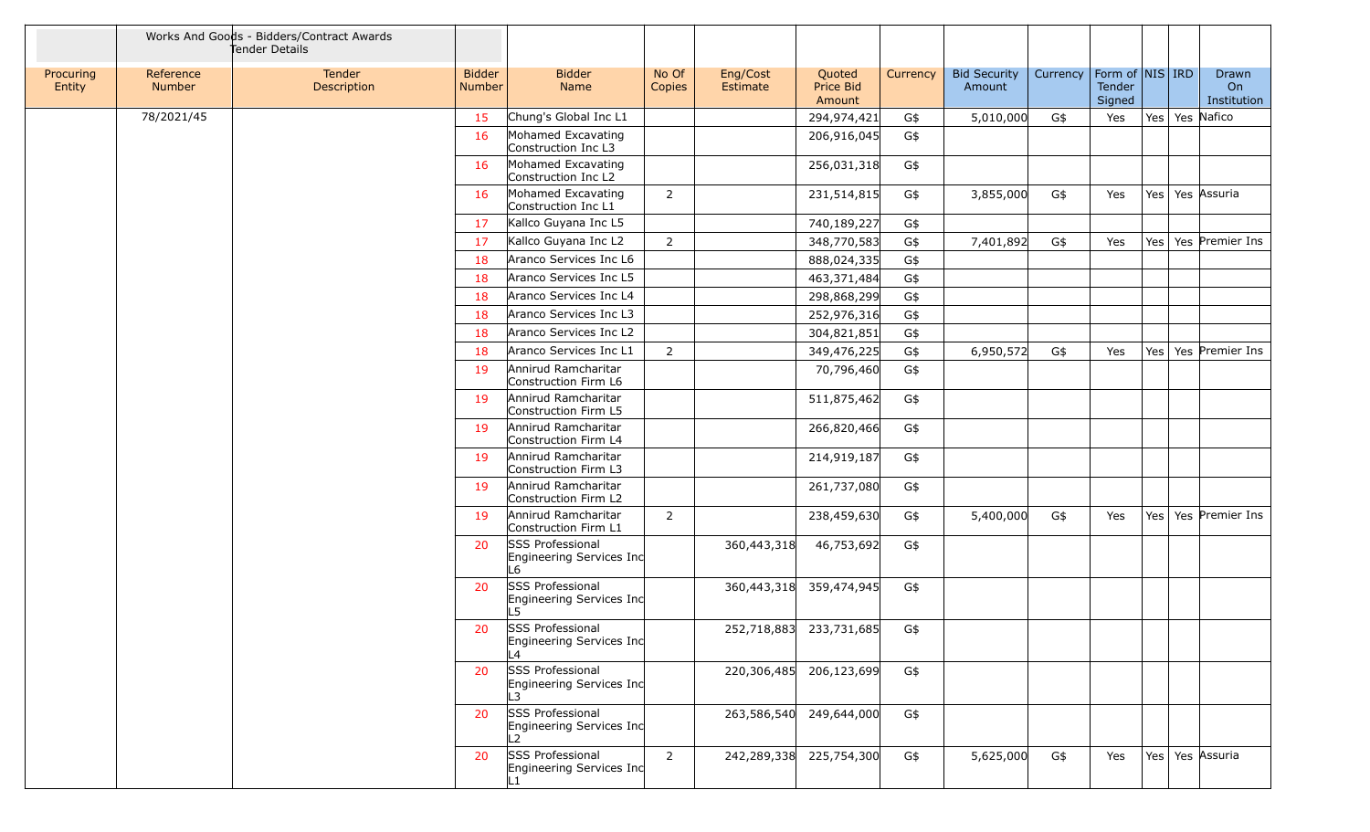| | Works And Goods - Bidders/Contract Awards Tender Details | | | | | | | | | | | | | |
|---|---|---|---|---|---|---|---|---|---|---|---|---|---|---|
| Procuring Entity | Reference Number | Tender Description | Bidder Number | Bidder Name | No Of Copies | Eng/Cost Estimate | Quoted Price Bid Amount | Currency | Bid Security Amount | Currency | Form of Tender Signed | NIS | IRD | Drawn On Institution |
| | 78/2021/45 | | 15 | Chung's Global Inc L1 | | | 294,974,421 | G$ | 5,010,000 | G$ | Yes | Yes | Yes | Nafico |
| | | | 16 | Mohamed Excavating Construction Inc L3 | | | 206,916,045 | G$ | | | | | | |
| | | | 16 | Mohamed Excavating Construction Inc L2 | | | 256,031,318 | G$ | | | | | | |
| | | | 16 | Mohamed Excavating Construction Inc L1 | 2 | | 231,514,815 | G$ | 3,855,000 | G$ | Yes | Yes | Yes | Assuria |
| | | | 17 | Kallco Guyana Inc L5 | | | 740,189,227 | G$ | | | | | | |
| | | | 17 | Kallco Guyana Inc L2 | 2 | | 348,770,583 | G$ | 7,401,892 | G$ | Yes | Yes | Yes | Premier Ins |
| | | | 18 | Aranco Services Inc L6 | | | 888,024,335 | G$ | | | | | | |
| | | | 18 | Aranco Services Inc L5 | | | 463,371,484 | G$ | | | | | | |
| | | | 18 | Aranco Services Inc L4 | | | 298,868,299 | G$ | | | | | | |
| | | | 18 | Aranco Services Inc L3 | | | 252,976,316 | G$ | | | | | | |
| | | | 18 | Aranco Services Inc L2 | | | 304,821,851 | G$ | | | | | | |
| | | | 18 | Aranco Services Inc L1 | 2 | | 349,476,225 | G$ | 6,950,572 | G$ | Yes | Yes | Yes | Premier Ins |
| | | | 19 | Annirud Ramcharitar Construction Firm L6 | | | 70,796,460 | G$ | | | | | | |
| | | | 19 | Annirud Ramcharitar Construction Firm L5 | | | 511,875,462 | G$ | | | | | | |
| | | | 19 | Annirud Ramcharitar Construction Firm L4 | | | 266,820,466 | G$ | | | | | | |
| | | | 19 | Annirud Ramcharitar Construction Firm L3 | | | 214,919,187 | G$ | | | | | | |
| | | | 19 | Annirud Ramcharitar Construction Firm L2 | | | 261,737,080 | G$ | | | | | | |
| | | | 19 | Annirud Ramcharitar Construction Firm L1 | 2 | | 238,459,630 | G$ | 5,400,000 | G$ | Yes | Yes | Yes | Premier Ins |
| | | | 20 | SSS Professional Engineering Services Inc L6 | | 360,443,318 | 46,753,692 | G$ | | | | | | |
| | | | 20 | SSS Professional Engineering Services Inc L5 | | 360,443,318 | 359,474,945 | G$ | | | | | | |
| | | | 20 | SSS Professional Engineering Services Inc L4 | | 252,718,883 | 233,731,685 | G$ | | | | | | |
| | | | 20 | SSS Professional Engineering Services Inc L3 | | 220,306,485 | 206,123,699 | G$ | | | | | | |
| | | | 20 | SSS Professional Engineering Services Inc L2 | | 263,586,540 | 249,644,000 | G$ | | | | | | |
| | | | 20 | SSS Professional Engineering Services Inc L1 | 2 | 242,289,338 | 225,754,300 | G$ | 5,625,000 | G$ | Yes | Yes | Yes | Assuria |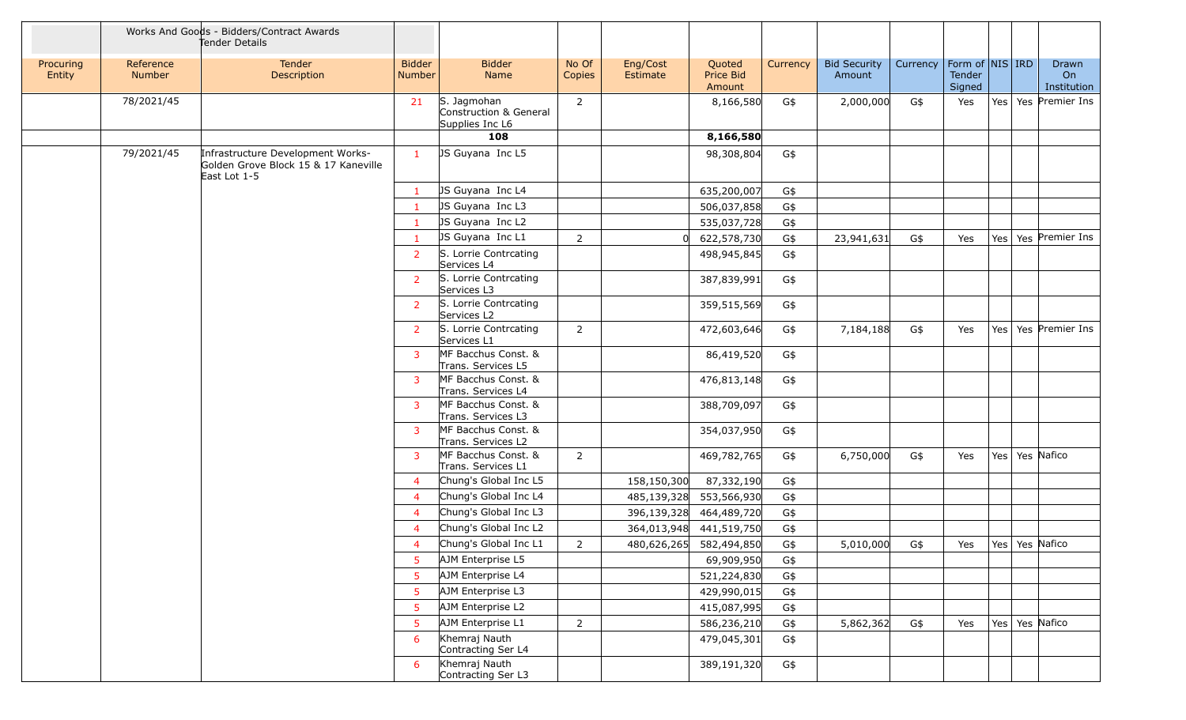| | Works And Goods - Bidders/Contract Awards Tender Details | | | | | | | | | | | | | | |
|---|---|---|---|---|---|---|---|---|---|---|---|---|---|---|---|
| Procuring Entity | Reference Number | Tender Description | Bidder Number | Bidder Name | No Of Copies | Eng/Cost Estimate | Quoted Price Bid Amount | Currency | Bid Security Amount | Currency | Form of Tender Signed | NIS | IRD | Drawn On Institution |
| | 78/2021/45 | | 21 | S. Jagmohan Construction & General Supplies Inc L6 | 2 | | 8,166,580 | G$ | 2,000,000 | G$ | Yes | Yes | Yes | Premier Ins |
| | | | | **108** | | | **8,166,580** | | | | | | | |
| | 79/2021/45 | Infrastructure Development Works-Golden Grove Block 15 & 17 Kaneville East Lot 1-5 | 1 | JS Guyana Inc L5 | | | 98,308,804 | G$ | | | | | | |
| | | | 1 | JS Guyana Inc L4 | | | 635,200,007 | G$ | | | | | | |
| | | | 1 | JS Guyana Inc L3 | | | 506,037,858 | G$ | | | | | | |
| | | | 1 | JS Guyana Inc L2 | | | 535,037,728 | G$ | | | | | | |
| | | | 1 | JS Guyana Inc L1 | 2 | 0 | 622,578,730 | G$ | 23,941,631 | G$ | Yes | Yes | Yes | Premier Ins |
| | | | 2 | S. Lorrie Contrcating Services L4 | | | 498,945,845 | G$ | | | | | | |
| | | | 2 | S. Lorrie Contrcating Services L3 | | | 387,839,991 | G$ | | | | | | |
| | | | 2 | S. Lorrie Contrcating Services L2 | | | 359,515,569 | G$ | | | | | | |
| | | | 2 | S. Lorrie Contrcating Services L1 | 2 | | 472,603,646 | G$ | 7,184,188 | G$ | Yes | Yes | Yes | Premier Ins |
| | | | 3 | MF Bacchus Const. & Trans. Services L5 | | | 86,419,520 | G$ | | | | | | |
| | | | 3 | MF Bacchus Const. & Trans. Services L4 | | | 476,813,148 | G$ | | | | | | |
| | | | 3 | MF Bacchus Const. & Trans. Services L3 | | | 388,709,097 | G$ | | | | | | |
| | | | 3 | MF Bacchus Const. & Trans. Services L2 | | | 354,037,950 | G$ | | | | | | |
| | | | 3 | MF Bacchus Const. & Trans. Services L1 | 2 | | 469,782,765 | G$ | 6,750,000 | G$ | Yes | Yes | Yes | Nafico |
| | | | 4 | Chung's Global Inc L5 | | 158,150,300 | 87,332,190 | G$ | | | | | | |
| | | | 4 | Chung's Global Inc L4 | | 485,139,328 | 553,566,930 | G$ | | | | | | |
| | | | 4 | Chung's Global Inc L3 | | 396,139,328 | 464,489,720 | G$ | | | | | | |
| | | | 4 | Chung's Global Inc L2 | | 364,013,948 | 441,519,750 | G$ | | | | | | |
| | | | 4 | Chung's Global Inc L1 | 2 | 480,626,265 | 582,494,850 | G$ | 5,010,000 | G$ | Yes | Yes | Yes | Nafico |
| | | | 5 | AJM Enterprise L5 | | | 69,909,950 | G$ | | | | | | |
| | | | 5 | AJM Enterprise L4 | | | 521,224,830 | G$ | | | | | | |
| | | | 5 | AJM Enterprise L3 | | | 429,990,015 | G$ | | | | | | |
| | | | 5 | AJM Enterprise L2 | | | 415,087,995 | G$ | | | | | | |
| | | | 5 | AJM Enterprise L1 | 2 | | 586,236,210 | G$ | 5,862,362 | G$ | Yes | Yes | Yes | Nafico |
| | | | 6 | Khemraj Nauth Contracting Ser L4 | | | 479,045,301 | G$ | | | | | | |
| | | | 6 | Khemraj Nauth Contracting Ser L3 | | | 389,191,320 | G$ | | | | | | |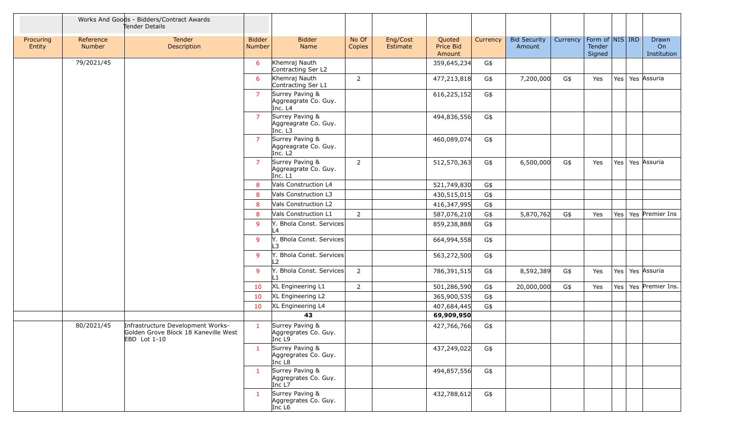| | Works And Goods - Bidders/Contract Awards Tender Details | | | | | | | | | | | | | |
|---|---|---|---|---|---|---|---|---|---|---|---|---|---|---|
| Procuring Entity | Reference Number | Tender Description | Bidder Number | Bidder Name | No Of Copies | Eng/Cost Estimate | Quoted Price Bid Amount | Currency | Bid Security Amount | Currency | Form of Tender Signed | NIS | IRD | Drawn On Institution |
| | 79/2021/45 | | 6 | Khemraj Nauth Contracting Ser L2 | | | 359,645,234 | G$ | | | | | | |
| | | | 6 | Khemraj Nauth Contracting Ser L1 | 2 | | 477,213,818 | G$ | 7,200,000 | G$ | Yes | Yes | Yes | Assuria |
| | | | 7 | Surrey Paving & Aggreagrate Co. Guy. Inc. L4 | | | 616,225,152 | G$ | | | | | | |
| | | | 7 | Surrey Paving & Aggreagrate Co. Guy. Inc. L3 | | | 494,836,556 | G$ | | | | | | |
| | | | 7 | Surrey Paving & Aggreagrate Co. Guy. Inc. L2 | | | 460,089,074 | G$ | | | | | | |
| | | | 7 | Surrey Paving & Aggreagrate Co. Guy. Inc. L1 | 2 | | 512,570,363 | G$ | 6,500,000 | G$ | Yes | Yes | Yes | Assuria |
| | | | 8 | Vals Construction L4 | | | 521,749,830 | G$ | | | | | | |
| | | | 8 | Vals Construction L3 | | | 430,515,015 | G$ | | | | | | |
| | | | 8 | Vals Construction L2 | | | 416,347,995 | G$ | | | | | | |
| | | | 8 | Vals Construction L1 | 2 | | 587,076,210 | G$ | 5,870,762 | G$ | Yes | Yes | Yes | Premier Ins |
| | | | 9 | Y. Bhola Const. Services L4 | | | 859,238,888 | G$ | | | | | | |
| | | | 9 | Y. Bhola Const. Services L3 | | | 664,994,558 | G$ | | | | | | |
| | | | 9 | Y. Bhola Const. Services L2 | | | 563,272,500 | G$ | | | | | | |
| | | | 9 | Y. Bhola Const. Services L1 | 2 | | 786,391,515 | G$ | 8,592,389 | G$ | Yes | Yes | Yes | Assuria |
| | | | 10 | XL Engineering L1 | 2 | | 501,286,590 | G$ | 20,000,000 | G$ | Yes | Yes | Yes | Premier Ins. |
| | | | 10 | XL Engineering L2 | | | 365,900,535 | G$ | | | | | | |
| | | | 10 | XL Engineering L4 | | | 407,684,445 | G$ | | | | | | |
| | | | | **43** | | | **69,909,950** | | | | | | | |
| | 80/2021/45 | Infrastructure Development Works- Golden Grove Block 18 Kaneville West EBD Lot 1-10 | 1 | Surrey Paving & Aggregrates Co. Guy. Inc L9 | | | 427,766,766 | G$ | | | | | | |
| | | | 1 | Surrey Paving & Aggregrates Co. Guy. Inc L8 | | | 437,249,022 | G$ | | | | | | |
| | | | 1 | Surrey Paving & Aggregrates Co. Guy. Inc L7 | | | 494,857,556 | G$ | | | | | | |
| | | | 1 | Surrey Paving & Aggregrates Co. Guy. Inc L6 | | | 432,788,612 | G$ | | | | | | |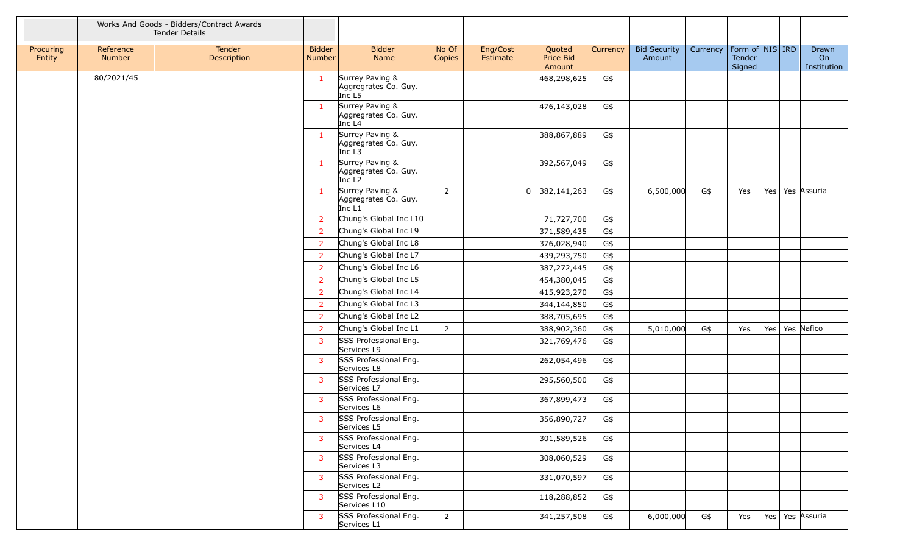| | Works And Goods - Bidders/Contract Awards Tender Details | | | | | | | | | | | | | |
|---|---|---|---|---|---|---|---|---|---|---|---|---|---|---|
| Procuring Entity | Reference Number | Tender Description | Bidder Number | Bidder Name | No Of Copies | Eng/Cost Estimate | Quoted Price Bid Amount | Currency | Bid Security Amount | Currency | Form of Tender Signed | NIS | IRD | Drawn On Institution |
| | 80/2021/45 | | 1 | Surrey Paving & Aggregrates Co. Guy. Inc L5 | | | 468,298,625 | G$ | | | | | | |
| | | | 1 | Surrey Paving & Aggregrates Co. Guy. Inc L4 | | | 476,143,028 | G$ | | | | | | |
| | | | 1 | Surrey Paving & Aggregrates Co. Guy. Inc L3 | | | 388,867,889 | G$ | | | | | | |
| | | | 1 | Surrey Paving & Aggregrates Co. Guy. Inc L2 | | | 392,567,049 | G$ | | | | | | |
| | | | 1 | Surrey Paving & Aggregrates Co. Guy. Inc L1 | 2 | 0 | 382,141,263 | G$ | 6,500,000 | G$ | Yes | Yes | Yes | Assuria |
| | | | 2 | Chung's Global Inc L10 | | | 71,727,700 | G$ | | | | | | |
| | | | 2 | Chung's Global Inc L9 | | | 371,589,435 | G$ | | | | | | |
| | | | 2 | Chung's Global Inc L8 | | | 376,028,940 | G$ | | | | | | |
| | | | 2 | Chung's Global Inc L7 | | | 439,293,750 | G$ | | | | | | |
| | | | 2 | Chung's Global Inc L6 | | | 387,272,445 | G$ | | | | | | |
| | | | 2 | Chung's Global Inc L5 | | | 454,380,045 | G$ | | | | | | |
| | | | 2 | Chung's Global Inc L4 | | | 415,923,270 | G$ | | | | | | |
| | | | 2 | Chung's Global Inc L3 | | | 344,144,850 | G$ | | | | | | |
| | | | 2 | Chung's Global Inc L2 | | | 388,705,695 | G$ | | | | | | |
| | | | 2 | Chung's Global Inc L1 | 2 | | 388,902,360 | G$ | 5,010,000 | G$ | Yes | Yes | Yes | Nafico |
| | | | 3 | SSS Professional Eng. Services L9 | | | 321,769,476 | G$ | | | | | | |
| | | | 3 | SSS Professional Eng. Services L8 | | | 262,054,496 | G$ | | | | | | |
| | | | 3 | SSS Professional Eng. Services L7 | | | 295,560,500 | G$ | | | | | | |
| | | | 3 | SSS Professional Eng. Services L6 | | | 367,899,473 | G$ | | | | | | |
| | | | 3 | SSS Professional Eng. Services L5 | | | 356,890,727 | G$ | | | | | | |
| | | | 3 | SSS Professional Eng. Services L4 | | | 301,589,526 | G$ | | | | | | |
| | | | 3 | SSS Professional Eng. Services L3 | | | 308,060,529 | G$ | | | | | | |
| | | | 3 | SSS Professional Eng. Services L2 | | | 331,070,597 | G$ | | | | | | |
| | | | 3 | SSS Professional Eng. Services L10 | | | 118,288,852 | G$ | | | | | | |
| | | | 3 | SSS Professional Eng. Services L1 | 2 | | 341,257,508 | G$ | 6,000,000 | G$ | Yes | Yes | Yes | Assuria |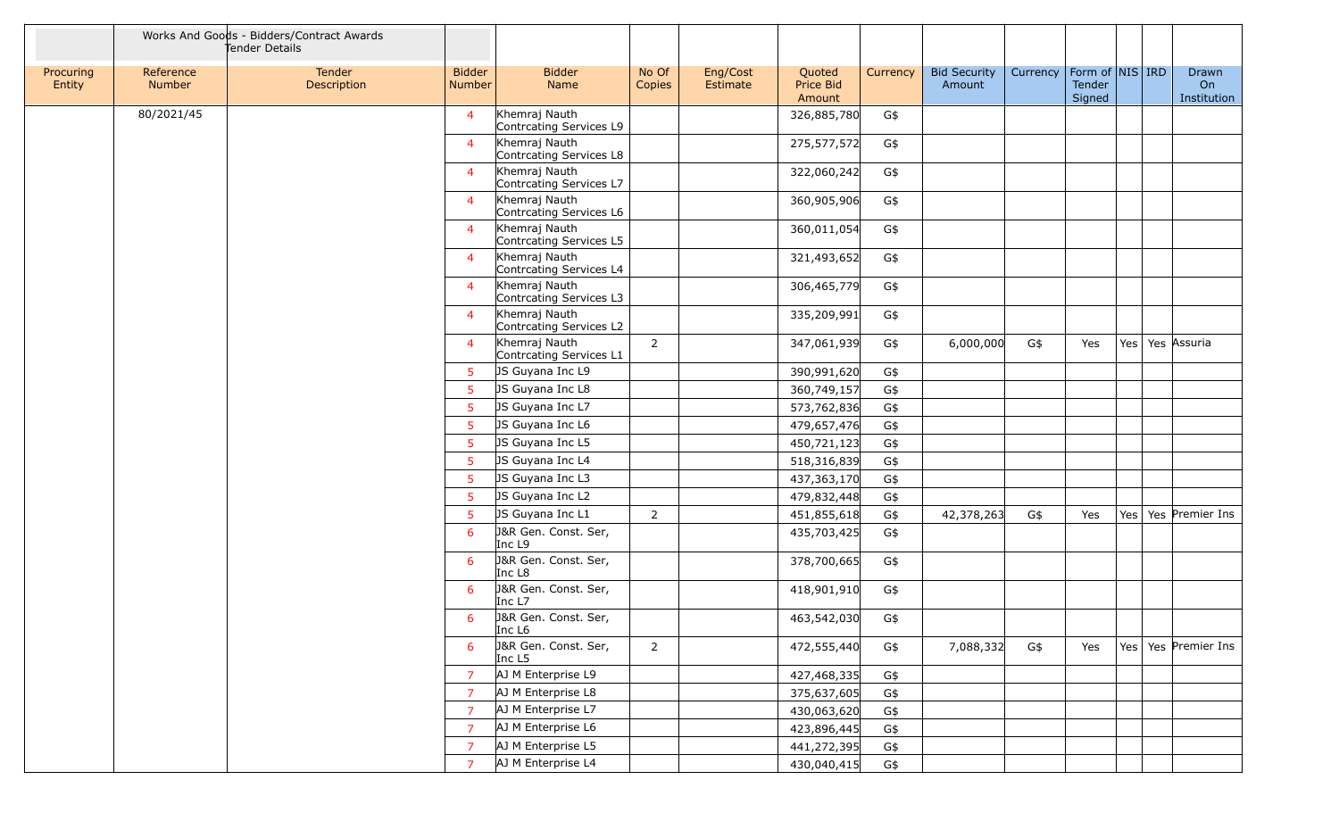| | Works And Goods - Bidders/Contract Awards Tender Details | | | | | | | | | | | | | | |
|---|---|---|---|---|---|---|---|---|---|---|---|---|---|---|---|
| Procuring Entity | Reference Number | Tender Description | Bidder Number | Bidder Name | No Of Copies | Eng/Cost Estimate | Quoted Price Bid Amount | Currency | Bid Security Amount | Currency | Form of Tender Signed | NIS | IRD | Drawn On Institution |
| | 80/2021/45 | | 4 | Khemraj Nauth Contrcating Services L9 | | | 326,885,780 | G$ | | | | | | |
| | | | 4 | Khemraj Nauth Contrcating Services L8 | | | 275,577,572 | G$ | | | | | | |
| | | | 4 | Khemraj Nauth Contrcating Services L7 | | | 322,060,242 | G$ | | | | | | |
| | | | 4 | Khemraj Nauth Contrcating Services L6 | | | 360,905,906 | G$ | | | | | | |
| | | | 4 | Khemraj Nauth Contrcating Services L5 | | | 360,011,054 | G$ | | | | | | |
| | | | 4 | Khemraj Nauth Contrcating Services L4 | | | 321,493,652 | G$ | | | | | | |
| | | | 4 | Khemraj Nauth Contrcating Services L3 | | | 306,465,779 | G$ | | | | | | |
| | | | 4 | Khemraj Nauth Contrcating Services L2 | | | 335,209,991 | G$ | | | | | | |
| | | | 4 | Khemraj Nauth Contrcating Services L1 | 2 | | 347,061,939 | G$ | 6,000,000 | G$ | Yes | Yes | Yes | Assuria |
| | | | 5 | JS Guyana Inc L9 | | | 390,991,620 | G$ | | | | | | |
| | | | 5 | JS Guyana Inc L8 | | | 360,749,157 | G$ | | | | | | |
| | | | 5 | JS Guyana Inc L7 | | | 573,762,836 | G$ | | | | | | |
| | | | 5 | JS Guyana Inc L6 | | | 479,657,476 | G$ | | | | | | |
| | | | 5 | JS Guyana Inc L5 | | | 450,721,123 | G$ | | | | | | |
| | | | 5 | JS Guyana Inc L4 | | | 518,316,839 | G$ | | | | | | |
| | | | 5 | JS Guyana Inc L3 | | | 437,363,170 | G$ | | | | | | |
| | | | 5 | JS Guyana Inc L2 | | | 479,832,448 | G$ | | | | | | |
| | | | 5 | JS Guyana Inc L1 | 2 | | 451,855,618 | G$ | 42,378,263 | G$ | Yes | Yes | Yes | Premier Ins |
| | | | 6 | J&R Gen. Const. Ser, Inc L9 | | | 435,703,425 | G$ | | | | | | |
| | | | 6 | J&R Gen. Const. Ser, Inc L8 | | | 378,700,665 | G$ | | | | | | |
| | | | 6 | J&R Gen. Const. Ser, Inc L7 | | | 418,901,910 | G$ | | | | | | |
| | | | 6 | J&R Gen. Const. Ser, Inc L6 | | | 463,542,030 | G$ | | | | | | |
| | | | 6 | J&R Gen. Const. Ser, Inc L5 | 2 | | 472,555,440 | G$ | 7,088,332 | G$ | Yes | Yes | Yes | Premier Ins |
| | | | 7 | AJ M Enterprise L9 | | | 427,468,335 | G$ | | | | | | |
| | | | 7 | AJ M Enterprise L8 | | | 375,637,605 | G$ | | | | | | |
| | | | 7 | AJ M Enterprise L7 | | | 430,063,620 | G$ | | | | | | |
| | | | 7 | AJ M Enterprise L6 | | | 423,896,445 | G$ | | | | | | |
| | | | 7 | AJ M Enterprise L5 | | | 441,272,395 | G$ | | | | | | |
| | | | 7 | AJ M Enterprise L4 | | | 430,040,415 | G$ | | | | | | |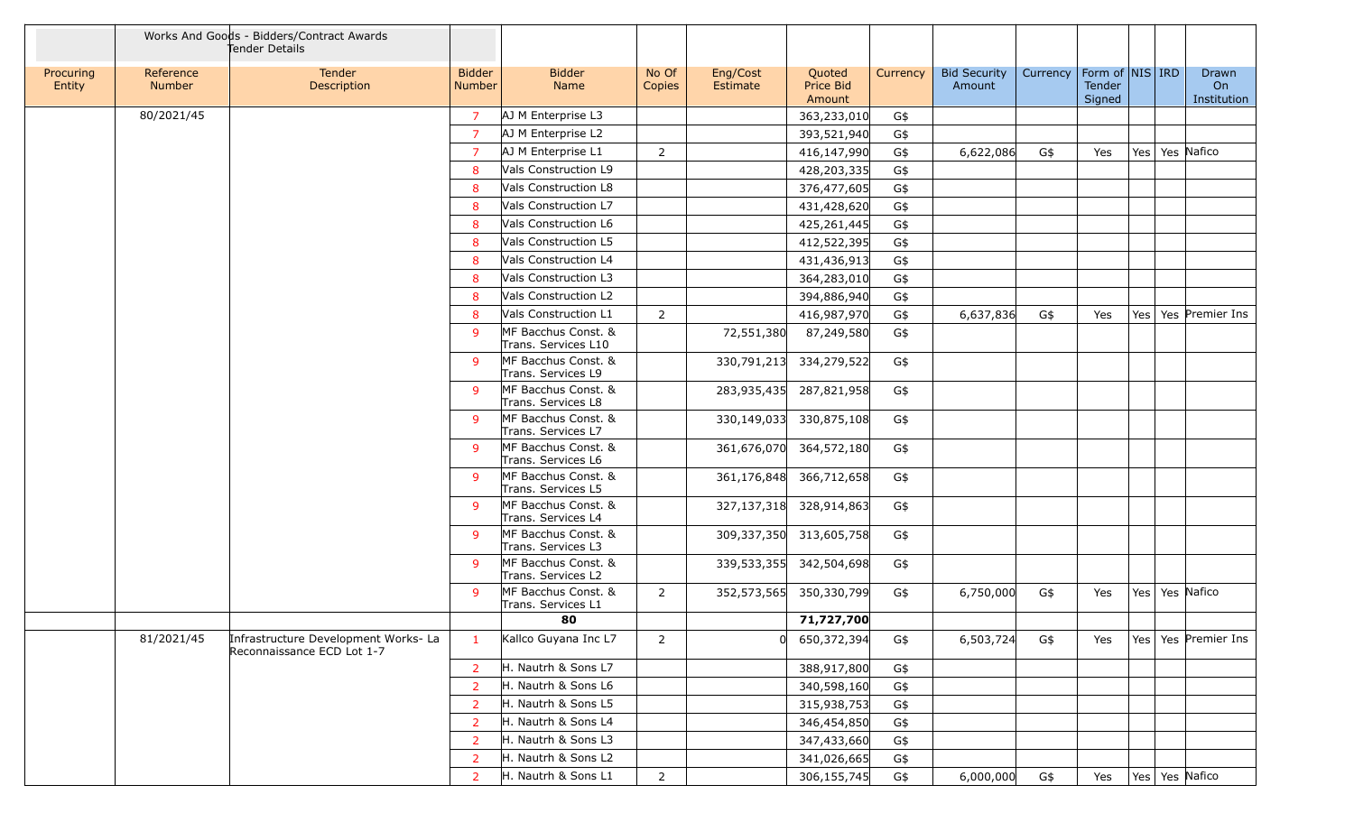| | Works And Goods - Bidders/Contract Awards Tender Details | | | | | | | | | | | | | |
|---|---|---|---|---|---|---|---|---|---|---|---|---|---|---|
| Procuring Entity | Reference Number | Tender Description | Bidder Number | Bidder Name | No Of Copies | Eng/Cost Estimate | Quoted Price Bid Amount | Currency | Bid Security Amount | Currency | Form of Tender Signed | NIS | IRD | Drawn On Institution |
| | 80/2021/45 | | 7 | AJ M Enterprise L3 | | | 363,233,010 | G$ | | | | | | |
| | | | 7 | AJ M Enterprise L2 | | | 393,521,940 | G$ | | | | | | |
| | | | 7 | AJ M Enterprise L1 | 2 | | 416,147,990 | G$ | 6,622,086 | G$ | Yes | Yes | Yes | Nafico |
| | | | 8 | Vals Construction L9 | | | 428,203,335 | G$ | | | | | | |
| | | | 8 | Vals Construction L8 | | | 376,477,605 | G$ | | | | | | |
| | | | 8 | Vals Construction L7 | | | 431,428,620 | G$ | | | | | | |
| | | | 8 | Vals Construction L6 | | | 425,261,445 | G$ | | | | | | |
| | | | 8 | Vals Construction L5 | | | 412,522,395 | G$ | | | | | | |
| | | | 8 | Vals Construction L4 | | | 431,436,913 | G$ | | | | | | |
| | | | 8 | Vals Construction L3 | | | 364,283,010 | G$ | | | | | | |
| | | | 8 | Vals Construction L2 | | | 394,886,940 | G$ | | | | | | |
| | | | 8 | Vals Construction L1 | 2 | | 416,987,970 | G$ | 6,637,836 | G$ | Yes | Yes | Yes | Premier Ins |
| | | | 9 | MF Bacchus Const. & Trans. Services L10 | | 72,551,380 | 87,249,580 | G$ | | | | | | |
| | | | 9 | MF Bacchus Const. & Trans. Services L9 | | 330,791,213 | 334,279,522 | G$ | | | | | | |
| | | | 9 | MF Bacchus Const. & Trans. Services L8 | | 283,935,435 | 287,821,958 | G$ | | | | | | |
| | | | 9 | MF Bacchus Const. & Trans. Services L7 | | 330,149,033 | 330,875,108 | G$ | | | | | | |
| | | | 9 | MF Bacchus Const. & Trans. Services L6 | | 361,676,070 | 364,572,180 | G$ | | | | | | |
| | | | 9 | MF Bacchus Const. & Trans. Services L5 | | 361,176,848 | 366,712,658 | G$ | | | | | | |
| | | | 9 | MF Bacchus Const. & Trans. Services L4 | | 327,137,318 | 328,914,863 | G$ | | | | | | |
| | | | 9 | MF Bacchus Const. & Trans. Services L3 | | 309,337,350 | 313,605,758 | G$ | | | | | | |
| | | | 9 | MF Bacchus Const. & Trans. Services L2 | | 339,533,355 | 342,504,698 | G$ | | | | | | |
| | | | 9 | MF Bacchus Const. & Trans. Services L1 | 2 | 352,573,565 | 350,330,799 | G$ | 6,750,000 | G$ | Yes | Yes | Yes | Nafico |
| | | | | **80** | | | **71,727,700** | | | | | | | |
| | 81/2021/45 | Infrastructure Development Works- La Reconnaissance ECD Lot 1-7 | 1 | Kallco Guyana Inc L7 | 2 | 0 | 650,372,394 | G$ | 6,503,724 | G$ | Yes | Yes | Yes | Premier Ins |
| | | | 2 | H. Nautrh & Sons L7 | | | 388,917,800 | G$ | | | | | | |
| | | | 2 | H. Nautrh & Sons L6 | | | 340,598,160 | G$ | | | | | | |
| | | | 2 | H. Nautrh & Sons L5 | | | 315,938,753 | G$ | | | | | | |
| | | | 2 | H. Nautrh & Sons L4 | | | 346,454,850 | G$ | | | | | | |
| | | | 2 | H. Nautrh & Sons L3 | | | 347,433,660 | G$ | | | | | | |
| | | | 2 | H. Nautrh & Sons L2 | | | 341,026,665 | G$ | | | | | | |
| | | | 2 | H. Nautrh & Sons L1 | 2 | | 306,155,745 | G$ | 6,000,000 | G$ | Yes | Yes | Yes | Nafico |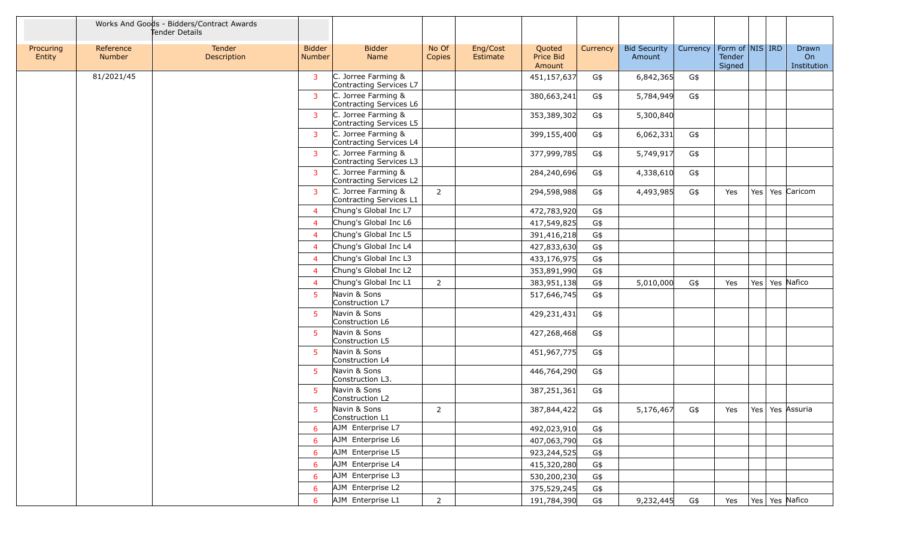| | Works And Goods - Bidders/Contract Awards Tender Details | | | | | | | | | | | | | |
|---|---|---|---|---|---|---|---|---|---|---|---|---|---|---|
| Procuring Entity | Reference Number | Tender Description | Bidder Number | Bidder Name | No Of Copies | Eng/Cost Estimate | Quoted Price Bid Amount | Currency | Bid Security Amount | Currency | Form of Tender Signed | NIS | IRD | Drawn On Institution |
| | 81/2021/45 | | 3 | C. Jorree Farming & Contracting Services L7 | | | 451,157,637 | G$ | 6,842,365 | G$ | | | | |
| | | | 3 | C. Jorree Farming & Contracting Services L6 | | | 380,663,241 | G$ | 5,784,949 | G$ | | | | |
| | | | 3 | C. Jorree Farming & Contracting Services L5 | | | 353,389,302 | G$ | 5,300,840 | | | | | |
| | | | 3 | C. Jorree Farming & Contracting Services L4 | | | 399,155,400 | G$ | 6,062,331 | G$ | | | | |
| | | | 3 | C. Jorree Farming & Contracting Services L3 | | | 377,999,785 | G$ | 5,749,917 | G$ | | | | |
| | | | 3 | C. Jorree Farming & Contracting Services L2 | | | 284,240,696 | G$ | 4,338,610 | G$ | | | | |
| | | | 3 | C. Jorree Farming & Contracting Services L1 | 2 | | 294,598,988 | G$ | 4,493,985 | G$ | Yes | Yes | Yes | Caricom |
| | | | 4 | Chung's Global Inc L7 | | | 472,783,920 | G$ | | | | | | |
| | | | 4 | Chung's Global Inc L6 | | | 417,549,825 | G$ | | | | | | |
| | | | 4 | Chung's Global Inc L5 | | | 391,416,218 | G$ | | | | | | |
| | | | 4 | Chung's Global Inc L4 | | | 427,833,630 | G$ | | | | | | |
| | | | 4 | Chung's Global Inc L3 | | | 433,176,975 | G$ | | | | | | |
| | | | 4 | Chung's Global Inc L2 | | | 353,891,990 | G$ | | | | | | |
| | | | 4 | Chung's Global Inc L1 | 2 | | 383,951,138 | G$ | 5,010,000 | G$ | Yes | Yes | Yes | Nafico |
| | | | 5 | Navin & Sons Construction L7 | | | 517,646,745 | G$ | | | | | | |
| | | | 5 | Navin & Sons Construction L6 | | | 429,231,431 | G$ | | | | | | |
| | | | 5 | Navin & Sons Construction L5 | | | 427,268,468 | G$ | | | | | | |
| | | | 5 | Navin & Sons Construction L4 | | | 451,967,775 | G$ | | | | | | |
| | | | 5 | Navin & Sons Construction L3. | | | 446,764,290 | G$ | | | | | | |
| | | | 5 | Navin & Sons Construction L2 | | | 387,251,361 | G$ | | | | | | |
| | | | 5 | Navin & Sons Construction L1 | 2 | | 387,844,422 | G$ | 5,176,467 | G$ | Yes | Yes | Yes | Assuria |
| | | | 6 | AJM Enterprise L7 | | | 492,023,910 | G$ | | | | | | |
| | | | 6 | AJM Enterprise L6 | | | 407,063,790 | G$ | | | | | | |
| | | | 6 | AJM Enterprise L5 | | | 923,244,525 | G$ | | | | | | |
| | | | 6 | AJM Enterprise L4 | | | 415,320,280 | G$ | | | | | | |
| | | | 6 | AJM Enterprise L3 | | | 530,200,230 | G$ | | | | | | |
| | | | 6 | AJM Enterprise L2 | | | 375,529,245 | G$ | | | | | | |
| | | | 6 | AJM Enterprise L1 | 2 | | 191,784,390 | G$ | 9,232,445 | G$ | Yes | Yes | Yes | Nafico |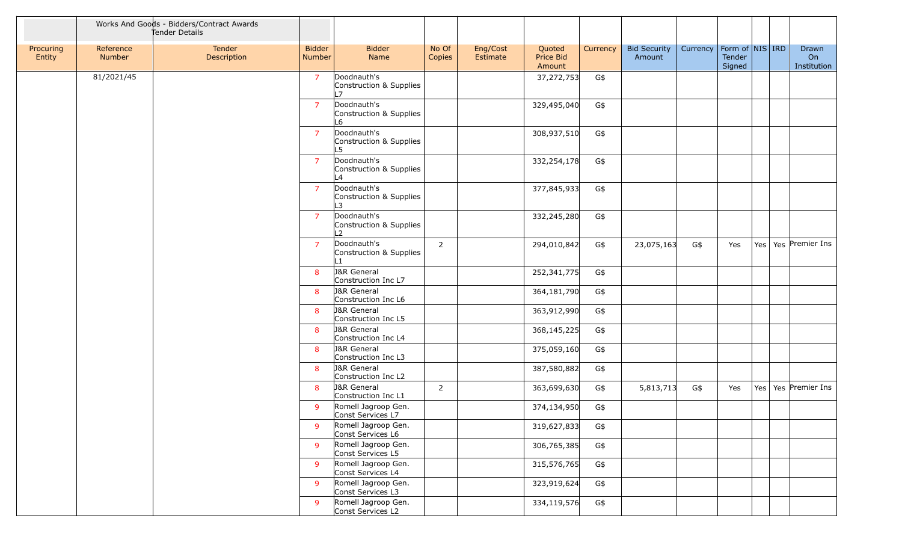| | Works And Goods - Bidders/Contract Awards Tender Details | | | | | | | | | | | | | |
|---|---|---|---|---|---|---|---|---|---|---|---|---|---|---|
| Procuring Entity | Reference Number | Tender Description | Bidder Number | Bidder Name | No Of Copies | Eng/Cost Estimate | Quoted Price Bid Amount | Currency | Bid Security Amount | Currency | Form of Tender Signed | NIS | IRD | Drawn On Institution |
| | 81/2021/45 | | 7 | Doodnauth's Construction & Supplies L7 | | | 37,272,753 | G$ | | | | | | |
| | | | 7 | Doodnauth's Construction & Supplies L6 | | | 329,495,040 | G$ | | | | | | |
| | | | 7 | Doodnauth's Construction & Supplies L5 | | | 308,937,510 | G$ | | | | | | |
| | | | 7 | Doodnauth's Construction & Supplies L4 | | | 332,254,178 | G$ | | | | | | |
| | | | 7 | Doodnauth's Construction & Supplies L3 | | | 377,845,933 | G$ | | | | | | |
| | | | 7 | Doodnauth's Construction & Supplies L2 | | | 332,245,280 | G$ | | | | | | |
| | | | 7 | Doodnauth's Construction & Supplies L1 | 2 | | 294,010,842 | G$ | 23,075,163 | G$ | Yes | Yes | Yes | Premier Ins |
| | | | 8 | J&R General Construction Inc L7 | | | 252,341,775 | G$ | | | | | | |
| | | | 8 | J&R General Construction Inc L6 | | | 364,181,790 | G$ | | | | | | |
| | | | 8 | J&R General Construction Inc L5 | | | 363,912,990 | G$ | | | | | | |
| | | | 8 | J&R General Construction Inc L4 | | | 368,145,225 | G$ | | | | | | |
| | | | 8 | J&R General Construction Inc L3 | | | 375,059,160 | G$ | | | | | | |
| | | | 8 | J&R General Construction Inc L2 | | | 387,580,882 | G$ | | | | | | |
| | | | 8 | J&R General Construction Inc L1 | 2 | | 363,699,630 | G$ | 5,813,713 | G$ | Yes | Yes | Yes | Premier Ins |
| | | | 9 | Romell Jagroop Gen. Const Services L7 | | | 374,134,950 | G$ | | | | | | |
| | | | 9 | Romell Jagroop Gen. Const Services L6 | | | 319,627,833 | G$ | | | | | | |
| | | | 9 | Romell Jagroop Gen. Const Services L5 | | | 306,765,385 | G$ | | | | | | |
| | | | 9 | Romell Jagroop Gen. Const Services L4 | | | 315,576,765 | G$ | | | | | | |
| | | | 9 | Romell Jagroop Gen. Const Services L3 | | | 323,919,624 | G$ | | | | | | |
| | | | 9 | Romell Jagroop Gen. Const Services L2 | | | 334,119,576 | G$ | | | | | | |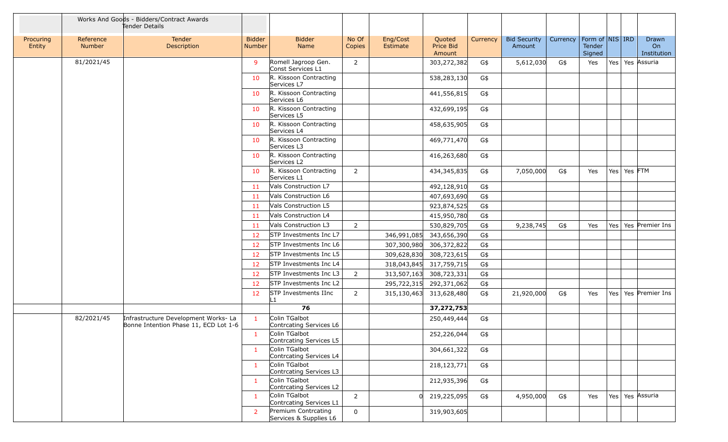| | Works And Goods - Bidders/Contract Awards Tender Details | | | | | | | | | | | | | | |
|---|---|---|---|---|---|---|---|---|---|---|---|---|---|---|---|
| Procuring Entity | Reference Number | Tender Description | Bidder Number | Bidder Name | No Of Copies | Eng/Cost Estimate | Quoted Price Bid Amount | Currency | Bid Security Amount | Currency | Form of Tender Signed | NIS | IRD | Drawn On Institution |
| | 81/2021/45 | | 9 | Romell Jagroop Gen. Const Services L1 | 2 | | 303,272,382 | G$ | 5,612,030 | G$ | Yes | Yes | Yes | Assuria |
| | | | 10 | R. Kissoon Contracting Services L7 | | | 538,283,130 | G$ | | | | | | |
| | | | 10 | R. Kissoon Contracting Services L6 | | | 441,556,815 | G$ | | | | | | |
| | | | 10 | R. Kissoon Contracting Services L5 | | | 432,699,195 | G$ | | | | | | |
| | | | 10 | R. Kissoon Contracting Services L4 | | | 458,635,905 | G$ | | | | | | |
| | | | 10 | R. Kissoon Contracting Services L3 | | | 469,771,470 | G$ | | | | | | |
| | | | 10 | R. Kissoon Contracting Services L2 | | | 416,263,680 | G$ | | | | | | |
| | | | 10 | R. Kissoon Contracting Services L1 | 2 | | 434,345,835 | G$ | 7,050,000 | G$ | Yes | Yes | Yes | FTM |
| | | | 11 | Vals Construction L7 | | | 492,128,910 | G$ | | | | | | |
| | | | 11 | Vals Construction L6 | | | 407,693,690 | G$ | | | | | | |
| | | | 11 | Vals Construction L5 | | | 923,874,525 | G$ | | | | | | |
| | | | 11 | Vals Construction L4 | | | 415,950,780 | G$ | | | | | | |
| | | | 11 | Vals Construction L3 | 2 | | 530,829,705 | G$ | 9,238,745 | G$ | Yes | Yes | Yes | Premier Ins |
| | | | 12 | STP Investments Inc L7 | | 346,991,085 | 343,656,390 | G$ | | | | | | |
| | | | 12 | STP Investments Inc L6 | | 307,300,980 | 306,372,822 | G$ | | | | | | |
| | | | 12 | STP Investments Inc L5 | | 309,628,830 | 308,723,615 | G$ | | | | | | |
| | | | 12 | STP Investments Inc L4 | | 318,043,845 | 317,759,715 | G$ | | | | | | |
| | | | 12 | STP Investments Inc L3 | 2 | 313,507,163 | 308,723,331 | G$ | | | | | | |
| | | | 12 | STP Investments Inc L2 | | 295,722,315 | 292,371,062 | G$ | | | | | | |
| | | | 12 | STP Investments IInc L1 | 2 | 315,130,463 | 313,628,480 | G$ | 21,920,000 | G$ | Yes | Yes | Yes | Premier Ins |
| | | | | **76** | | | **37,272,753** | | | | | | | |
| | 82/2021/45 | Infrastructure Development Works- La Bonne Intention Phase 11, ECD Lot 1-6 | 1 | Colin TGalbot Contrcating Services L6 | | | 250,449,444 | G$ | | | | | | |
| | | | 1 | Colin TGalbot Contrcating Services L5 | | | 252,226,044 | G$ | | | | | | |
| | | | 1 | Colin TGalbot Contrcating Services L4 | | | 304,661,322 | G$ | | | | | | |
| | | | 1 | Colin TGalbot Contrcating Services L3 | | | 218,123,771 | G$ | | | | | | |
| | | | 1 | Colin TGalbot Contrcating Services L2 | | | 212,935,396 | G$ | | | | | | |
| | | | 1 | Colin TGalbot Contrcating Services L1 | 2 | 0 | 219,225,095 | G$ | 4,950,000 | G$ | Yes | Yes | Yes | Assuria |
| | | | 2 | Premium Contrcating Services & Supplies L6 | 0 | | 319,903,605 | | | | | | | |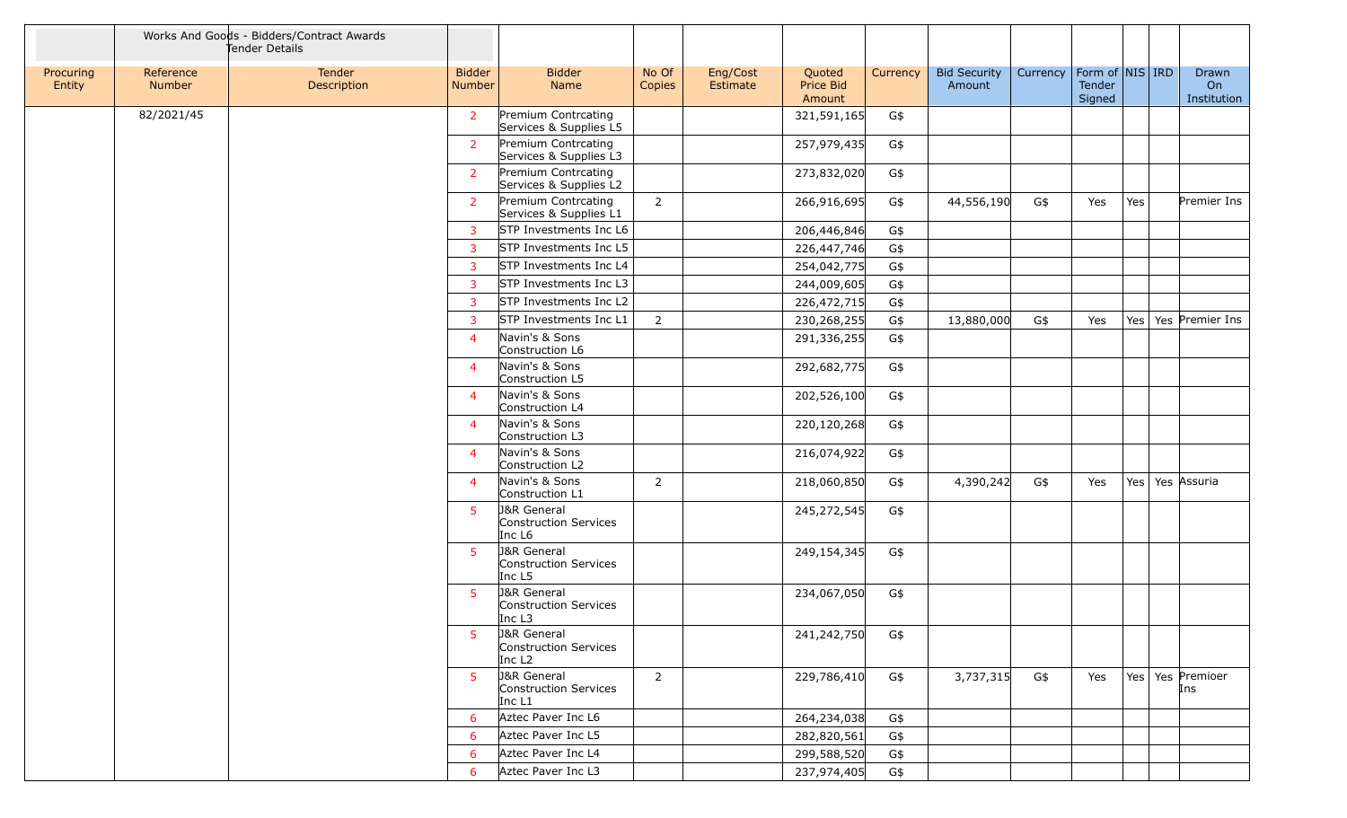| | Works And Goods - Bidders/Contract Awards Tender Details | | | | | | | | | | | | | |
|---|---|---|---|---|---|---|---|---|---|---|---|---|---|---|
| Procuring Entity | Reference Number | Tender Description | Bidder Number | Bidder Name | No Of Copies | Eng/Cost Estimate | Quoted Price Bid Amount | Currency | Bid Security Amount | Currency | Form of Tender Signed | NIS | IRD | Drawn On Institution |
| | 82/2021/45 | | 2 | Premium Contrcating Services & Supplies L5 | | | 321,591,165 | G$ | | | | | | |
| | | | 2 | Premium Contrcating Services & Supplies L3 | | | 257,979,435 | G$ | | | | | | |
| | | | 2 | Premium Contrcating Services & Supplies L2 | | | 273,832,020 | G$ | | | | | | |
| | | | 2 | Premium Contrcating Services & Supplies L1 | 2 | | 266,916,695 | G$ | 44,556,190 | G$ | Yes | Yes | | Premier Ins |
| | | | 3 | STP Investments Inc L6 | | | 206,446,846 | G$ | | | | | | |
| | | | 3 | STP Investments Inc L5 | | | 226,447,746 | G$ | | | | | | |
| | | | 3 | STP Investments Inc L4 | | | 254,042,775 | G$ | | | | | | |
| | | | 3 | STP Investments Inc L3 | | | 244,009,605 | G$ | | | | | | |
| | | | 3 | STP Investments Inc L2 | | | 226,472,715 | G$ | | | | | | |
| | | | 3 | STP Investments Inc L1 | 2 | | 230,268,255 | G$ | 13,880,000 | G$ | Yes | Yes | Yes | Premier Ins |
| | | | 4 | Navin's & Sons Construction L6 | | | 291,336,255 | G$ | | | | | | |
| | | | 4 | Navin's & Sons Construction L5 | | | 292,682,775 | G$ | | | | | | |
| | | | 4 | Navin's & Sons Construction L4 | | | 202,526,100 | G$ | | | | | | |
| | | | 4 | Navin's & Sons Construction L3 | | | 220,120,268 | G$ | | | | | | |
| | | | 4 | Navin's & Sons Construction L2 | | | 216,074,922 | G$ | | | | | | |
| | | | 4 | Navin's & Sons Construction L1 | 2 | | 218,060,850 | G$ | 4,390,242 | G$ | Yes | Yes | Yes | Assuria |
| | | | 5 | J&R General Construction Services Inc L6 | | | 245,272,545 | G$ | | | | | | |
| | | | 5 | J&R General Construction Services Inc L5 | | | 249,154,345 | G$ | | | | | | |
| | | | 5 | J&R General Construction Services Inc L3 | | | 234,067,050 | G$ | | | | | | |
| | | | 5 | J&R General Construction Services Inc L2 | | | 241,242,750 | G$ | | | | | | |
| | | | 5 | J&R General Construction Services Inc L1 | 2 | | 229,786,410 | G$ | 3,737,315 | G$ | Yes | Yes | Yes | Premioer Ins |
| | | | 6 | Aztec Paver Inc L6 | | | 264,234,038 | G$ | | | | | | |
| | | | 6 | Aztec Paver Inc L5 | | | 282,820,561 | G$ | | | | | | |
| | | | 6 | Aztec Paver Inc L4 | | | 299,588,520 | G$ | | | | | | |
| | | | 6 | Aztec Paver Inc L3 | | | 237,974,405 | G$ | | | | | | |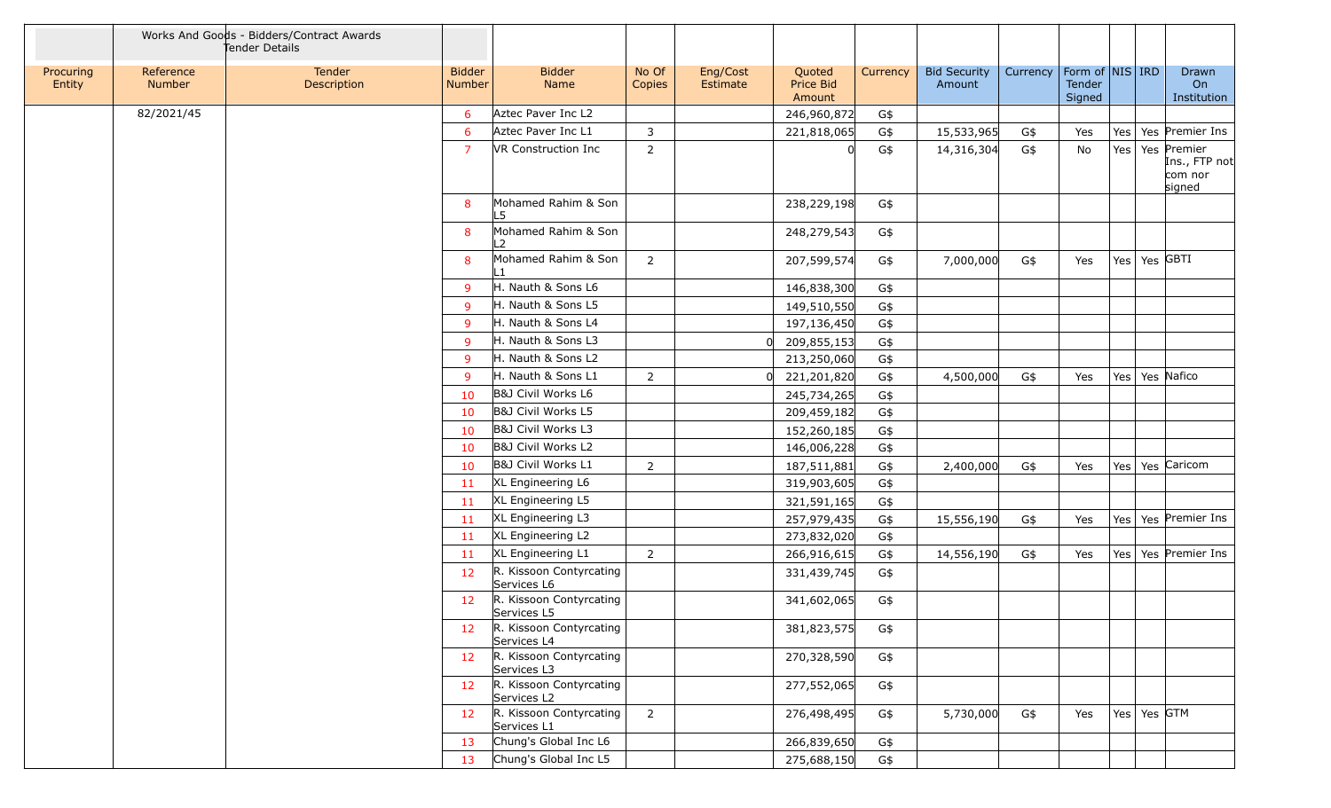| | Works And Goods - Bidders/Contract Awards Tender Details | | | | | | | | | | | | | |
|---|---|---|---|---|---|---|---|---|---|---|---|---|---|---|
| Procuring Entity | Reference Number | Tender Description | Bidder Number | Bidder Name | No Of Copies | Eng/Cost Estimate | Quoted Price Bid Amount | Currency | Bid Security Amount | Currency | Form of Tender Signed | NIS | IRD | Drawn On Institution |
| | 82/2021/45 | | 6 | Aztec Paver Inc L2 | | | 246,960,872 | G$ | | | | | | |
| | | | 6 | Aztec Paver Inc L1 | 3 | | 221,818,065 | G$ | 15,533,965 | G$ | Yes | Yes | Yes | Premier Ins |
| | | | 7 | VR Construction Inc | 2 | | 0 | G$ | 14,316,304 | G$ | No | Yes | Yes | Premier Ins., FTP not com nor signed |
| | | | 8 | Mohamed Rahim & Son L5 | | | 238,229,198 | G$ | | | | | | |
| | | | 8 | Mohamed Rahim & Son L2 | | | 248,279,543 | G$ | | | | | | |
| | | | 8 | Mohamed Rahim & Son L1 | 2 | | 207,599,574 | G$ | 7,000,000 | G$ | Yes | Yes | Yes | GBTI |
| | | | 9 | H. Nauth & Sons L6 | | | 146,838,300 | G$ | | | | | | |
| | | | 9 | H. Nauth & Sons L5 | | | 149,510,550 | G$ | | | | | | |
| | | | 9 | H. Nauth & Sons L4 | | | 197,136,450 | G$ | | | | | | |
| | | | 9 | H. Nauth & Sons L3 | | 0 | 209,855,153 | G$ | | | | | | |
| | | | 9 | H. Nauth & Sons L2 | | | 213,250,060 | G$ | | | | | | |
| | | | 9 | H. Nauth & Sons L1 | 2 | 0 | 221,201,820 | G$ | 4,500,000 | G$ | Yes | Yes | Yes | Nafico |
| | | | 10 | B&J Civil Works L6 | | | 245,734,265 | G$ | | | | | | |
| | | | 10 | B&J Civil Works L5 | | | 209,459,182 | G$ | | | | | | |
| | | | 10 | B&J Civil Works L3 | | | 152,260,185 | G$ | | | | | | |
| | | | 10 | B&J Civil Works L2 | | | 146,006,228 | G$ | | | | | | |
| | | | 10 | B&J Civil Works L1 | 2 | | 187,511,881 | G$ | 2,400,000 | G$ | Yes | Yes | Yes | Caricom |
| | | | 11 | XL Engineering L6 | | | 319,903,605 | G$ | | | | | | |
| | | | 11 | XL Engineering L5 | | | 321,591,165 | G$ | | | | | | |
| | | | 11 | XL Engineering L3 | | | 257,979,435 | G$ | 15,556,190 | G$ | Yes | Yes | Yes | Premier Ins |
| | | | 11 | XL Engineering L2 | | | 273,832,020 | G$ | | | | | | |
| | | | 11 | XL Engineering L1 | 2 | | 266,916,615 | G$ | 14,556,190 | G$ | Yes | Yes | Yes | Premier Ins |
| | | | 12 | R. Kissoon Contyrcating Services L6 | | | 331,439,745 | G$ | | | | | | |
| | | | 12 | R. Kissoon Contyrcating Services L5 | | | 341,602,065 | G$ | | | | | | |
| | | | 12 | R. Kissoon Contyrcating Services L4 | | | 381,823,575 | G$ | | | | | | |
| | | | 12 | R. Kissoon Contyrcating Services L3 | | | 270,328,590 | G$ | | | | | | |
| | | | 12 | R. Kissoon Contyrcating Services L2 | | | 277,552,065 | G$ | | | | | | |
| | | | 12 | R. Kissoon Contyrcating Services L1 | 2 | | 276,498,495 | G$ | 5,730,000 | G$ | Yes | Yes | Yes | GTM |
| | | | 13 | Chung's Global Inc L6 | | | 266,839,650 | G$ | | | | | | |
| | | | 13 | Chung's Global Inc L5 | | | 275,688,150 | G$ | | | | | | |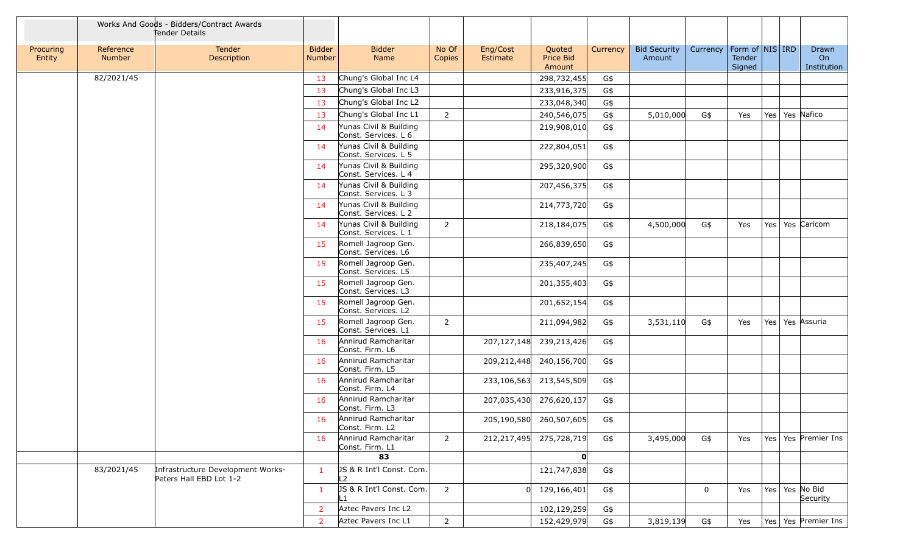| | Works And Goods - Bidders/Contract Awards Tender Details | | | | | | | | | | | | | | |
|---|---|---|---|---|---|---|---|---|---|---|---|---|---|---|---|
| Procuring Entity | Reference Number | Tender Description | Bidder Number | Bidder Name | No Of Copies | Eng/Cost Estimate | Quoted Price Bid Amount | Currency | Bid Security Amount | Currency | Form of Tender Signed | NIS | IRD | Drawn On Institution |
| | 82/2021/45 | | 13 | Chung's Global Inc L4 | | | 298,732,455 | G$ | | | | | | |
| | | | 13 | Chung's Global Inc L3 | | | 233,916,375 | G$ | | | | | | |
| | | | 13 | Chung's Global Inc L2 | | | 233,048,340 | G$ | | | | | | |
| | | | 13 | Chung's Global Inc L1 | 2 | | 240,546,075 | G$ | 5,010,000 | G$ | Yes | Yes | Yes | Nafico |
| | | | 14 | Yunas Civil & Building Const. Services. L 6 | | | 219,908,010 | G$ | | | | | | |
| | | | 14 | Yunas Civil & Building Const. Services. L 5 | | | 222,804,051 | G$ | | | | | | |
| | | | 14 | Yunas Civil & Building Const. Services. L 4 | | | 295,320,900 | G$ | | | | | | |
| | | | 14 | Yunas Civil & Building Const. Services. L 3 | | | 207,456,375 | G$ | | | | | | |
| | | | 14 | Yunas Civil & Building Const. Services. L 2 | | | 214,773,720 | G$ | | | | | | |
| | | | 14 | Yunas Civil & Building Const. Services. L 1 | 2 | | 218,184,075 | G$ | 4,500,000 | G$ | Yes | Yes | Yes | Caricom |
| | | | 15 | Romell Jagroop Gen. Const. Services. L6 | | | 266,839,650 | G$ | | | | | | |
| | | | 15 | Romell Jagroop Gen. Const. Services. L5 | | | 235,407,245 | G$ | | | | | | |
| | | | 15 | Romell Jagroop Gen. Const. Services. L3 | | | 201,355,403 | G$ | | | | | | |
| | | | 15 | Romell Jagroop Gen. Const. Services. L2 | | | 201,652,154 | G$ | | | | | | |
| | | | 15 | Romell Jagroop Gen. Const. Services. L1 | 2 | | 211,094,982 | G$ | 3,531,110 | G$ | Yes | Yes | Yes | Assuria |
| | | | 16 | Annirud Ramcharitar Const. Firm. L6 | | 207,127,148 | 239,213,426 | G$ | | | | | | |
| | | | 16 | Annirud Ramcharitar Const. Firm. L5 | | 209,212,448 | 240,156,700 | G$ | | | | | | |
| | | | 16 | Annirud Ramcharitar Const. Firm. L4 | | 233,106,563 | 213,545,509 | G$ | | | | | | |
| | | | 16 | Annirud Ramcharitar Const. Firm. L3 | | 207,035,430 | 276,620,137 | G$ | | | | | | |
| | | | 16 | Annirud Ramcharitar Const. Firm. L2 | | 205,190,580 | 260,507,605 | G$ | | | | | | |
| | | | 16 | Annirud Ramcharitar Const. Firm. L1 | 2 | 212,217,495 | 275,728,719 | G$ | 3,495,000 | G$ | Yes | Yes | Yes | Premier Ins |
| | | | | **83** | | | **0** | | | | | | | |
| | 83/2021/45 | Infrastructure Development Works-Peters Hall EBD Lot 1-2 | 1 | JS & R Int'l Const. Com. L2 | | | 121,747,838 | G$ | | | | | | |
| | | | 1 | JS & R Int'l Const. Com. L1 | 2 | 0 | 129,166,401 | G$ | | 0 | Yes | Yes | Yes | No Bid Security |
| | | | 2 | Aztec Pavers Inc L2 | | | 102,129,259 | G$ | | | | | | |
| | | | 2 | Aztec Pavers Inc L1 | 2 | | 152,429,979 | G$ | 3,819,139 | G$ | Yes | Yes | Yes | Premier Ins |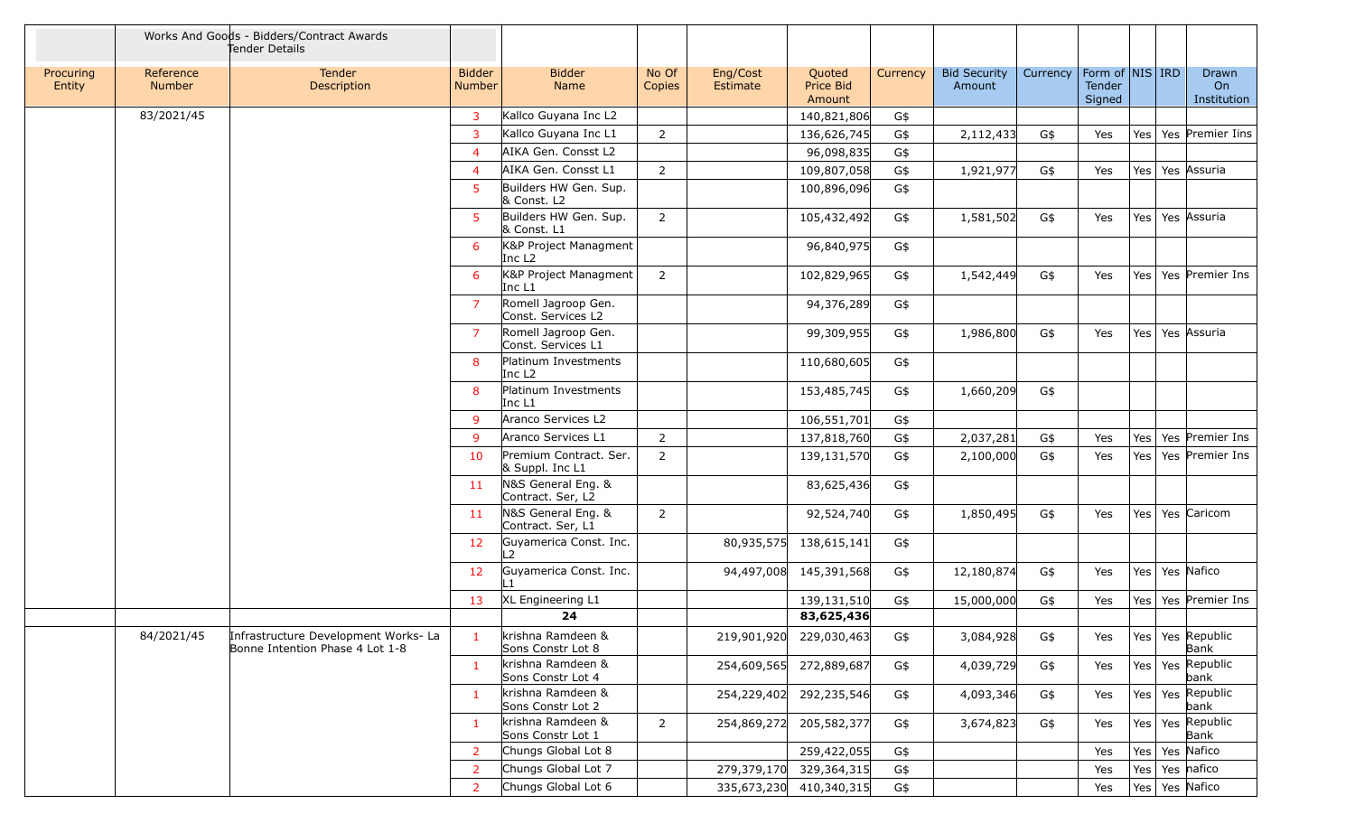| | Works And Goods - Bidders/Contract Awards Tender Details | | | | | | | | | | | | | |
|---|---|---|---|---|---|---|---|---|---|---|---|---|---|---|
| Procuring Entity | Reference Number | Tender Description | Bidder Number | Bidder Name | No Of Copies | Eng/Cost Estimate | Quoted Price Bid Amount | Currency | Bid Security Amount | Currency | Form of Tender Signed | NIS | IRD | Drawn On Institution |
| | 83/2021/45 | | 3 | Kallco Guyana Inc L2 | | | 140,821,806 | G$ | | | | | | |
| | | | 3 | Kallco Guyana Inc L1 | 2 | | 136,626,745 | G$ | 2,112,433 | G$ | Yes | Yes | Yes | Premier Iins |
| | | | 4 | AIKA Gen. Consst L2 | | | 96,098,835 | G$ | | | | | | |
| | | | 4 | AIKA Gen. Consst L1 | 2 | | 109,807,058 | G$ | 1,921,977 | G$ | Yes | Yes | Yes | Assuria |
| | | | 5 | Builders HW Gen. Sup. & Const. L2 | | | 100,896,096 | G$ | | | | | | |
| | | | 5 | Builders HW Gen. Sup. & Const. L1 | 2 | | 105,432,492 | G$ | 1,581,502 | G$ | Yes | Yes | Yes | Assuria |
| | | | 6 | K&P Project Managment Inc L2 | | | 96,840,975 | G$ | | | | | | |
| | | | 6 | K&P Project Managment Inc L1 | 2 | | 102,829,965 | G$ | 1,542,449 | G$ | Yes | Yes | Yes | Premier Ins |
| | | | 7 | Romell Jagroop Gen. Const. Services L2 | | | 94,376,289 | G$ | | | | | | |
| | | | 7 | Romell Jagroop Gen. Const. Services L1 | | | 99,309,955 | G$ | 1,986,800 | G$ | Yes | Yes | Yes | Assuria |
| | | | 8 | Platinum Investments Inc L2 | | | 110,680,605 | G$ | | | | | | |
| | | | 8 | Platinum Investments Inc L1 | | | 153,485,745 | G$ | 1,660,209 | G$ | | | | |
| | | | 9 | Aranco Services L2 | | | 106,551,701 | G$ | | | | | | |
| | | | 9 | Aranco Services L1 | 2 | | 137,818,760 | G$ | 2,037,281 | G$ | Yes | Yes | Yes | Premier Ins |
| | | | 10 | Premium Contract. Ser. & Suppl. Inc L1 | 2 | | 139,131,570 | G$ | 2,100,000 | G$ | Yes | Yes | Yes | Premier Ins |
| | | | 11 | N&S General Eng. & Contract. Ser, L2 | | | 83,625,436 | G$ | | | | | | |
| | | | 11 | N&S General Eng. & Contract. Ser, L1 | 2 | | 92,524,740 | G$ | 1,850,495 | G$ | Yes | Yes | Yes | Caricom |
| | | | 12 | Guyamerica Const. Inc. L2 | | 80,935,575 | 138,615,141 | G$ | | | | | | |
| | | | 12 | Guyamerica Const. Inc. L1 | | 94,497,008 | 145,391,568 | G$ | 12,180,874 | G$ | Yes | Yes | Yes | Nafico |
| | | | 13 | XL Engineering L1 | | | 139,131,510 | G$ | 15,000,000 | G$ | Yes | Yes | Yes | Premier Ins |
| | | | | **24** | | | **83,625,436** | | | | | | | |
| | 84/2021/45 | Infrastructure Development Works- La Bonne Intention Phase 4 Lot 1-8 | 1 | krishna Ramdeen & Sons Constr Lot 8 | | 219,901,920 | 229,030,463 | G$ | 3,084,928 | G$ | Yes | Yes | Yes | Republic Bank |
| | | | 1 | krishna Ramdeen & Sons Constr Lot 4 | | 254,609,565 | 272,889,687 | G$ | 4,039,729 | G$ | Yes | Yes | Yes | Republic bank |
| | | | 1 | krishna Ramdeen & Sons Constr Lot 2 | | 254,229,402 | 292,235,546 | G$ | 4,093,346 | G$ | Yes | Yes | Yes | Republic bank |
| | | | 1 | krishna Ramdeen & Sons Constr Lot 1 | 2 | 254,869,272 | 205,582,377 | G$ | 3,674,823 | G$ | Yes | Yes | Yes | Republic Bank |
| | | | 2 | Chungs Global Lot 8 | | | 259,422,055 | G$ | | | Yes | Yes | Yes | Nafico |
| | | | 2 | Chungs Global Lot 7 | | 279,379,170 | 329,364,315 | G$ | | | Yes | Yes | Yes | nafico |
| | | | 2 | Chungs Global Lot 6 | | 335,673,230 | 410,340,315 | G$ | | | Yes | Yes | Yes | Nafico |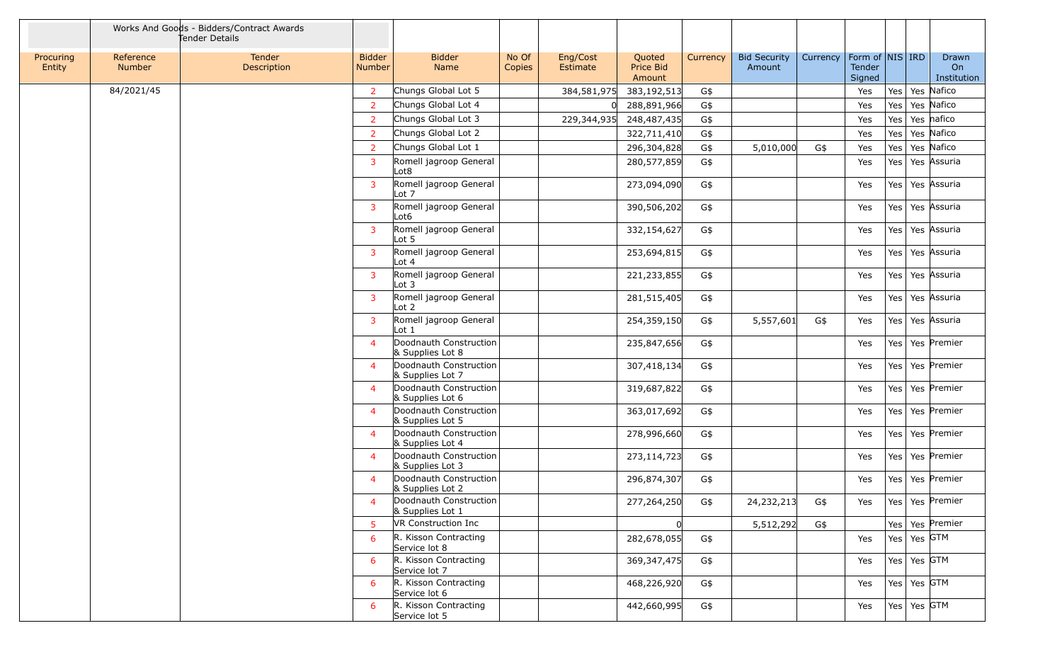| | Works And Goods - Bidders/Contract Awards Tender Details | | | | | | | | | | | | | |
|---|---|---|---|---|---|---|---|---|---|---|---|---|---|---|
| Procuring Entity | Reference Number | Tender Description | Bidder Number | Bidder Name | No Of Copies | Eng/Cost Estimate | Quoted Price Bid Amount | Currency | Bid Security Amount | Currency | Form of Tender Signed | NIS | IRD | Drawn On Institution |
| | 84/2021/45 | | 2 | Chungs Global Lot 5 | | 384,581,975 | 383,192,513 | G$ | | | Yes | Yes | Yes | Nafico |
| | | | 2 | Chungs Global Lot 4 | | 0 | 288,891,966 | G$ | | | Yes | Yes | Yes | Nafico |
| | | | 2 | Chungs Global Lot 3 | | 229,344,935 | 248,487,435 | G$ | | | Yes | Yes | Yes | nafico |
| | | | 2 | Chungs Global Lot 2 | | | 322,711,410 | G$ | | | Yes | Yes | Yes | Nafico |
| | | | 2 | Chungs Global Lot 1 | | | 296,304,828 | G$ | 5,010,000 | G$ | Yes | Yes | Yes | Nafico |
| | | | 3 | Romell jagroop General Lot8 | | | 280,577,859 | G$ | | | Yes | Yes | Yes | Assuria |
| | | | 3 | Romell jagroop General Lot 7 | | | 273,094,090 | G$ | | | Yes | Yes | Yes | Assuria |
| | | | 3 | Romell jagroop General Lot6 | | | 390,506,202 | G$ | | | Yes | Yes | Yes | Assuria |
| | | | 3 | Romell jagroop General Lot 5 | | | 332,154,627 | G$ | | | Yes | Yes | Yes | Assuria |
| | | | 3 | Romell jagroop General Lot 4 | | | 253,694,815 | G$ | | | Yes | Yes | Yes | Assuria |
| | | | 3 | Romell jagroop General Lot 3 | | | 221,233,855 | G$ | | | Yes | Yes | Yes | Assuria |
| | | | 3 | Romell jagroop General Lot 2 | | | 281,515,405 | G$ | | | Yes | Yes | Yes | Assuria |
| | | | 3 | Romell jagroop General Lot 1 | | | 254,359,150 | G$ | 5,557,601 | G$ | Yes | Yes | Yes | Assuria |
| | | | 4 | Doodnauth Construction & Supplies Lot 8 | | | 235,847,656 | G$ | | | Yes | Yes | Yes | Premier |
| | | | 4 | Doodnauth Construction & Supplies Lot 7 | | | 307,418,134 | G$ | | | Yes | Yes | Yes | Premier |
| | | | 4 | Doodnauth Construction & Supplies Lot 6 | | | 319,687,822 | G$ | | | Yes | Yes | Yes | Premier |
| | | | 4 | Doodnauth Construction & Supplies Lot 5 | | | 363,017,692 | G$ | | | Yes | Yes | Yes | Premier |
| | | | 4 | Doodnauth Construction & Supplies Lot 4 | | | 278,996,660 | G$ | | | Yes | Yes | Yes | Premier |
| | | | 4 | Doodnauth Construction & Supplies Lot 3 | | | 273,114,723 | G$ | | | Yes | Yes | Yes | Premier |
| | | | 4 | Doodnauth Construction & Supplies Lot 2 | | | 296,874,307 | G$ | | | Yes | Yes | Yes | Premier |
| | | | 4 | Doodnauth Construction & Supplies Lot 1 | | | 277,264,250 | G$ | 24,232,213 | G$ | Yes | Yes | Yes | Premier |
| | | | 5 | VR Construction Inc | | | 0 | | 5,512,292 | G$ | | Yes | Yes | Premier |
| | | | 6 | R. Kisson Contracting Service lot 8 | | | 282,678,055 | G$ | | | Yes | Yes | Yes | GTM |
| | | | 6 | R. Kisson Contracting Service lot 7 | | | 369,347,475 | G$ | | | Yes | Yes | Yes | GTM |
| | | | 6 | R. Kisson Contracting Service lot 6 | | | 468,226,920 | G$ | | | Yes | Yes | Yes | GTM |
| | | | 6 | R. Kisson Contracting Service lot 5 | | | 442,660,995 | G$ | | | Yes | Yes | Yes | GTM |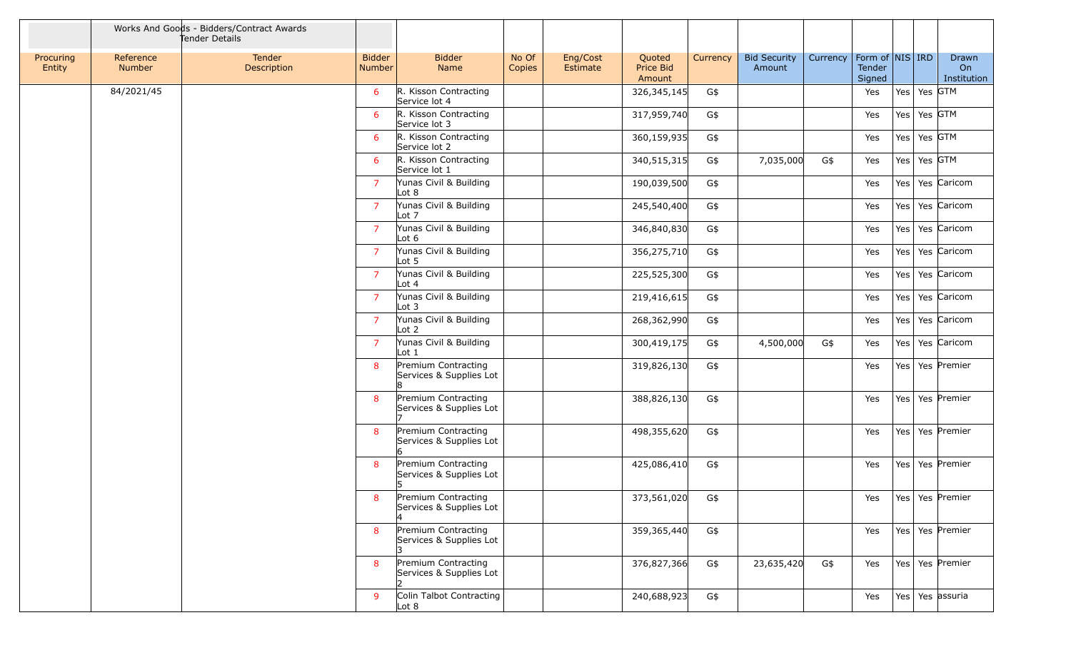| | Works And Goods - Bidders/Contract Awards Tender Details | | | | | | | | | | | | | |
|---|---|---|---|---|---|---|---|---|---|---|---|---|---|---|
| Procuring Entity | Reference Number | Tender Description | Bidder Number | Bidder Name | No Of Copies | Eng/Cost Estimate | Quoted Price Bid Amount | Currency | Bid Security Amount | Currency | Form of Tender Signed | NIS | IRD | Drawn On Institution |
| | 84/2021/45 | | 6 | R. Kisson Contracting Service lot 4 | | | 326,345,145 | G$ | | | Yes | Yes | Yes | GTM |
| | | | 6 | R. Kisson Contracting Service lot 3 | | | 317,959,740 | G$ | | | Yes | Yes | Yes | GTM |
| | | | 6 | R. Kisson Contracting Service lot 2 | | | 360,159,935 | G$ | | | Yes | Yes | Yes | GTM |
| | | | 6 | R. Kisson Contracting Service lot 1 | | | 340,515,315 | G$ | 7,035,000 | G$ | Yes | Yes | Yes | GTM |
| | | | 7 | Yunas Civil & Building Lot 8 | | | 190,039,500 | G$ | | | Yes | Yes | Yes | Caricom |
| | | | 7 | Yunas Civil & Building Lot 7 | | | 245,540,400 | G$ | | | Yes | Yes | Yes | Caricom |
| | | | 7 | Yunas Civil & Building Lot 6 | | | 346,840,830 | G$ | | | Yes | Yes | Yes | Caricom |
| | | | 7 | Yunas Civil & Building Lot 5 | | | 356,275,710 | G$ | | | Yes | Yes | Yes | Caricom |
| | | | 7 | Yunas Civil & Building Lot 4 | | | 225,525,300 | G$ | | | Yes | Yes | Yes | Caricom |
| | | | 7 | Yunas Civil & Building Lot 3 | | | 219,416,615 | G$ | | | Yes | Yes | Yes | Caricom |
| | | | 7 | Yunas Civil & Building Lot 2 | | | 268,362,990 | G$ | | | Yes | Yes | Yes | Caricom |
| | | | 7 | Yunas Civil & Building Lot 1 | | | 300,419,175 | G$ | 4,500,000 | G$ | Yes | Yes | Yes | Caricom |
| | | | 8 | Premium Contracting Services & Supplies Lot 8 | | | 319,826,130 | G$ | | | Yes | Yes | Yes | Premier |
| | | | 8 | Premium Contracting Services & Supplies Lot 7 | | | 388,826,130 | G$ | | | Yes | Yes | Yes | Premier |
| | | | 8 | Premium Contracting Services & Supplies Lot 6 | | | 498,355,620 | G$ | | | Yes | Yes | Yes | Premier |
| | | | 8 | Premium Contracting Services & Supplies Lot 5 | | | 425,086,410 | G$ | | | Yes | Yes | Yes | Premier |
| | | | 8 | Premium Contracting Services & Supplies Lot 4 | | | 373,561,020 | G$ | | | Yes | Yes | Yes | Premier |
| | | | 8 | Premium Contracting Services & Supplies Lot 3 | | | 359,365,440 | G$ | | | Yes | Yes | Yes | Premier |
| | | | 8 | Premium Contracting Services & Supplies Lot 2 | | | 376,827,366 | G$ | 23,635,420 | G$ | Yes | Yes | Yes | Premier |
| | | | 9 | Colin Talbot Contracting Lot 8 | | | 240,688,923 | G$ | | | Yes | Yes | Yes | assuria |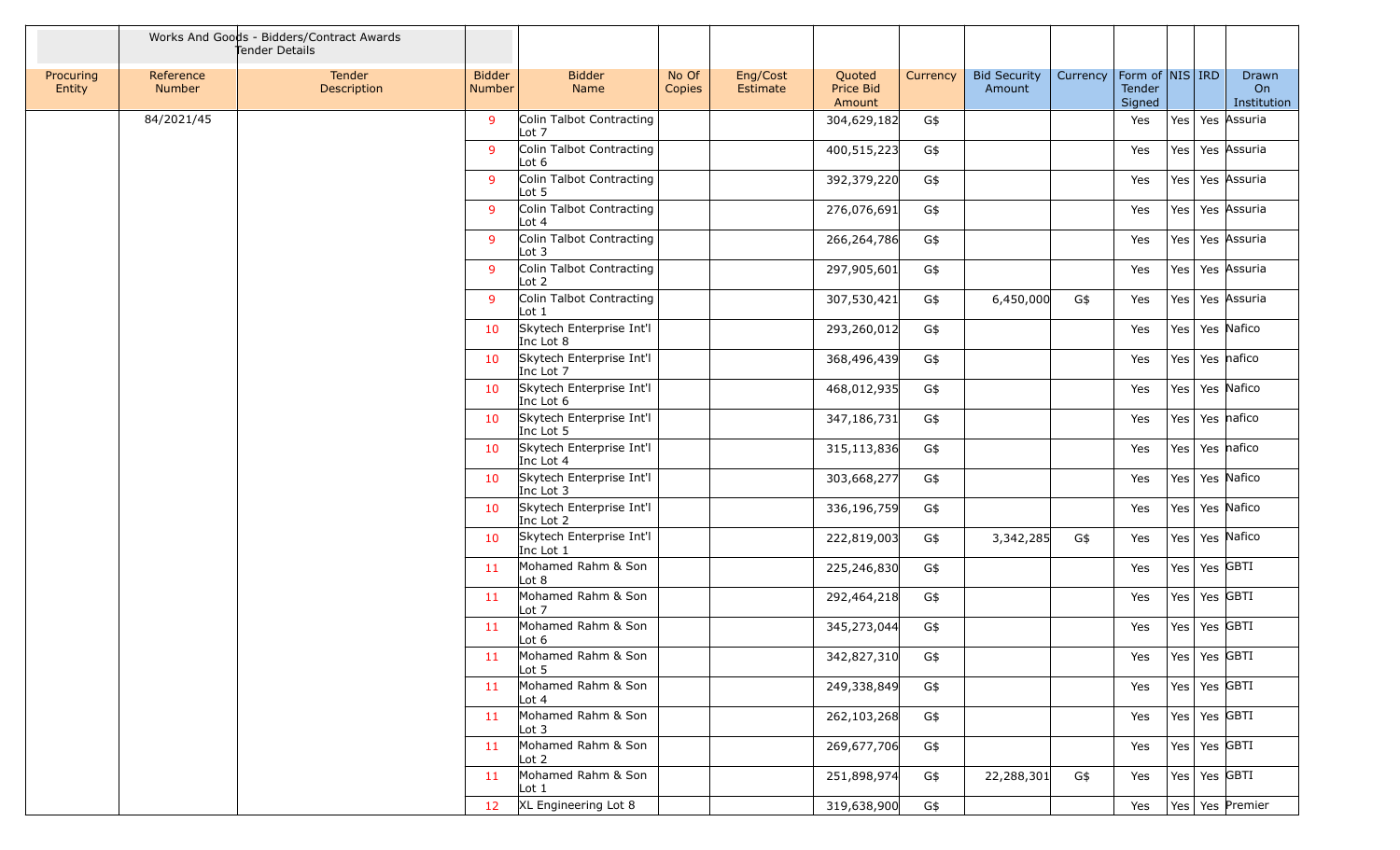| | Works And Goods - Bidders/Contract Awards Tender Details | | | | | | | | | | | | | |
|---|---|---|---|---|---|---|---|---|---|---|---|---|---|---|
| Procuring Entity | Reference Number | Tender Description | Bidder Number | Bidder Name | No Of Copies | Eng/Cost Estimate | Quoted Price Bid Amount | Currency | Bid Security Amount | Currency | Form of Tender Signed | NIS | IRD | Drawn On Institution |
| | 84/2021/45 | | 9 | Colin Talbot Contracting Lot 7 | | | 304,629,182 | G$ | | | Yes | Yes | Yes | Assuria |
| | | | 9 | Colin Talbot Contracting Lot 6 | | | 400,515,223 | G$ | | | Yes | Yes | Yes | Assuria |
| | | | 9 | Colin Talbot Contracting Lot 5 | | | 392,379,220 | G$ | | | Yes | Yes | Yes | Assuria |
| | | | 9 | Colin Talbot Contracting Lot 4 | | | 276,076,691 | G$ | | | Yes | Yes | Yes | Assuria |
| | | | 9 | Colin Talbot Contracting Lot 3 | | | 266,264,786 | G$ | | | Yes | Yes | Yes | Assuria |
| | | | 9 | Colin Talbot Contracting Lot 2 | | | 297,905,601 | G$ | | | Yes | Yes | Yes | Assuria |
| | | | 9 | Colin Talbot Contracting Lot 1 | | | 307,530,421 | G$ | 6,450,000 | G$ | Yes | Yes | Yes | Assuria |
| | | | 10 | Skytech Enterprise Int'l Inc Lot 8 | | | 293,260,012 | G$ | | | Yes | Yes | Yes | Nafico |
| | | | 10 | Skytech Enterprise Int'l Inc Lot 7 | | | 368,496,439 | G$ | | | Yes | Yes | Yes | nafico |
| | | | 10 | Skytech Enterprise Int'l Inc Lot 6 | | | 468,012,935 | G$ | | | Yes | Yes | Yes | Nafico |
| | | | 10 | Skytech Enterprise Int'l Inc Lot 5 | | | 347,186,731 | G$ | | | Yes | Yes | Yes | nafico |
| | | | 10 | Skytech Enterprise Int'l Inc Lot 4 | | | 315,113,836 | G$ | | | Yes | Yes | Yes | nafico |
| | | | 10 | Skytech Enterprise Int'l Inc Lot 3 | | | 303,668,277 | G$ | | | Yes | Yes | Yes | Nafico |
| | | | 10 | Skytech Enterprise Int'l Inc Lot 2 | | | 336,196,759 | G$ | | | Yes | Yes | Yes | Nafico |
| | | | 10 | Skytech Enterprise Int'l Inc Lot 1 | | | 222,819,003 | G$ | 3,342,285 | G$ | Yes | Yes | Yes | Nafico |
| | | | 11 | Mohamed Rahm & Son Lot 8 | | | 225,246,830 | G$ | | | Yes | Yes | Yes | GBTI |
| | | | 11 | Mohamed Rahm & Son Lot 7 | | | 292,464,218 | G$ | | | Yes | Yes | Yes | GBTI |
| | | | 11 | Mohamed Rahm & Son Lot 6 | | | 345,273,044 | G$ | | | Yes | Yes | Yes | GBTI |
| | | | 11 | Mohamed Rahm & Son Lot 5 | | | 342,827,310 | G$ | | | Yes | Yes | Yes | GBTI |
| | | | 11 | Mohamed Rahm & Son Lot 4 | | | 249,338,849 | G$ | | | Yes | Yes | Yes | GBTI |
| | | | 11 | Mohamed Rahm & Son Lot 3 | | | 262,103,268 | G$ | | | Yes | Yes | Yes | GBTI |
| | | | 11 | Mohamed Rahm & Son Lot 2 | | | 269,677,706 | G$ | | | Yes | Yes | Yes | GBTI |
| | | | 11 | Mohamed Rahm & Son Lot 1 | | | 251,898,974 | G$ | 22,288,301 | G$ | Yes | Yes | Yes | GBTI |
| | | | 12 | XL Engineering Lot 8 | | | 319,638,900 | G$ | | | Yes | Yes | Yes | Premier |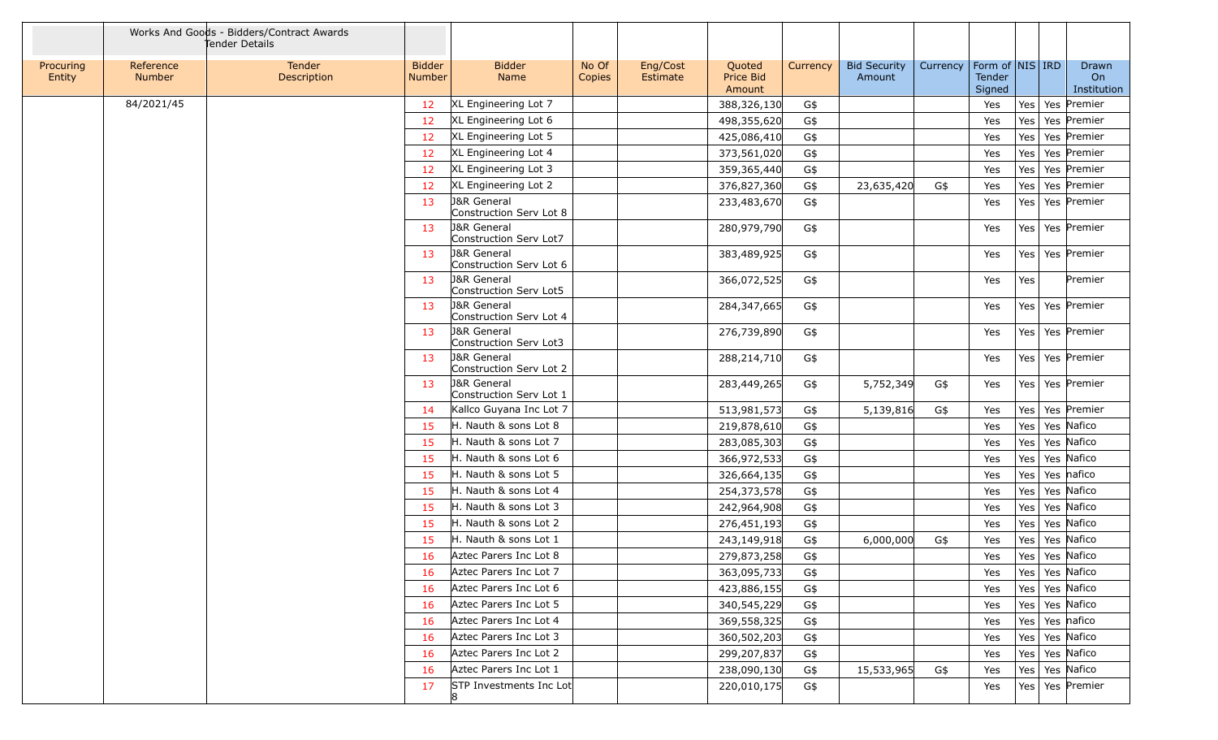| | Works And Goods - Bidders/Contract Awards Tender Details | | | | | | | | | | | | | |
|---|---|---|---|---|---|---|---|---|---|---|---|---|---|---|
| Procuring Entity | Reference Number | Tender Description | Bidder Number | Bidder Name | No Of Copies | Eng/Cost Estimate | Quoted Price Bid Amount | Currency | Bid Security Amount | Currency | Form of Tender Signed | NIS | IRD | Drawn On Institution |
| | 84/2021/45 | | 12 | XL Engineering Lot 7 | | | 388,326,130 | G$ | | | Yes | Yes | Yes | Premier |
| | | | 12 | XL Engineering Lot 6 | | | 498,355,620 | G$ | | | Yes | Yes | Yes | Premier |
| | | | 12 | XL Engineering Lot 5 | | | 425,086,410 | G$ | | | Yes | Yes | Yes | Premier |
| | | | 12 | XL Engineering Lot 4 | | | 373,561,020 | G$ | | | Yes | Yes | Yes | Premier |
| | | | 12 | XL Engineering Lot 3 | | | 359,365,440 | G$ | | | Yes | Yes | Yes | Premier |
| | | | 12 | XL Engineering Lot 2 | | | 376,827,360 | G$ | 23,635,420 | G$ | Yes | Yes | Yes | Premier |
| | | | 13 | J&R General Construction Serv Lot 8 | | | 233,483,670 | G$ | | | Yes | Yes | Yes | Premier |
| | | | 13 | J&R General Construction Serv Lot7 | | | 280,979,790 | G$ | | | Yes | Yes | Yes | Premier |
| | | | 13 | J&R General Construction Serv Lot 6 | | | 383,489,925 | G$ | | | Yes | Yes | Yes | Premier |
| | | | 13 | J&R General Construction Serv Lot5 | | | 366,072,525 | G$ | | | Yes | Yes | | Premier |
| | | | 13 | J&R General Construction Serv Lot 4 | | | 284,347,665 | G$ | | | Yes | Yes | Yes | Premier |
| | | | 13 | J&R General Construction Serv Lot3 | | | 276,739,890 | G$ | | | Yes | Yes | Yes | Premier |
| | | | 13 | J&R General Construction Serv Lot 2 | | | 288,214,710 | G$ | | | Yes | Yes | Yes | Premier |
| | | | 13 | J&R General Construction Serv Lot 1 | | | 283,449,265 | G$ | 5,752,349 | G$ | Yes | Yes | Yes | Premier |
| | | | 14 | Kallco Guyana Inc Lot 7 | | | 513,981,573 | G$ | 5,139,816 | G$ | Yes | Yes | Yes | Premier |
| | | | 15 | H. Nauth & sons Lot 8 | | | 219,878,610 | G$ | | | Yes | Yes | Yes | Nafico |
| | | | 15 | H. Nauth & sons Lot 7 | | | 283,085,303 | G$ | | | Yes | Yes | Yes | Nafico |
| | | | 15 | H. Nauth & sons Lot 6 | | | 366,972,533 | G$ | | | Yes | Yes | Yes | Nafico |
| | | | 15 | H. Nauth & sons Lot 5 | | | 326,664,135 | G$ | | | Yes | Yes | Yes | nafico |
| | | | 15 | H. Nauth & sons Lot 4 | | | 254,373,578 | G$ | | | Yes | Yes | Yes | Nafico |
| | | | 15 | H. Nauth & sons Lot 3 | | | 242,964,908 | G$ | | | Yes | Yes | Yes | Nafico |
| | | | 15 | H. Nauth & sons Lot 2 | | | 276,451,193 | G$ | | | Yes | Yes | Yes | Nafico |
| | | | 15 | H. Nauth & sons Lot 1 | | | 243,149,918 | G$ | 6,000,000 | G$ | Yes | Yes | Yes | Nafico |
| | | | 16 | Aztec Parers Inc Lot 8 | | | 279,873,258 | G$ | | | Yes | Yes | Yes | Nafico |
| | | | 16 | Aztec Parers Inc Lot 7 | | | 363,095,733 | G$ | | | Yes | Yes | Yes | Nafico |
| | | | 16 | Aztec Parers Inc Lot 6 | | | 423,886,155 | G$ | | | Yes | Yes | Yes | Nafico |
| | | | 16 | Aztec Parers Inc Lot 5 | | | 340,545,229 | G$ | | | Yes | Yes | Yes | Nafico |
| | | | 16 | Aztec Parers Inc Lot 4 | | | 369,558,325 | G$ | | | Yes | Yes | Yes | nafico |
| | | | 16 | Aztec Parers Inc Lot 3 | | | 360,502,203 | G$ | | | Yes | Yes | Yes | Nafico |
| | | | 16 | Aztec Parers Inc Lot 2 | | | 299,207,837 | G$ | | | Yes | Yes | Yes | Nafico |
| | | | 16 | Aztec Parers Inc Lot 1 | | | 238,090,130 | G$ | 15,533,965 | G$ | Yes | Yes | Yes | Nafico |
| | | | 17 | STP Investments Inc Lot 8 | | | 220,010,175 | G$ | | | Yes | Yes | Yes | Premier |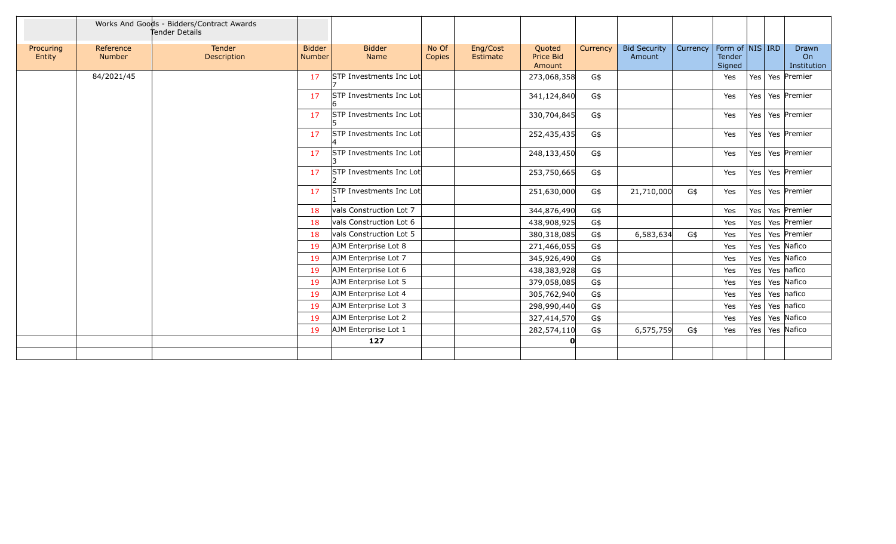| | Works And Goods - Bidders/Contract Awards Tender Details | | | | | | | | | | | | | |
|---|---|---|---|---|---|---|---|---|---|---|---|---|---|---|
| Procuring Entity | Reference Number | Tender Description | Bidder Number | Bidder Name | No Of Copies | Eng/Cost Estimate | Quoted Price Bid Amount | Currency | Bid Security Amount | Currency | Form of Tender Signed | NIS | IRD | Drawn On Institution |
| | 84/2021/45 | | 17 | STP Investments Inc Lot 7 | | | 273,068,358 | G$ | | | Yes | Yes | Yes | Premier |
| | | | 17 | STP Investments Inc Lot 6 | | | 341,124,840 | G$ | | | Yes | Yes | Yes | Premier |
| | | | 17 | STP Investments Inc Lot 5 | | | 330,704,845 | G$ | | | Yes | Yes | Yes | Premier |
| | | | 17 | STP Investments Inc Lot 4 | | | 252,435,435 | G$ | | | Yes | Yes | Yes | Premier |
| | | | 17 | STP Investments Inc Lot 3 | | | 248,133,450 | G$ | | | Yes | Yes | Yes | Premier |
| | | | 17 | STP Investments Inc Lot 2 | | | 253,750,665 | G$ | | | Yes | Yes | Yes | Premier |
| | | | 17 | STP Investments Inc Lot 1 | | | 251,630,000 | G$ | 21,710,000 | G$ | Yes | Yes | Yes | Premier |
| | | | 18 | vals Construction Lot 7 | | | 344,876,490 | G$ | | | Yes | Yes | Yes | Premier |
| | | | 18 | vals Construction Lot 6 | | | 438,908,925 | G$ | | | Yes | Yes | Yes | Premier |
| | | | 18 | vals Construction Lot 5 | | | 380,318,085 | G$ | 6,583,634 | G$ | Yes | Yes | Yes | Premier |
| | | | 19 | AJM Enterprise Lot 8 | | | 271,466,055 | G$ | | | Yes | Yes | Yes | Nafico |
| | | | 19 | AJM Enterprise Lot 7 | | | 345,926,490 | G$ | | | Yes | Yes | Yes | Nafico |
| | | | 19 | AJM Enterprise Lot 6 | | | 438,383,928 | G$ | | | Yes | Yes | Yes | nafico |
| | | | 19 | AJM Enterprise Lot 5 | | | 379,058,085 | G$ | | | Yes | Yes | Yes | Nafico |
| | | | 19 | AJM Enterprise Lot 4 | | | 305,762,940 | G$ | | | Yes | Yes | Yes | nafico |
| | | | 19 | AJM Enterprise Lot 3 | | | 298,990,440 | G$ | | | Yes | Yes | Yes | nafico |
| | | | 19 | AJM Enterprise Lot 2 | | | 327,414,570 | G$ | | | Yes | Yes | Yes | Nafico |
| | | | 19 | AJM Enterprise Lot 1 | | | 282,574,110 | G$ | 6,575,759 | G$ | Yes | Yes | Yes | Nafico |
| | | | | **127** | | | **0** | | | | | | | |
| | | | | | | | | | | | | | | |